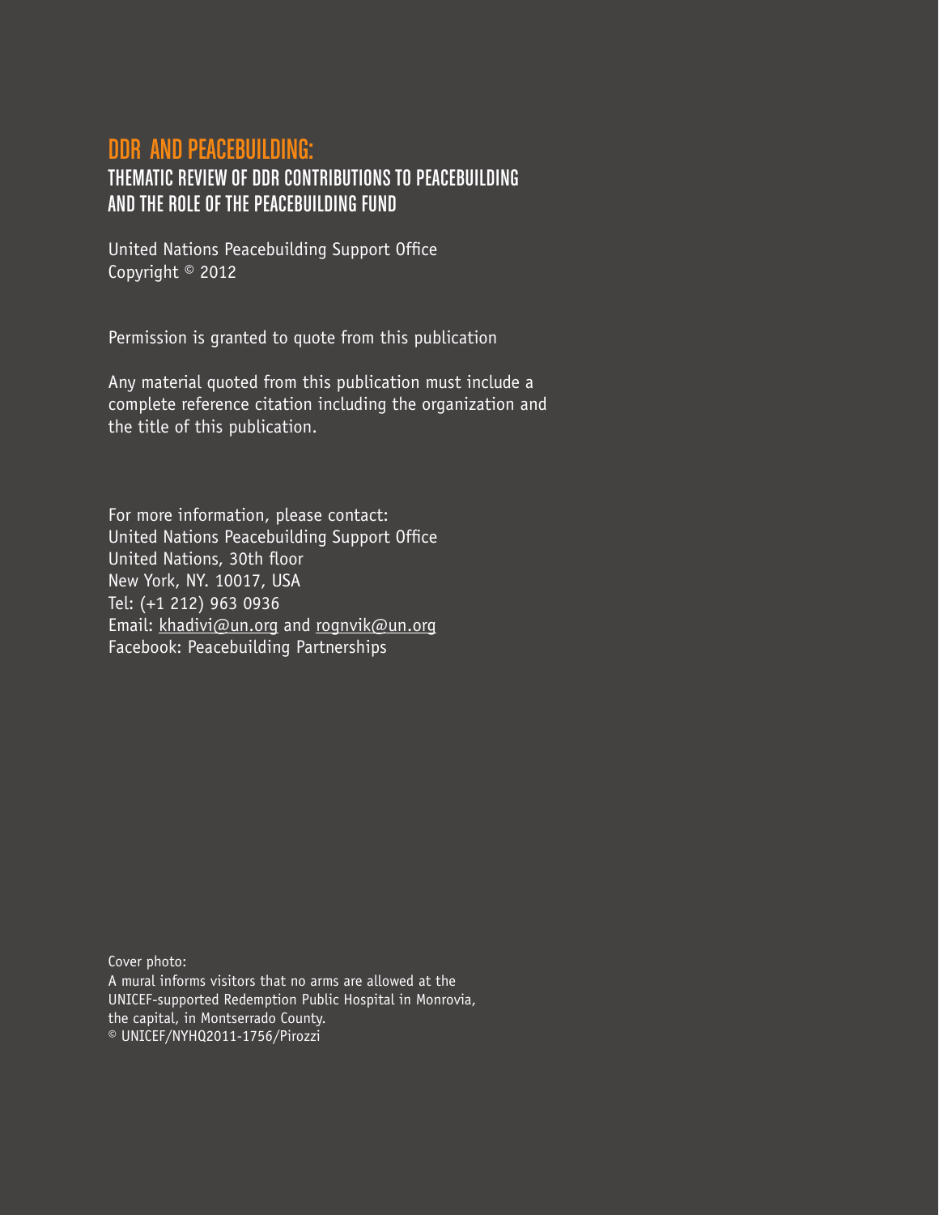# DDR AND PEACEBUILDING:

## THEMATIC REVIEW OF DDR CONTRIBUTIONS TO PEACEBUILDING AND THE ROLE OF THE PEACEBUILDING FUND

United Nations Peacebuilding Support Office
Copyright © 2012

Permission is granted to quote from this publication

Any material quoted from this publication must include a complete reference citation including the organization and the title of this publication.

For more information, please contact:
United Nations Peacebuilding Support Office
United Nations, 30th floor
New York, NY. 10017, USA
Tel: (+1 212) 963 0936
Email: khadivi@un.org and rognvik@un.org
Facebook: Peacebuilding Partnerships

Cover photo:
A mural informs visitors that no arms are allowed at the UNICEF-supported Redemption Public Hospital in Monrovia, the capital, in Montserrado County.
© UNICEF/NYHQ2011-1756/Pirozzi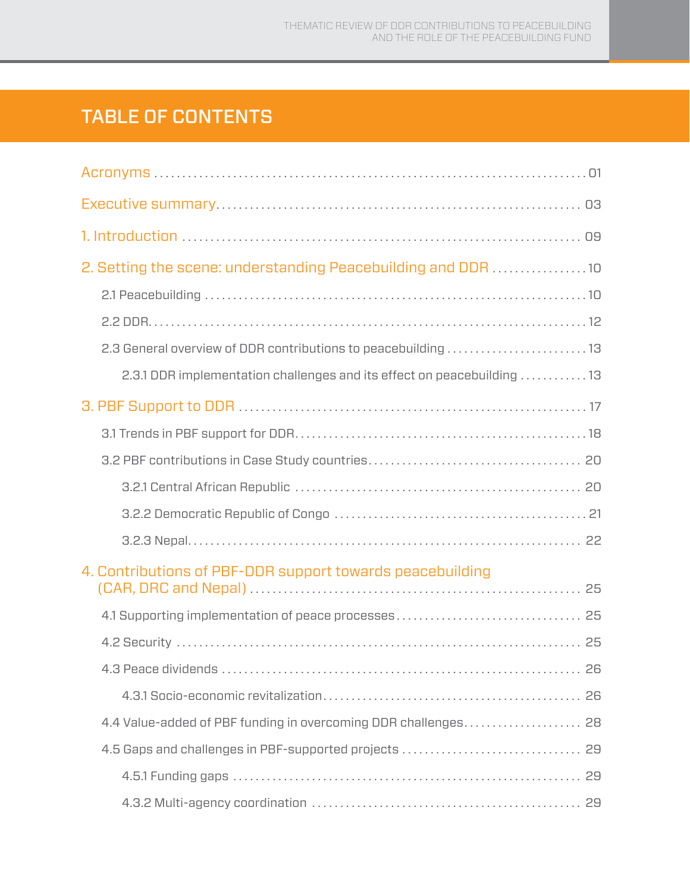# TABLE OF CONTENTS

Acronyms ........................................................................... 01

Executive summary................................................................. 03

1. Introduction ...................................................................... 09

2. Setting the scene: understanding Peacebuilding and DDR ................. 10

- 2.1 Peacebuilding ................................................................ 10
- 2.2 DDR................................................................................ 12
- 2.3 General overview of DDR contributions to peacebuilding ............... 13
  - 2.3.1 DDR implementation challenges and its effect on peacebuilding ........... 13

3. PBF Support to DDR ............................................................. 17

- 3.1 Trends in PBF support for DDR.............................................. 18
- 3.2 PBF contributions in Case Study countries.................................. 20
  - 3.2.1 Central African Republic ................................................ 20
  - 3.2.2 Democratic Republic of Congo .......................................... 21
  - 3.2.3 Nepal.......................................................................... 22

4. Contributions of PBF-DDR support towards peacebuilding (CAR, DRC and Nepal) ............................................................... 25

- 4.1 Supporting implementation of peace processes............................. 25
- 4.2 Security ........................................................................... 25
- 4.3 Peace dividends ................................................................ 26
  - 4.3.1 Socio-economic revitalization............................................ 26
- 4.4 Value-added of PBF funding in overcoming DDR challenges................. 28
- 4.5 Gaps and challenges in PBF-supported projects ............................ 29
  - 4.5.1 Funding gaps ................................................................ 29
  - 4.3.2 Multi-agency coordination ................................................ 29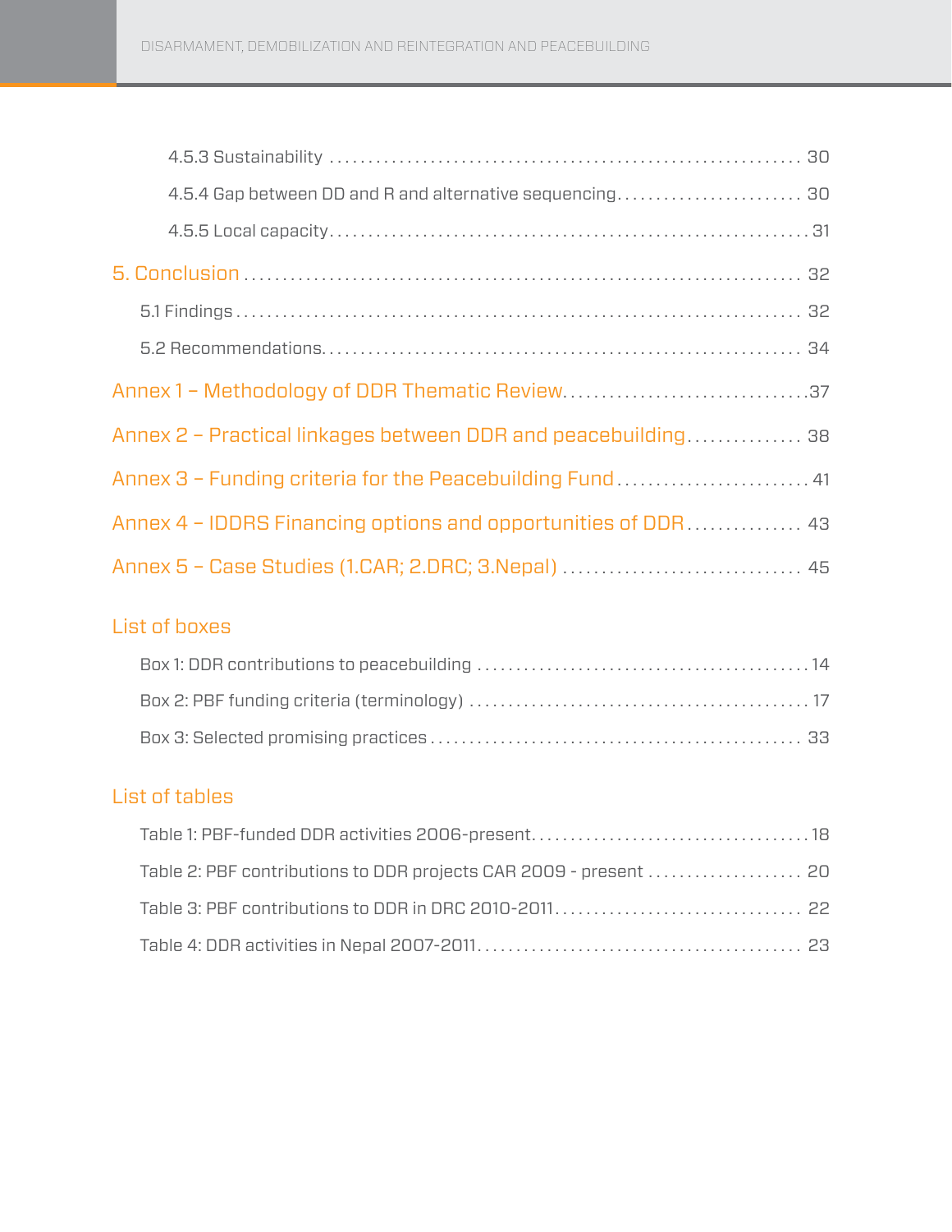4.5.3 Sustainability ........................................................................ 30

4.5.4 Gap between DD and R and alternative sequencing ........................ 30

4.5.5 Local capacity ............................................................................ 31

5. Conclusion ..................................................................................... 32

5.1 Findings ........................................................................................ 32

5.2 Recommendations ......................................................................... 34

Annex 1 – Methodology of DDR Thematic Review ...................................... 37

Annex 2 – Practical linkages between DDR and peacebuilding .................. 38

Annex 3 – Funding criteria for the Peacebuilding Fund ............................. 41

Annex 4 – IDDRS Financing options and opportunities of DDR .................. 43

Annex 5 – Case Studies (1.CAR; 2.DRC; 3.Nepal) ..................................... 45

## List of boxes

Box 1: DDR contributions to peacebuilding ............................................ 14

Box 2: PBF funding criteria (terminology) .............................................. 17

Box 3: Selected promising practices ...................................................... 33

## List of tables

Table 1: PBF-funded DDR activities 2006-present ..................................... 18

Table 2: PBF contributions to DDR projects CAR 2009 - present ................ 20

Table 3: PBF contributions to DDR in DRC 2010-2011 ............................... 22

Table 4: DDR activities in Nepal 2007-2011 ............................................. 23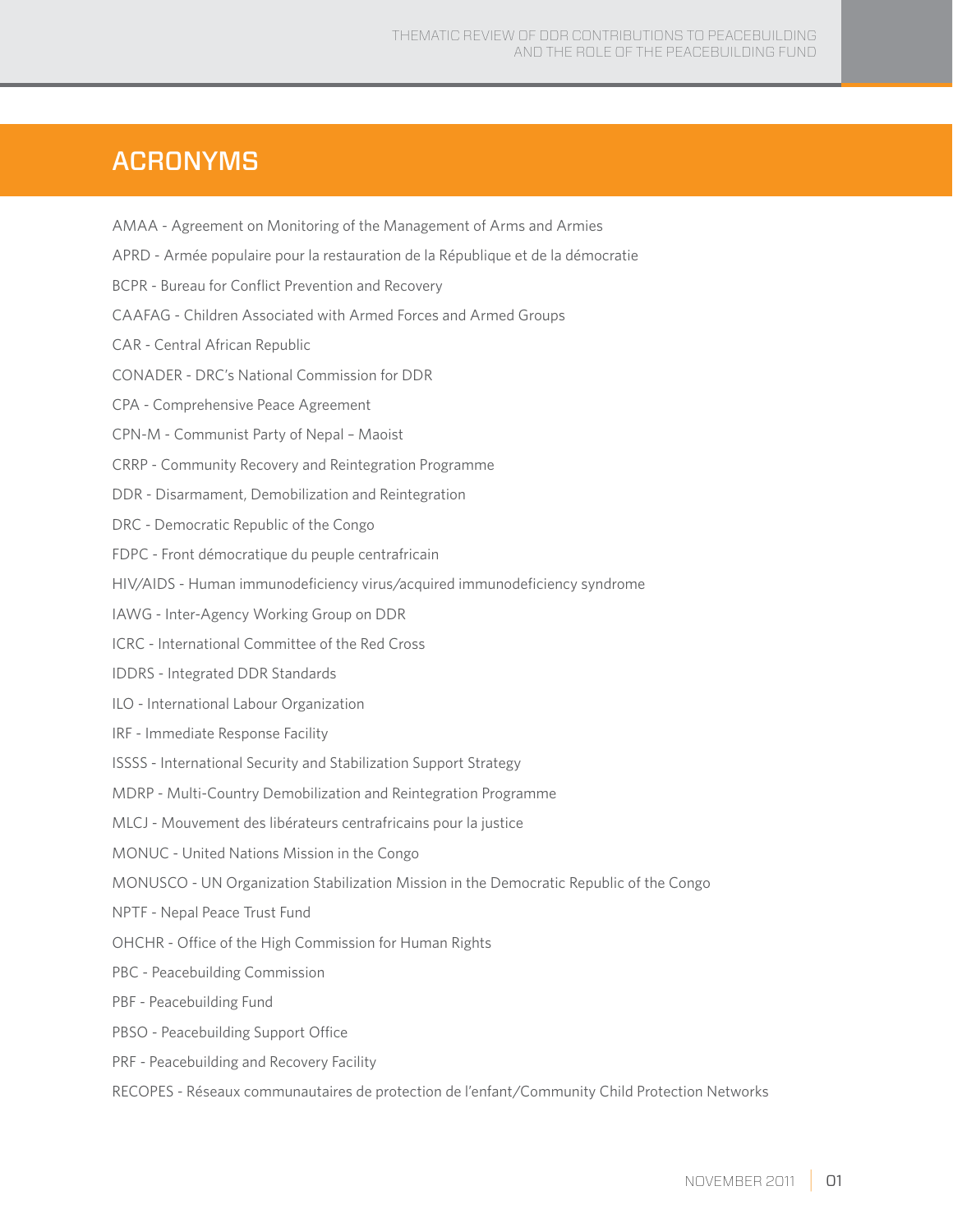# ACRONYMS

AMAA - Agreement on Monitoring of the Management of Arms and Armies

APRD - Armée populaire pour la restauration de la République et de la démocratie

BCPR - Bureau for Conflict Prevention and Recovery

CAAFAG - Children Associated with Armed Forces and Armed Groups

CAR - Central African Republic

CONADER - DRC's National Commission for DDR

CPA - Comprehensive Peace Agreement

CPN-M - Communist Party of Nepal – Maoist

CRRP - Community Recovery and Reintegration Programme

DDR - Disarmament, Demobilization and Reintegration

DRC - Democratic Republic of the Congo

FDPC - Front démocratique du peuple centrafricain

HIV/AIDS - Human immunodeficiency virus/acquired immunodeficiency syndrome

IAWG - Inter-Agency Working Group on DDR

ICRC - International Committee of the Red Cross

IDDRS - Integrated DDR Standards

ILO - International Labour Organization

IRF - Immediate Response Facility

ISSSS - International Security and Stabilization Support Strategy

MDRP - Multi-Country Demobilization and Reintegration Programme

MLCJ - Mouvement des libérateurs centrafricains pour la justice

MONUC - United Nations Mission in the Congo

MONUSCO - UN Organization Stabilization Mission in the Democratic Republic of the Congo

NPTF - Nepal Peace Trust Fund

OHCHR - Office of the High Commission for Human Rights

PBC - Peacebuilding Commission

PBF - Peacebuilding Fund

PBSO - Peacebuilding Support Office

PRF - Peacebuilding and Recovery Facility

RECOPES - Réseaux communautaires de protection de l'enfant/Community Child Protection Networks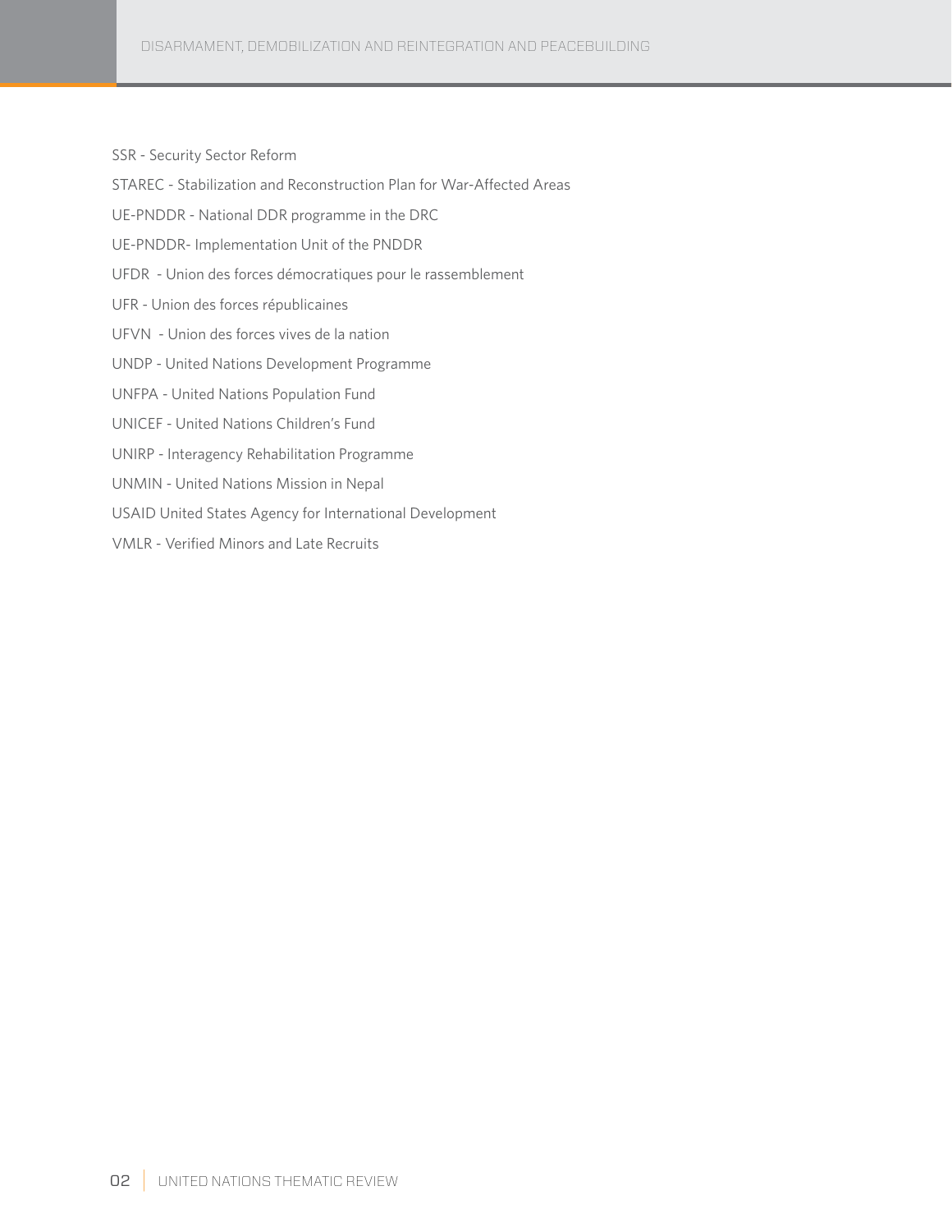SSR - Security Sector Reform

STAREC - Stabilization and Reconstruction Plan for War-Affected Areas

UE-PNDDR - National DDR programme in the DRC

UE-PNDDR- Implementation Unit of the PNDDR

UFDR - Union des forces démocratiques pour le rassemblement

UFR - Union des forces républicaines

UFVN - Union des forces vives de la nation

UNDP - United Nations Development Programme

UNFPA - United Nations Population Fund

UNICEF - United Nations Children's Fund

UNIRP - Interagency Rehabilitation Programme

UNMIN - United Nations Mission in Nepal

USAID United States Agency for International Development

VMLR - Verified Minors and Late Recruits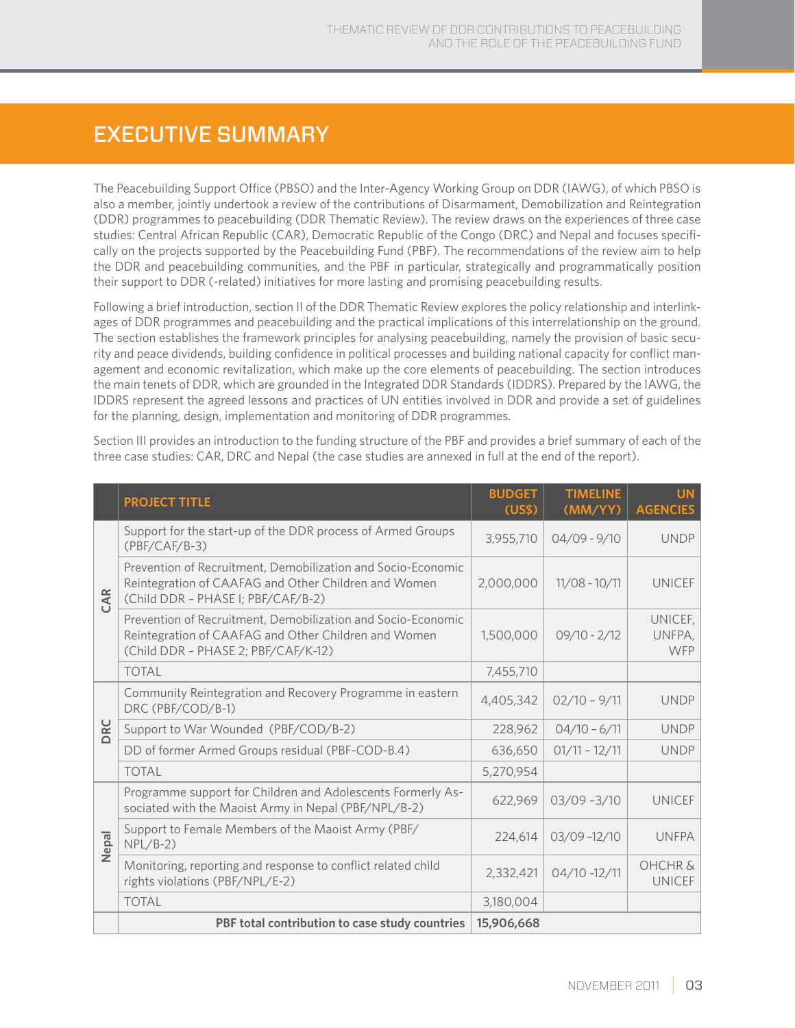# EXECUTIVE SUMMARY

The Peacebuilding Support Office (PBSO) and the Inter-Agency Working Group on DDR (IAWG), of which PBSO is also a member, jointly undertook a review of the contributions of Disarmament, Demobilization and Reintegration (DDR) programmes to peacebuilding (DDR Thematic Review). The review draws on the experiences of three case studies: Central African Republic (CAR), Democratic Republic of the Congo (DRC) and Nepal and focuses specifically on the projects supported by the Peacebuilding Fund (PBF). The recommendations of the review aim to help the DDR and peacebuilding communities, and the PBF in particular, strategically and programmatically position their support to DDR (-related) initiatives for more lasting and promising peacebuilding results.

Following a brief introduction, section II of the DDR Thematic Review explores the policy relationship and interlinkages of DDR programmes and peacebuilding and the practical implications of this interrelationship on the ground. The section establishes the framework principles for analysing peacebuilding, namely the provision of basic security and peace dividends, building confidence in political processes and building national capacity for conflict management and economic revitalization, which make up the core elements of peacebuilding. The section introduces the main tenets of DDR, which are grounded in the Integrated DDR Standards (IDDRS). Prepared by the IAWG, the IDDRS represent the agreed lessons and practices of UN entities involved in DDR and provide a set of guidelines for the planning, design, implementation and monitoring of DDR programmes.

Section III provides an introduction to the funding structure of the PBF and provides a brief summary of each of the three case studies: CAR, DRC and Nepal (the case studies are annexed in full at the end of the report).

| | PROJECT TITLE | BUDGET (US$) | TIMELINE (MM/YY) | UN AGENCIES |
|---|---|---|---|---|
| CAR | Support for the start-up of the DDR process of Armed Groups (PBF/CAF/B-3) | 3,955,710 | 04/09 - 9/10 | UNDP |
| | Prevention of Recruitment, Demobilization and Socio-Economic Reintegration of CAAFAG and Other Children and Women (Child DDR – PHASE I; PBF/CAF/B-2) | 2,000,000 | 11/08 - 10/11 | UNICEF |
| | Prevention of Recruitment, Demobilization and Socio-Economic Reintegration of CAAFAG and Other Children and Women (Child DDR – PHASE 2; PBF/CAF/K-12) | 1,500,000 | 09/10 - 2/12 | UNICEF, UNFPA, WFP |
| | TOTAL | 7,455,710 | | |
| DRC | Community Reintegration and Recovery Programme in eastern DRC (PBF/COD/B-1) | 4,405,342 | 02/10 – 9/11 | UNDP |
| | Support to War Wounded (PBF/COD/B-2) | 228,962 | 04/10 – 6/11 | UNDP |
| | DD of former Armed Groups residual (PBF-COD-B.4) | 636,650 | 01/11 – 12/11 | UNDP |
| | TOTAL | 5,270,954 | | |
| Nepal | Programme support for Children and Adolescents Formerly Associated with the Maoist Army in Nepal (PBF/NPL/B-2) | 622,969 | 03/09 –3/10 | UNICEF |
| | Support to Female Members of the Maoist Army (PBF/NPL/B-2) | 224,614 | 03/09 –12/10 | UNFPA |
| | Monitoring, reporting and response to conflict related child rights violations (PBF/NPL/E-2) | 2,332,421 | 04/10 -12/11 | OHCHR & UNICEF |
| | TOTAL | 3,180,004 | | |
| | **PBF total contribution to case study countries** | **15,906,668** | | |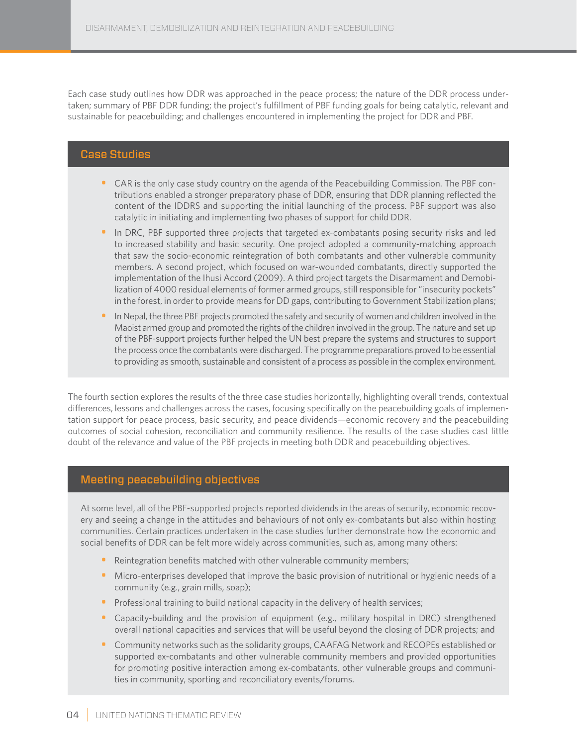Each case study outlines how DDR was approached in the peace process; the nature of the DDR process undertaken; summary of PBF DDR funding; the project's fulfillment of PBF funding goals for being catalytic, relevant and sustainable for peacebuilding; and challenges encountered in implementing the project for DDR and PBF.

## Case Studies

- CAR is the only case study country on the agenda of the Peacebuilding Commission. The PBF contributions enabled a stronger preparatory phase of DDR, ensuring that DDR planning reflected the content of the IDDRS and supporting the initial launching of the process. PBF support was also catalytic in initiating and implementing two phases of support for child DDR.
- In DRC, PBF supported three projects that targeted ex-combatants posing security risks and led to increased stability and basic security. One project adopted a community-matching approach that saw the socio-economic reintegration of both combatants and other vulnerable community members. A second project, which focused on war-wounded combatants, directly supported the implementation of the Ihusi Accord (2009). A third project targets the Disarmament and Demobilization of 4000 residual elements of former armed groups, still responsible for "insecurity pockets" in the forest, in order to provide means for DD gaps, contributing to Government Stabilization plans;
- In Nepal, the three PBF projects promoted the safety and security of women and children involved in the Maoist armed group and promoted the rights of the children involved in the group. The nature and set up of the PBF-support projects further helped the UN best prepare the systems and structures to support the process once the combatants were discharged. The programme preparations proved to be essential to providing as smooth, sustainable and consistent of a process as possible in the complex environment.

The fourth section explores the results of the three case studies horizontally, highlighting overall trends, contextual differences, lessons and challenges across the cases, focusing specifically on the peacebuilding goals of implementation support for peace process, basic security, and peace dividends—economic recovery and the peacebuilding outcomes of social cohesion, reconciliation and community resilience. The results of the case studies cast little doubt of the relevance and value of the PBF projects in meeting both DDR and peacebuilding objectives.

## Meeting peacebuilding objectives

At some level, all of the PBF-supported projects reported dividends in the areas of security, economic recovery and seeing a change in the attitudes and behaviours of not only ex-combatants but also within hosting communities. Certain practices undertaken in the case studies further demonstrate how the economic and social benefits of DDR can be felt more widely across communities, such as, among many others:

- Reintegration benefits matched with other vulnerable community members;
- Micro-enterprises developed that improve the basic provision of nutritional or hygienic needs of a community (e.g., grain mills, soap);
- Professional training to build national capacity in the delivery of health services;
- Capacity-building and the provision of equipment (e.g., military hospital in DRC) strengthened overall national capacities and services that will be useful beyond the closing of DDR projects; and
- Community networks such as the solidarity groups, CAAFAG Network and RECOPEs established or supported ex-combatants and other vulnerable community members and provided opportunities for promoting positive interaction among ex-combatants, other vulnerable groups and communities in community, sporting and reconciliatory events/forums.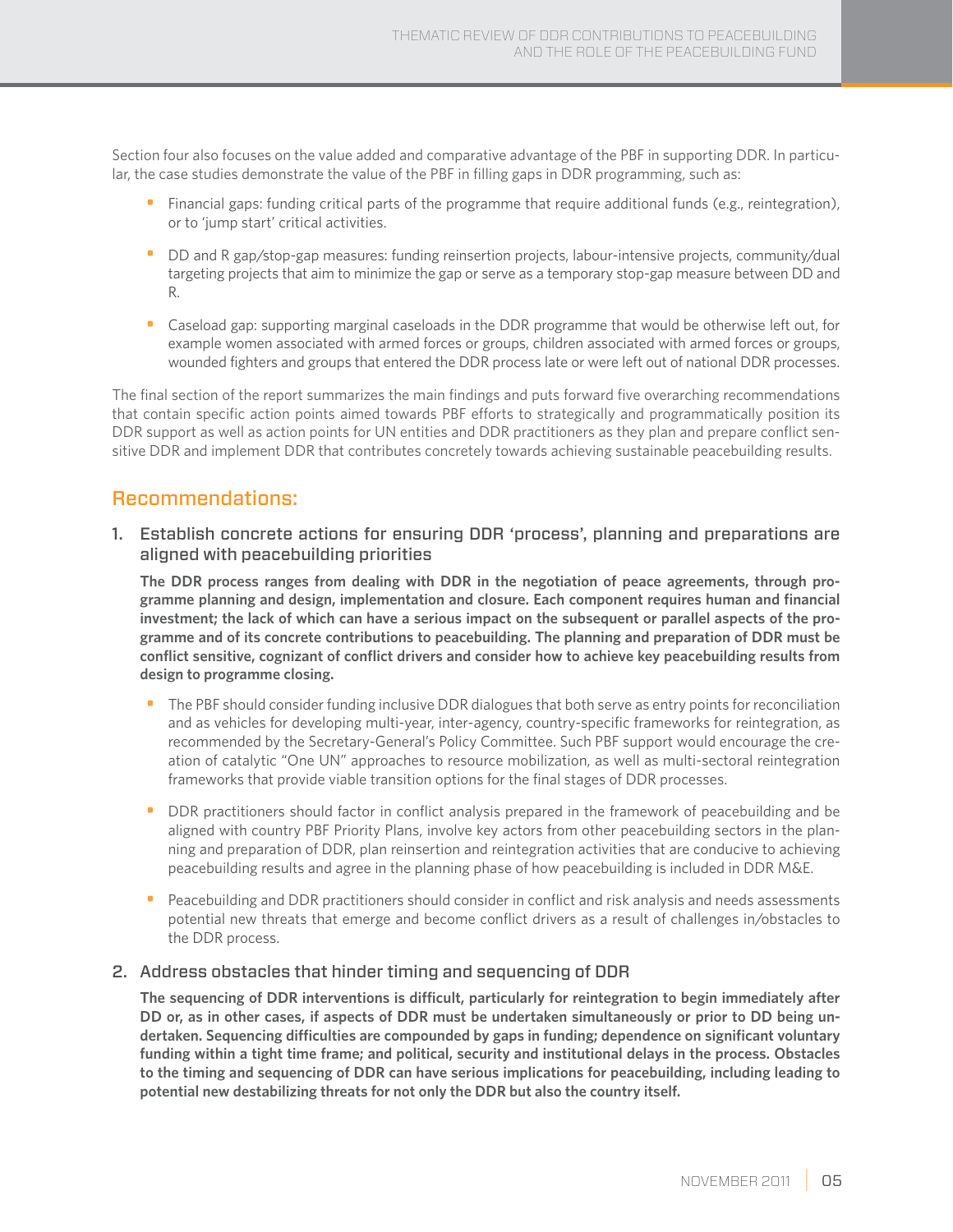Section four also focuses on the value added and comparative advantage of the PBF in supporting DDR. In particular, the case studies demonstrate the value of the PBF in filling gaps in DDR programming, such as:

- Financial gaps: funding critical parts of the programme that require additional funds (e.g., reintegration), or to 'jump start' critical activities.
- DD and R gap/stop-gap measures: funding reinsertion projects, labour-intensive projects, community/dual targeting projects that aim to minimize the gap or serve as a temporary stop-gap measure between DD and R.
- Caseload gap: supporting marginal caseloads in the DDR programme that would be otherwise left out, for example women associated with armed forces or groups, children associated with armed forces or groups, wounded fighters and groups that entered the DDR process late or were left out of national DDR processes.

The final section of the report summarizes the main findings and puts forward five overarching recommendations that contain specific action points aimed towards PBF efforts to strategically and programmatically position its DDR support as well as action points for UN entities and DDR practitioners as they plan and prepare conflict sensitive DDR and implement DDR that contributes concretely towards achieving sustainable peacebuilding results.

## Recommendations:

### 1. Establish concrete actions for ensuring DDR 'process', planning and preparations are aligned with peacebuilding priorities

**The DDR process ranges from dealing with DDR in the negotiation of peace agreements, through programme planning and design, implementation and closure. Each component requires human and financial investment; the lack of which can have a serious impact on the subsequent or parallel aspects of the programme and of its concrete contributions to peacebuilding. The planning and preparation of DDR must be conflict sensitive, cognizant of conflict drivers and consider how to achieve key peacebuilding results from design to programme closing.**

- The PBF should consider funding inclusive DDR dialogues that both serve as entry points for reconciliation and as vehicles for developing multi-year, inter-agency, country-specific frameworks for reintegration, as recommended by the Secretary-General's Policy Committee. Such PBF support would encourage the creation of catalytic "One UN" approaches to resource mobilization, as well as multi-sectoral reintegration frameworks that provide viable transition options for the final stages of DDR processes.
- DDR practitioners should factor in conflict analysis prepared in the framework of peacebuilding and be aligned with country PBF Priority Plans, involve key actors from other peacebuilding sectors in the planning and preparation of DDR, plan reinsertion and reintegration activities that are conducive to achieving peacebuilding results and agree in the planning phase of how peacebuilding is included in DDR M&E.
- Peacebuilding and DDR practitioners should consider in conflict and risk analysis and needs assessments potential new threats that emerge and become conflict drivers as a result of challenges in/obstacles to the DDR process.

### 2. Address obstacles that hinder timing and sequencing of DDR

**The sequencing of DDR interventions is difficult, particularly for reintegration to begin immediately after DD or, as in other cases, if aspects of DDR must be undertaken simultaneously or prior to DD being undertaken. Sequencing difficulties are compounded by gaps in funding; dependence on significant voluntary funding within a tight time frame; and political, security and institutional delays in the process. Obstacles to the timing and sequencing of DDR can have serious implications for peacebuilding, including leading to potential new destabilizing threats for not only the DDR but also the country itself.**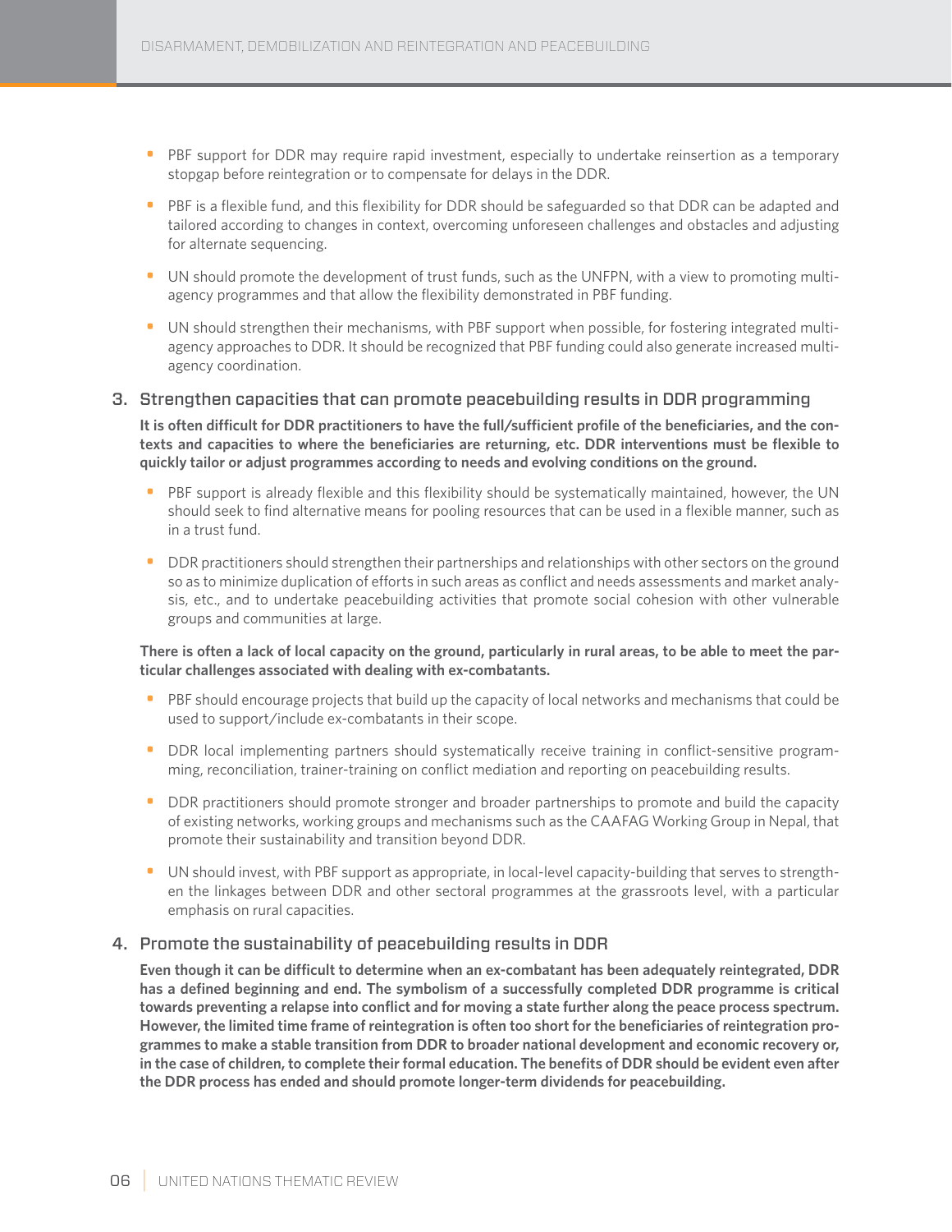- PBF support for DDR may require rapid investment, especially to undertake reinsertion as a temporary stopgap before reintegration or to compensate for delays in the DDR.
- PBF is a flexible fund, and this flexibility for DDR should be safeguarded so that DDR can be adapted and tailored according to changes in context, overcoming unforeseen challenges and obstacles and adjusting for alternate sequencing.
- UN should promote the development of trust funds, such as the UNFPN, with a view to promoting multi-agency programmes and that allow the flexibility demonstrated in PBF funding.
- UN should strengthen their mechanisms, with PBF support when possible, for fostering integrated multi-agency approaches to DDR. It should be recognized that PBF funding could also generate increased multi-agency coordination.

### 3. Strengthen capacities that can promote peacebuilding results in DDR programming

**It is often difficult for DDR practitioners to have the full/sufficient profile of the beneficiaries, and the contexts and capacities to where the beneficiaries are returning, etc. DDR interventions must be flexible to quickly tailor or adjust programmes according to needs and evolving conditions on the ground.**

- PBF support is already flexible and this flexibility should be systematically maintained, however, the UN should seek to find alternative means for pooling resources that can be used in a flexible manner, such as in a trust fund.
- DDR practitioners should strengthen their partnerships and relationships with other sectors on the ground so as to minimize duplication of efforts in such areas as conflict and needs assessments and market analysis, etc., and to undertake peacebuilding activities that promote social cohesion with other vulnerable groups and communities at large.

**There is often a lack of local capacity on the ground, particularly in rural areas, to be able to meet the particular challenges associated with dealing with ex-combatants.**

- PBF should encourage projects that build up the capacity of local networks and mechanisms that could be used to support/include ex-combatants in their scope.
- DDR local implementing partners should systematically receive training in conflict-sensitive programming, reconciliation, trainer-training on conflict mediation and reporting on peacebuilding results.
- DDR practitioners should promote stronger and broader partnerships to promote and build the capacity of existing networks, working groups and mechanisms such as the CAAFAG Working Group in Nepal, that promote their sustainability and transition beyond DDR.
- UN should invest, with PBF support as appropriate, in local-level capacity-building that serves to strengthen the linkages between DDR and other sectoral programmes at the grassroots level, with a particular emphasis on rural capacities.

### 4. Promote the sustainability of peacebuilding results in DDR

**Even though it can be difficult to determine when an ex-combatant has been adequately reintegrated, DDR has a defined beginning and end. The symbolism of a successfully completed DDR programme is critical towards preventing a relapse into conflict and for moving a state further along the peace process spectrum. However, the limited time frame of reintegration is often too short for the beneficiaries of reintegration programmes to make a stable transition from DDR to broader national development and economic recovery or, in the case of children, to complete their formal education. The benefits of DDR should be evident even after the DDR process has ended and should promote longer-term dividends for peacebuilding.**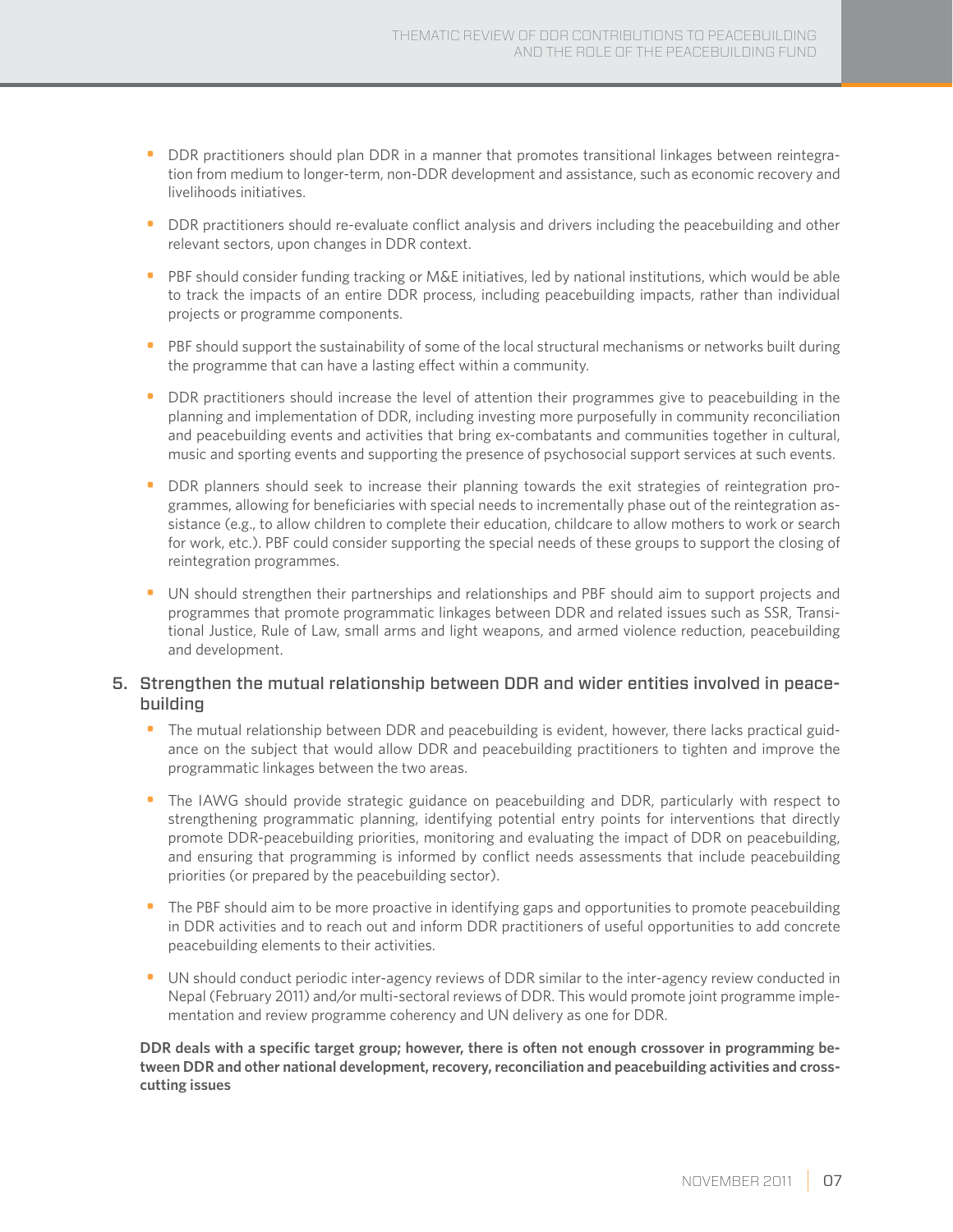- DDR practitioners should plan DDR in a manner that promotes transitional linkages between reintegration from medium to longer-term, non-DDR development and assistance, such as economic recovery and livelihoods initiatives.
- DDR practitioners should re-evaluate conflict analysis and drivers including the peacebuilding and other relevant sectors, upon changes in DDR context.
- PBF should consider funding tracking or M&E initiatives, led by national institutions, which would be able to track the impacts of an entire DDR process, including peacebuilding impacts, rather than individual projects or programme components.
- PBF should support the sustainability of some of the local structural mechanisms or networks built during the programme that can have a lasting effect within a community.
- DDR practitioners should increase the level of attention their programmes give to peacebuilding in the planning and implementation of DDR, including investing more purposefully in community reconciliation and peacebuilding events and activities that bring ex-combatants and communities together in cultural, music and sporting events and supporting the presence of psychosocial support services at such events.
- DDR planners should seek to increase their planning towards the exit strategies of reintegration programmes, allowing for beneficiaries with special needs to incrementally phase out of the reintegration assistance (e.g., to allow children to complete their education, childcare to allow mothers to work or search for work, etc.). PBF could consider supporting the special needs of these groups to support the closing of reintegration programmes.
- UN should strengthen their partnerships and relationships and PBF should aim to support projects and programmes that promote programmatic linkages between DDR and related issues such as SSR, Transitional Justice, Rule of Law, small arms and light weapons, and armed violence reduction, peacebuilding and development.

## 5. Strengthen the mutual relationship between DDR and wider entities involved in peacebuilding

- The mutual relationship between DDR and peacebuilding is evident, however, there lacks practical guidance on the subject that would allow DDR and peacebuilding practitioners to tighten and improve the programmatic linkages between the two areas.
- The IAWG should provide strategic guidance on peacebuilding and DDR, particularly with respect to strengthening programmatic planning, identifying potential entry points for interventions that directly promote DDR-peacebuilding priorities, monitoring and evaluating the impact of DDR on peacebuilding, and ensuring that programming is informed by conflict needs assessments that include peacebuilding priorities (or prepared by the peacebuilding sector).
- The PBF should aim to be more proactive in identifying gaps and opportunities to promote peacebuilding in DDR activities and to reach out and inform DDR practitioners of useful opportunities to add concrete peacebuilding elements to their activities.
- UN should conduct periodic inter-agency reviews of DDR similar to the inter-agency review conducted in Nepal (February 2011) and/or multi-sectoral reviews of DDR. This would promote joint programme implementation and review programme coherency and UN delivery as one for DDR.

**DDR deals with a specific target group; however, there is often not enough crossover in programming between DDR and other national development, recovery, reconciliation and peacebuilding activities and cross-cutting issues**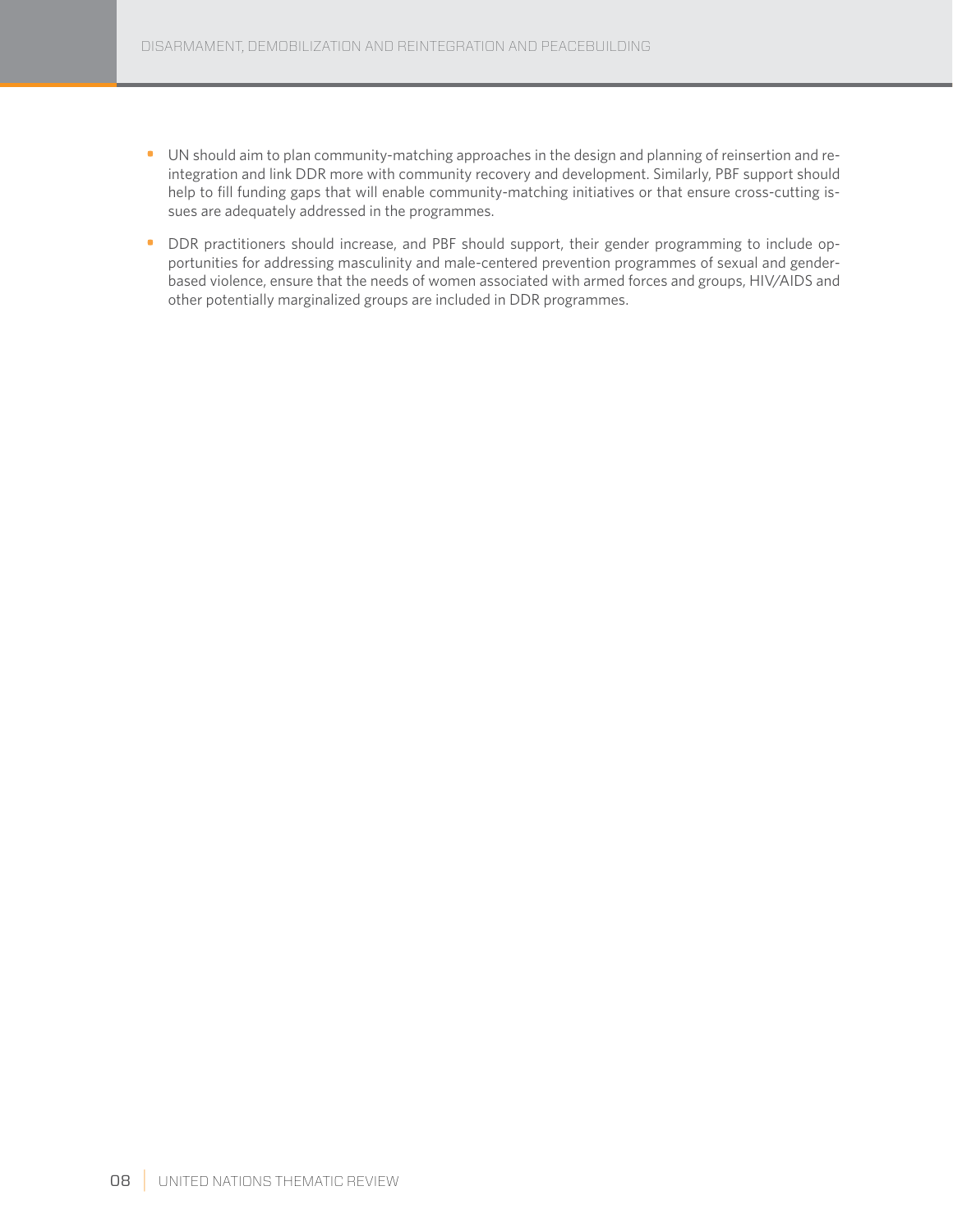- UN should aim to plan community-matching approaches in the design and planning of reinsertion and reintegration and link DDR more with community recovery and development. Similarly, PBF support should help to fill funding gaps that will enable community-matching initiatives or that ensure cross-cutting issues are adequately addressed in the programmes.
- DDR practitioners should increase, and PBF should support, their gender programming to include opportunities for addressing masculinity and male-centered prevention programmes of sexual and gender-based violence, ensure that the needs of women associated with armed forces and groups, HIV/AIDS and other potentially marginalized groups are included in DDR programmes.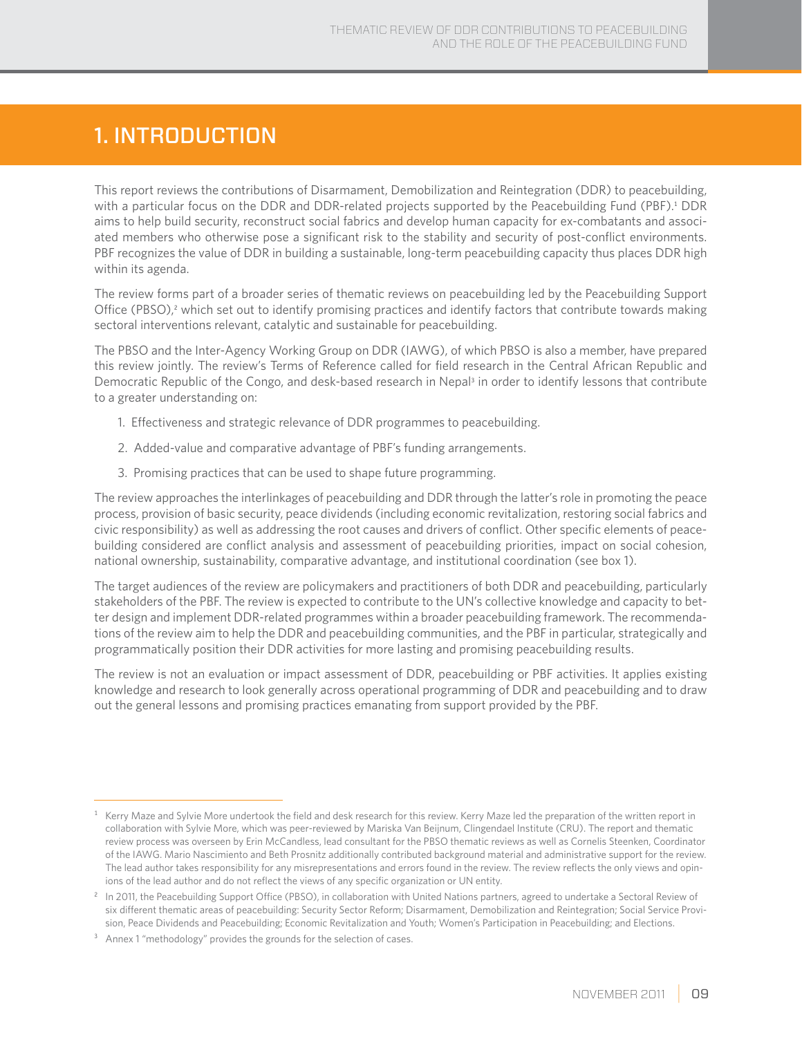# 1. INTRODUCTION

This report reviews the contributions of Disarmament, Demobilization and Reintegration (DDR) to peacebuilding, with a particular focus on the DDR and DDR-related projects supported by the Peacebuilding Fund (PBF).[1] DDR aims to help build security, reconstruct social fabrics and develop human capacity for ex-combatants and associated members who otherwise pose a significant risk to the stability and security of post-conflict environments. PBF recognizes the value of DDR in building a sustainable, long-term peacebuilding capacity thus places DDR high within its agenda.

The review forms part of a broader series of thematic reviews on peacebuilding led by the Peacebuilding Support Office (PBSO),[2] which set out to identify promising practices and identify factors that contribute towards making sectoral interventions relevant, catalytic and sustainable for peacebuilding.

The PBSO and the Inter-Agency Working Group on DDR (IAWG), of which PBSO is also a member, have prepared this review jointly. The review's Terms of Reference called for field research in the Central African Republic and Democratic Republic of the Congo, and desk-based research in Nepal[3] in order to identify lessons that contribute to a greater understanding on:

1. Effectiveness and strategic relevance of DDR programmes to peacebuilding.
2. Added-value and comparative advantage of PBF's funding arrangements.
3. Promising practices that can be used to shape future programming.

The review approaches the interlinkages of peacebuilding and DDR through the latter's role in promoting the peace process, provision of basic security, peace dividends (including economic revitalization, restoring social fabrics and civic responsibility) as well as addressing the root causes and drivers of conflict. Other specific elements of peacebuilding considered are conflict analysis and assessment of peacebuilding priorities, impact on social cohesion, national ownership, sustainability, comparative advantage, and institutional coordination (see box 1).

The target audiences of the review are policymakers and practitioners of both DDR and peacebuilding, particularly stakeholders of the PBF. The review is expected to contribute to the UN's collective knowledge and capacity to better design and implement DDR-related programmes within a broader peacebuilding framework. The recommendations of the review aim to help the DDR and peacebuilding communities, and the PBF in particular, strategically and programmatically position their DDR activities for more lasting and promising peacebuilding results.

The review is not an evaluation or impact assessment of DDR, peacebuilding or PBF activities. It applies existing knowledge and research to look generally across operational programming of DDR and peacebuilding and to draw out the general lessons and promising practices emanating from support provided by the PBF.

---

[1] Kerry Maze and Sylvie More undertook the field and desk research for this review. Kerry Maze led the preparation of the written report in collaboration with Sylvie More, which was peer-reviewed by Mariska Van Beijnum, Clingendael Institute (CRU). The report and thematic review process was overseen by Erin McCandless, lead consultant for the PBSO thematic reviews as well as Cornelis Steenken, Coordinator of the IAWG. Mario Nascimiento and Beth Prosnitz additionally contributed background material and administrative support for the review. The lead author takes responsibility for any misrepresentations and errors found in the review. The review reflects the only views and opinions of the lead author and do not reflect the views of any specific organization or UN entity.

[2] In 2011, the Peacebuilding Support Office (PBSO), in collaboration with United Nations partners, agreed to undertake a Sectoral Review of six different thematic areas of peacebuilding: Security Sector Reform; Disarmament, Demobilization and Reintegration; Social Service Provision, Peace Dividends and Peacebuilding; Economic Revitalization and Youth; Women's Participation in Peacebuilding; and Elections.

[3] Annex 1 "methodology" provides the grounds for the selection of cases.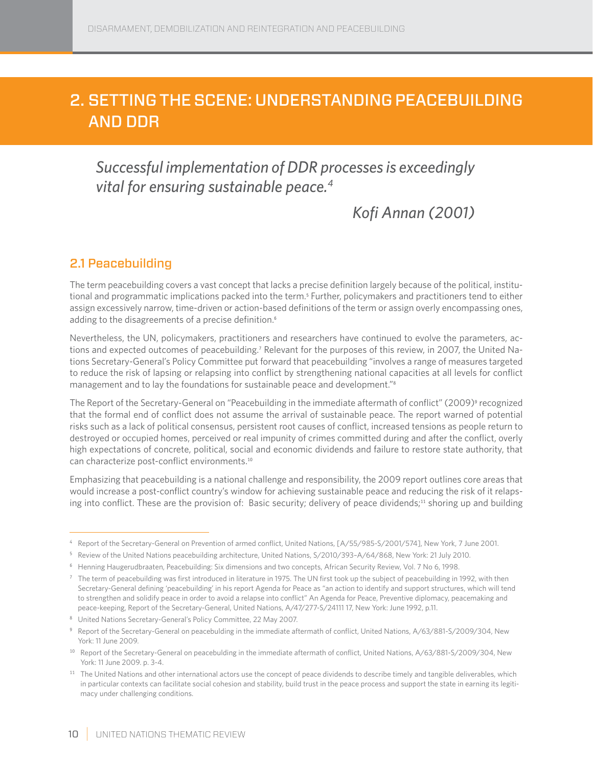# 2. SETTING THE SCENE: UNDERSTANDING PEACEBUILDING AND DDR

*Successful implementation of DDR processes is exceedingly vital for ensuring sustainable peace.*[4]

*Kofi Annan (2001)*

## 2.1 Peacebuilding

The term peacebuilding covers a vast concept that lacks a precise definition largely because of the political, institutional and programmatic implications packed into the term.[5] Further, policymakers and practitioners tend to either assign excessively narrow, time-driven or action-based definitions of the term or assign overly encompassing ones, adding to the disagreements of a precise definition.[6]

Nevertheless, the UN, policymakers, practitioners and researchers have continued to evolve the parameters, actions and expected outcomes of peacebuilding.[7] Relevant for the purposes of this review, in 2007, the United Nations Secretary-General's Policy Committee put forward that peacebuilding "involves a range of measures targeted to reduce the risk of lapsing or relapsing into conflict by strengthening national capacities at all levels for conflict management and to lay the foundations for sustainable peace and development."[8]

The Report of the Secretary-General on "Peacebuilding in the immediate aftermath of conflict" (2009)[9] recognized that the formal end of conflict does not assume the arrival of sustainable peace. The report warned of potential risks such as a lack of political consensus, persistent root causes of conflict, increased tensions as people return to destroyed or occupied homes, perceived or real impunity of crimes committed during and after the conflict, overly high expectations of concrete, political, social and economic dividends and failure to restore state authority, that can characterize post-conflict environments.[10]

Emphasizing that peacebuilding is a national challenge and responsibility, the 2009 report outlines core areas that would increase a post-conflict country's window for achieving sustainable peace and reducing the risk of it relapsing into conflict. These are the provision of: Basic security; delivery of peace dividends;[11] shoring up and building

---

[4] Report of the Secretary-General on Prevention of armed conflict, United Nations, [A/55/985-S/2001/574], New York, 7 June 2001.

[5] Review of the United Nations peacebuilding architecture, United Nations, S/2010/393–A/64/868, New York: 21 July 2010.

[6] Henning Haugerudbraaten, Peacebuilding: Six dimensions and two concepts, African Security Review, Vol. 7 No 6, 1998.

[7] The term of peacebuilding was first introduced in literature in 1975. The UN first took up the subject of peacebuilding in 1992, with then Secretary-General defining 'peacebuilding' in his report Agenda for Peace as "an action to identify and support structures, which will tend to strengthen and solidify peace in order to avoid a relapse into conflict" An Agenda for Peace, Preventive diplomacy, peacemaking and peace-keeping, Report of the Secretary-General, United Nations, A/47/277-S/24111 17, New York: June 1992, p.11.

[8] United Nations Secretary-General's Policy Committee, 22 May 2007.

[9] Report of the Secretary-General on peacebulding in the immediate aftermath of conflict, United Nations, A/63/881-S/2009/304, New York: 11 June 2009.

[10] Report of the Secretary-General on peacebulding in the immediate aftermath of conflict, United Nations, A/63/881-S/2009/304, New York: 11 June 2009. p. 3-4.

[11] The United Nations and other international actors use the concept of peace dividends to describe timely and tangible deliverables, which in particular contexts can facilitate social cohesion and stability, build trust in the peace process and support the state in earning its legitimacy under challenging conditions.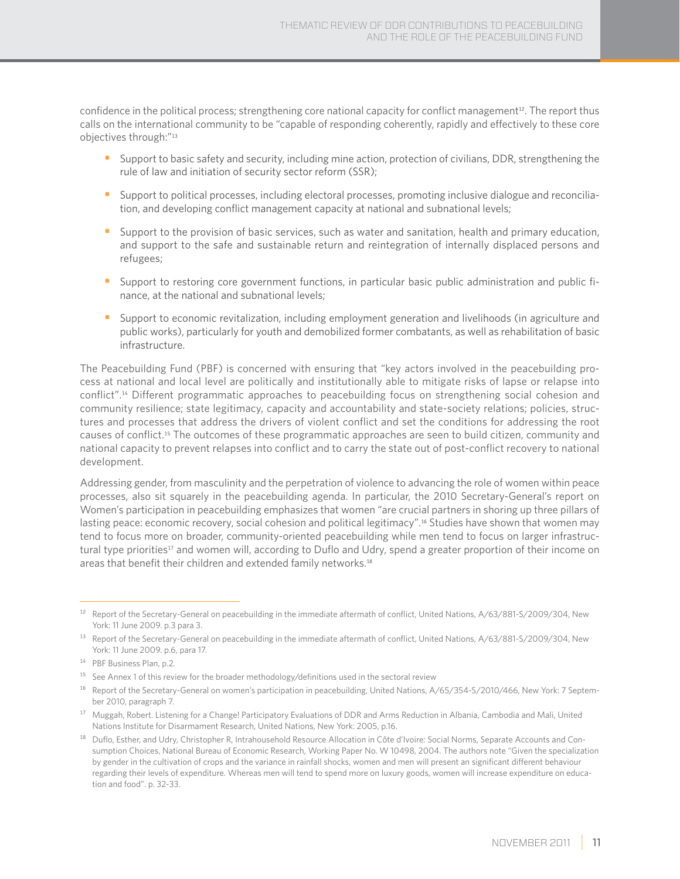confidence in the political process; strengthening core national capacity for conflict management[12]. The report thus calls on the international community to be "capable of responding coherently, rapidly and effectively to these core objectives through:"[13]

- Support to basic safety and security, including mine action, protection of civilians, DDR, strengthening the rule of law and initiation of security sector reform (SSR);
- Support to political processes, including electoral processes, promoting inclusive dialogue and reconciliation, and developing conflict management capacity at national and subnational levels;
- Support to the provision of basic services, such as water and sanitation, health and primary education, and support to the safe and sustainable return and reintegration of internally displaced persons and refugees;
- Support to restoring core government functions, in particular basic public administration and public finance, at the national and subnational levels;
- Support to economic revitalization, including employment generation and livelihoods (in agriculture and public works), particularly for youth and demobilized former combatants, as well as rehabilitation of basic infrastructure.

The Peacebuilding Fund (PBF) is concerned with ensuring that "key actors involved in the peacebuilding process at national and local level are politically and institutionally able to mitigate risks of lapse or relapse into conflict".[14] Different programmatic approaches to peacebuilding focus on strengthening social cohesion and community resilience; state legitimacy, capacity and accountability and state-society relations; policies, structures and processes that address the drivers of violent conflict and set the conditions for addressing the root causes of conflict.[15] The outcomes of these programmatic approaches are seen to build citizen, community and national capacity to prevent relapses into conflict and to carry the state out of post-conflict recovery to national development.

Addressing gender, from masculinity and the perpetration of violence to advancing the role of women within peace processes, also sit squarely in the peacebuilding agenda. In particular, the 2010 Secretary-General's report on Women's participation in peacebuilding emphasizes that women "are crucial partners in shoring up three pillars of lasting peace: economic recovery, social cohesion and political legitimacy".[16] Studies have shown that women may tend to focus more on broader, community-oriented peacebuilding while men tend to focus on larger infrastructural type priorities[17] and women will, according to Duflo and Udry, spend a greater proportion of their income on areas that benefit their children and extended family networks.[18]

---

[12] Report of the Secretary-General on peacebuilding in the immediate aftermath of conflict, United Nations, A/63/881-S/2009/304, New York: 11 June 2009. p.3 para 3.

[13] Report of the Secretary-General on peacebuilding in the immediate aftermath of conflict, United Nations, A/63/881-S/2009/304, New York: 11 June 2009. p.6, para 17.

[14] PBF Business Plan, p.2.

[15] See Annex 1 of this review for the broader methodology/definitions used in the sectoral review

[16] Report of the Secretary-General on women's participation in peacebuilding, United Nations, A/65/354-S/2010/466, New York: 7 September 2010, paragraph 7.

[17] Muggah, Robert. Listening for a Change! Participatory Evaluations of DDR and Arms Reduction in Albania, Cambodia and Mali, United Nations Institute for Disarmament Research, United Nations, New York: 2005, p.16.

[18] Duflo, Esther, and Udry, Christopher R, Intrahousehold Resource Allocation in Côte d'Ivoire: Social Norms, Separate Accounts and Consumption Choices, National Bureau of Economic Research, Working Paper No. W 10498, 2004. The authors note "Given the specialization by gender in the cultivation of crops and the variance in rainfall shocks, women and men will present an significant different behaviour regarding their levels of expenditure. Whereas men will tend to spend more on luxury goods, women will increase expenditure on education and food". p. 32-33.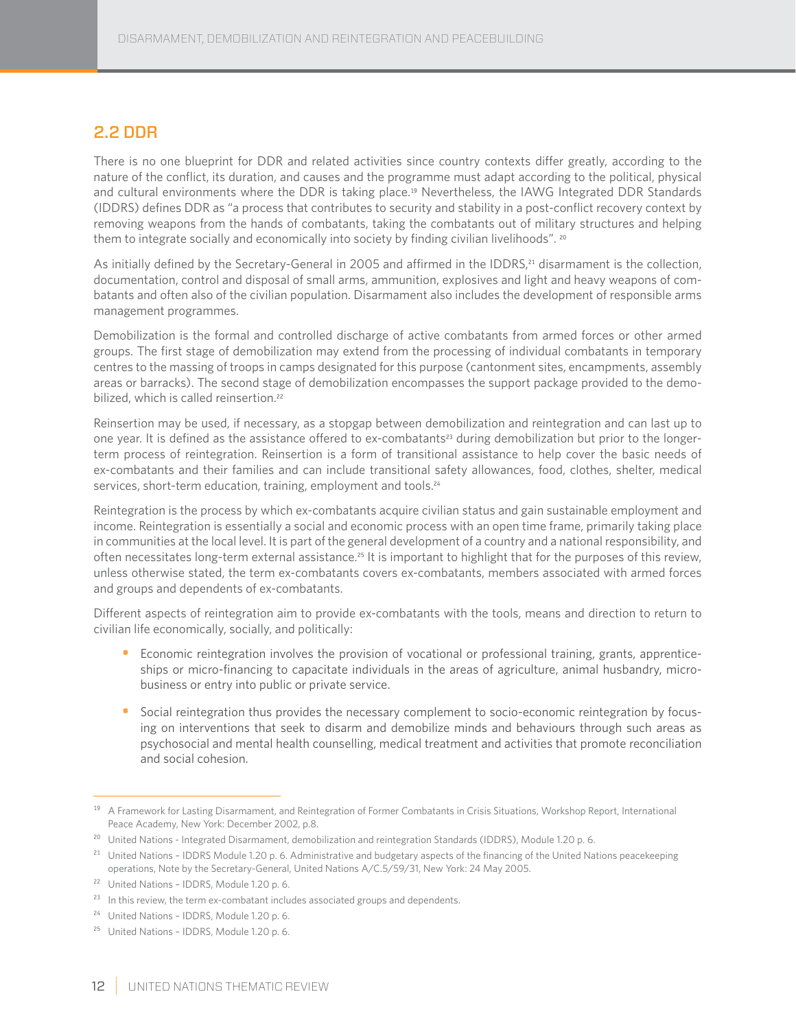## 2.2 DDR

There is no one blueprint for DDR and related activities since country contexts differ greatly, according to the nature of the conflict, its duration, and causes and the programme must adapt according to the political, physical and cultural environments where the DDR is taking place.[19] Nevertheless, the IAWG Integrated DDR Standards (IDDRS) defines DDR as "a process that contributes to security and stability in a post-conflict recovery context by removing weapons from the hands of combatants, taking the combatants out of military structures and helping them to integrate socially and economically into society by finding civilian livelihoods". [20]

As initially defined by the Secretary-General in 2005 and affirmed in the IDDRS,[21] disarmament is the collection, documentation, control and disposal of small arms, ammunition, explosives and light and heavy weapons of combatants and often also of the civilian population. Disarmament also includes the development of responsible arms management programmes.

Demobilization is the formal and controlled discharge of active combatants from armed forces or other armed groups. The first stage of demobilization may extend from the processing of individual combatants in temporary centres to the massing of troops in camps designated for this purpose (cantonment sites, encampments, assembly areas or barracks). The second stage of demobilization encompasses the support package provided to the demobilized, which is called reinsertion.[22]

Reinsertion may be used, if necessary, as a stopgap between demobilization and reintegration and can last up to one year. It is defined as the assistance offered to ex-combatants[23] during demobilization but prior to the longer-term process of reintegration. Reinsertion is a form of transitional assistance to help cover the basic needs of ex-combatants and their families and can include transitional safety allowances, food, clothes, shelter, medical services, short-term education, training, employment and tools.[24]

Reintegration is the process by which ex-combatants acquire civilian status and gain sustainable employment and income. Reintegration is essentially a social and economic process with an open time frame, primarily taking place in communities at the local level. It is part of the general development of a country and a national responsibility, and often necessitates long-term external assistance.[25] It is important to highlight that for the purposes of this review, unless otherwise stated, the term ex-combatants covers ex-combatants, members associated with armed forces and groups and dependents of ex-combatants.

Different aspects of reintegration aim to provide ex-combatants with the tools, means and direction to return to civilian life economically, socially, and politically:

- Economic reintegration involves the provision of vocational or professional training, grants, apprenticeships or micro-financing to capacitate individuals in the areas of agriculture, animal husbandry, micro-business or entry into public or private service.
- Social reintegration thus provides the necessary complement to socio-economic reintegration by focusing on interventions that seek to disarm and demobilize minds and behaviours through such areas as psychosocial and mental health counselling, medical treatment and activities that promote reconciliation and social cohesion.

---

[19] A Framework for Lasting Disarmament, and Reintegration of Former Combatants in Crisis Situations, Workshop Report, International Peace Academy, New York: December 2002, p.8.

[20] United Nations - Integrated Disarmament, demobilization and reintegration Standards (IDDRS), Module 1.20 p. 6.

[21] United Nations – IDDRS Module 1.20 p. 6. Administrative and budgetary aspects of the financing of the United Nations peacekeeping operations, Note by the Secretary-General, United Nations A/C.5/59/31, New York: 24 May 2005.

[22] United Nations – IDDRS, Module 1.20 p. 6.

[23] In this review, the term ex-combatant includes associated groups and dependents.

[24] United Nations – IDDRS, Module 1.20 p. 6.

[25] United Nations – IDDRS, Module 1.20 p. 6.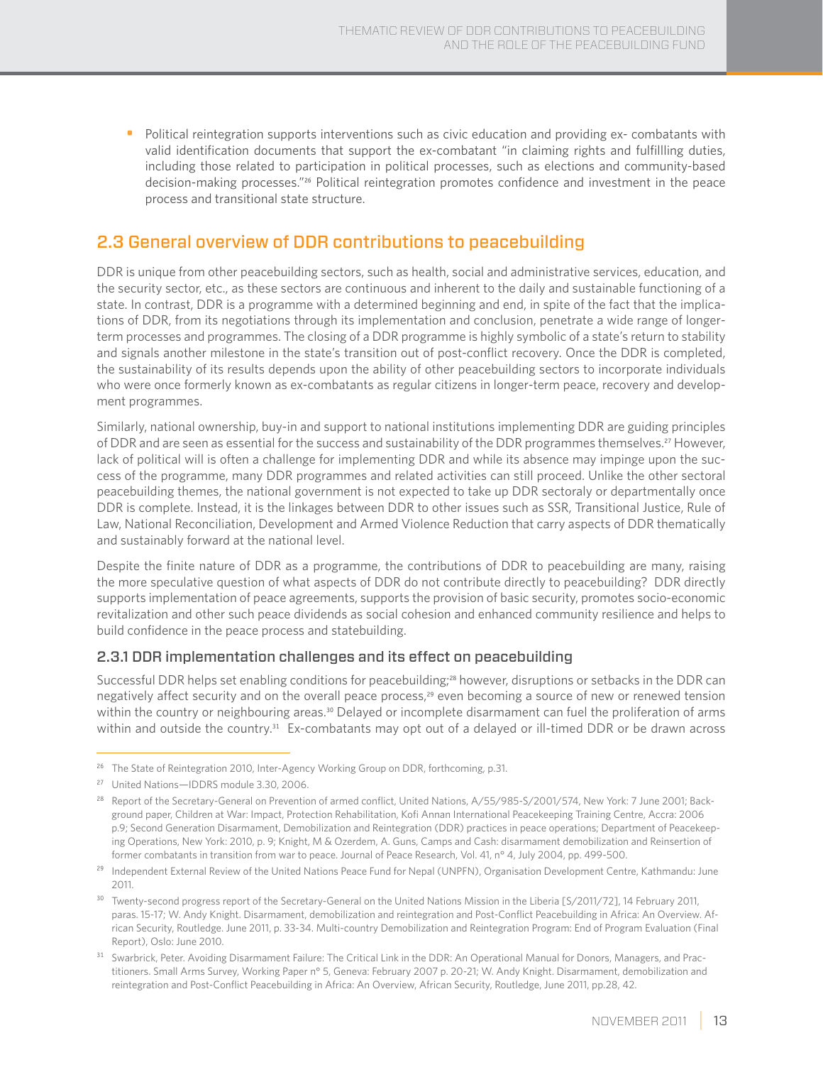- Political reintegration supports interventions such as civic education and providing ex- combatants with valid identification documents that support the ex-combatant "in claiming rights and fulfillling duties, including those related to participation in political processes, such as elections and community-based decision-making processes."[26] Political reintegration promotes confidence and investment in the peace process and transitional state structure.

## 2.3 General overview of DDR contributions to peacebuilding

DDR is unique from other peacebuilding sectors, such as health, social and administrative services, education, and the security sector, etc., as these sectors are continuous and inherent to the daily and sustainable functioning of a state. In contrast, DDR is a programme with a determined beginning and end, in spite of the fact that the implications of DDR, from its negotiations through its implementation and conclusion, penetrate a wide range of longer-term processes and programmes. The closing of a DDR programme is highly symbolic of a state's return to stability and signals another milestone in the state's transition out of post-conflict recovery. Once the DDR is completed, the sustainability of its results depends upon the ability of other peacebuilding sectors to incorporate individuals who were once formerly known as ex-combatants as regular citizens in longer-term peace, recovery and development programmes.

Similarly, national ownership, buy-in and support to national institutions implementing DDR are guiding principles of DDR and are seen as essential for the success and sustainability of the DDR programmes themselves.[27] However, lack of political will is often a challenge for implementing DDR and while its absence may impinge upon the success of the programme, many DDR programmes and related activities can still proceed. Unlike the other sectoral peacebuilding themes, the national government is not expected to take up DDR sectoraly or departmentally once DDR is complete. Instead, it is the linkages between DDR to other issues such as SSR, Transitional Justice, Rule of Law, National Reconciliation, Development and Armed Violence Reduction that carry aspects of DDR thematically and sustainably forward at the national level.

Despite the finite nature of DDR as a programme, the contributions of DDR to peacebuilding are many, raising the more speculative question of what aspects of DDR do not contribute directly to peacebuilding? DDR directly supports implementation of peace agreements, supports the provision of basic security, promotes socio-economic revitalization and other such peace dividends as social cohesion and enhanced community resilience and helps to build confidence in the peace process and statebuilding.

### 2.3.1 DDR implementation challenges and its effect on peacebuilding

Successful DDR helps set enabling conditions for peacebuilding;[28] however, disruptions or setbacks in the DDR can negatively affect security and on the overall peace process,[29] even becoming a source of new or renewed tension within the country or neighbouring areas.[30] Delayed or incomplete disarmament can fuel the proliferation of arms within and outside the country.[31] Ex-combatants may opt out of a delayed or ill-timed DDR or be drawn across

---

[26] The State of Reintegration 2010, Inter-Agency Working Group on DDR, forthcoming, p.31.

[27] United Nations—IDDRS module 3.30, 2006.

[28] Report of the Secretary-General on Prevention of armed conflict, United Nations, A/55/985-S/2001/574, New York: 7 June 2001; Background paper, Children at War: Impact, Protection Rehabilitation, Kofi Annan International Peacekeeping Training Centre, Accra: 2006 p.9; Second Generation Disarmament, Demobilization and Reintegration (DDR) practices in peace operations; Department of Peacekeeping Operations, New York: 2010, p. 9; Knight, M & Ozerdem, A. Guns, Camps and Cash: disarmament demobilization and Reinsertion of former combatants in transition from war to peace. Journal of Peace Research, Vol. 41, nº 4, July 2004, pp. 499-500.

[29] Independent External Review of the United Nations Peace Fund for Nepal (UNPFN), Organisation Development Centre, Kathmandu: June 2011.

[30] Twenty-second progress report of the Secretary-General on the United Nations Mission in the Liberia [S/2011/72], 14 February 2011, paras. 15-17; W. Andy Knight. Disarmament, demobilization and reintegration and Post-Conflict Peacebuilding in Africa: An Overview. African Security, Routledge. June 2011, p. 33-34. Multi-country Demobilization and Reintegration Program: End of Program Evaluation (Final Report), Oslo: June 2010.

[31] Swarbrick, Peter. Avoiding Disarmament Failure: The Critical Link in the DDR: An Operational Manual for Donors, Managers, and Practitioners. Small Arms Survey, Working Paper nº 5, Geneva: February 2007 p. 20-21; W. Andy Knight. Disarmament, demobilization and reintegration and Post-Conflict Peacebuilding in Africa: An Overview, African Security, Routledge, June 2011, pp.28, 42.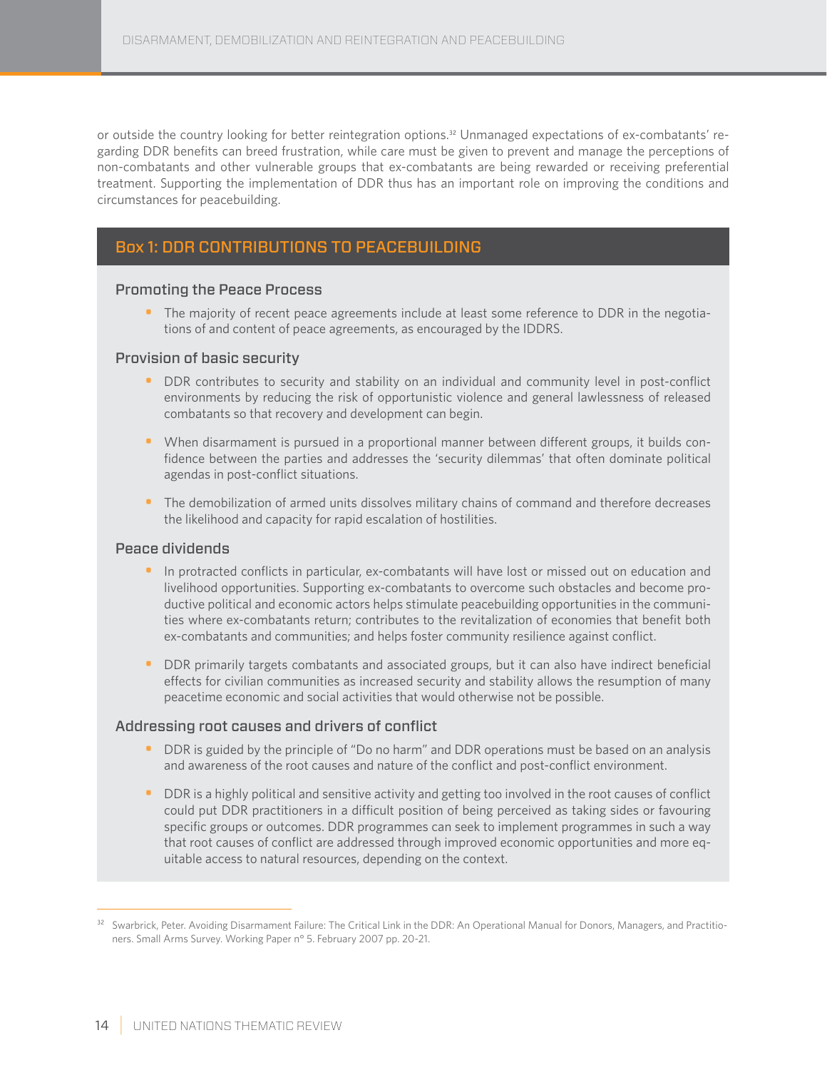or outside the country looking for better reintegration options.[32] Unmanaged expectations of ex-combatants' regarding DDR benefits can breed frustration, while care must be given to prevent and manage the perceptions of non-combatants and other vulnerable groups that ex-combatants are being rewarded or receiving preferential treatment. Supporting the implementation of DDR thus has an important role on improving the conditions and circumstances for peacebuilding.

## Box 1: DDR CONTRIBUTIONS TO PEACEBUILDING

### Promoting the Peace Process

- The majority of recent peace agreements include at least some reference to DDR in the negotiations of and content of peace agreements, as encouraged by the IDDRS.

### Provision of basic security

- DDR contributes to security and stability on an individual and community level in post-conflict environments by reducing the risk of opportunistic violence and general lawlessness of released combatants so that recovery and development can begin.
- When disarmament is pursued in a proportional manner between different groups, it builds confidence between the parties and addresses the 'security dilemmas' that often dominate political agendas in post-conflict situations.
- The demobilization of armed units dissolves military chains of command and therefore decreases the likelihood and capacity for rapid escalation of hostilities.

### Peace dividends

- In protracted conflicts in particular, ex-combatants will have lost or missed out on education and livelihood opportunities. Supporting ex-combatants to overcome such obstacles and become productive political and economic actors helps stimulate peacebuilding opportunities in the communities where ex-combatants return; contributes to the revitalization of economies that benefit both ex-combatants and communities; and helps foster community resilience against conflict.
- DDR primarily targets combatants and associated groups, but it can also have indirect beneficial effects for civilian communities as increased security and stability allows the resumption of many peacetime economic and social activities that would otherwise not be possible.

### Addressing root causes and drivers of conflict

- DDR is guided by the principle of "Do no harm" and DDR operations must be based on an analysis and awareness of the root causes and nature of the conflict and post-conflict environment.
- DDR is a highly political and sensitive activity and getting too involved in the root causes of conflict could put DDR practitioners in a difficult position of being perceived as taking sides or favouring specific groups or outcomes. DDR programmes can seek to implement programmes in such a way that root causes of conflict are addressed through improved economic opportunities and more equitable access to natural resources, depending on the context.

---

[32] Swarbrick, Peter. Avoiding Disarmament Failure: The Critical Link in the DDR: An Operational Manual for Donors, Managers, and Practitioners. Small Arms Survey. Working Paper n° 5. February 2007 pp. 20-21.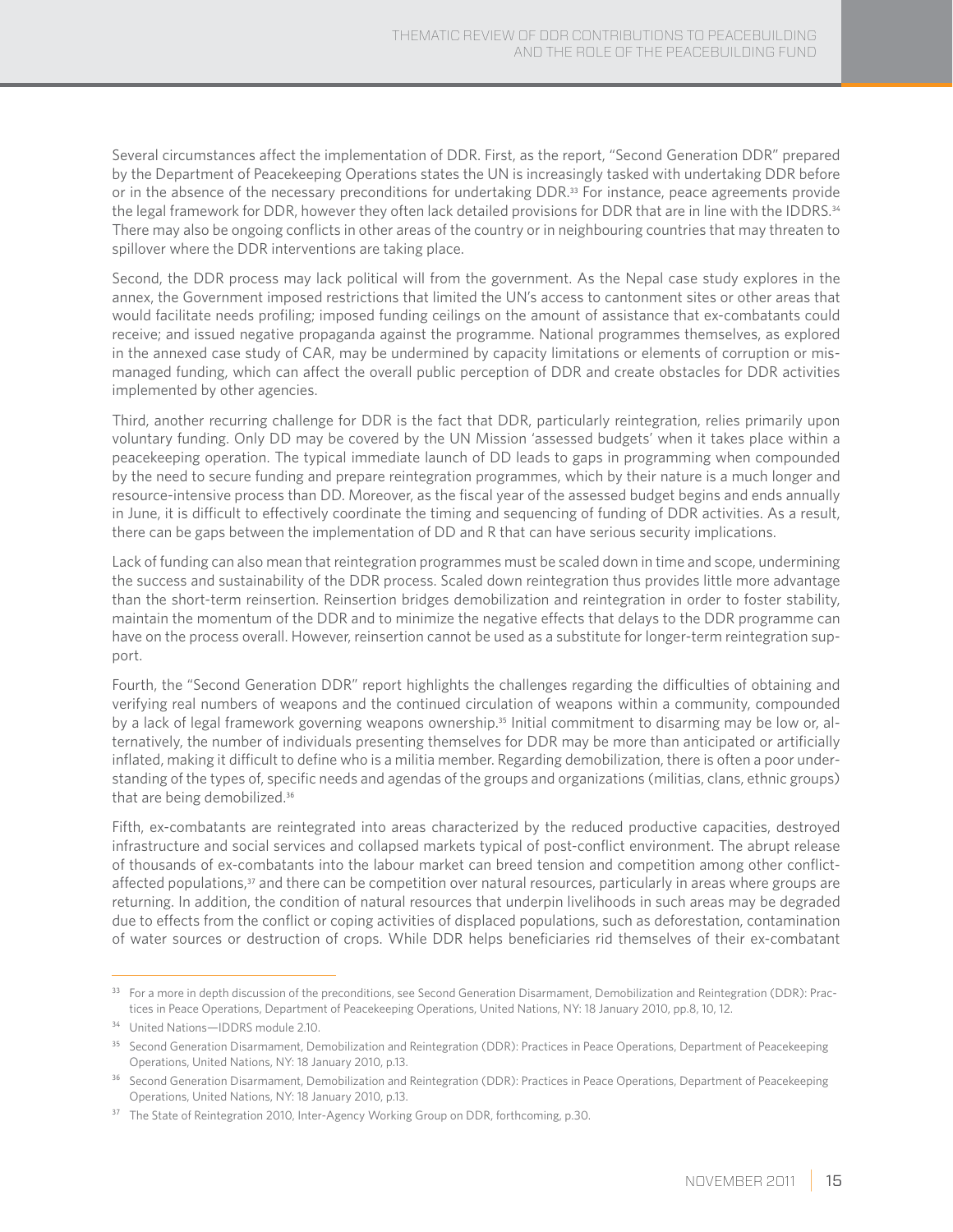Several circumstances affect the implementation of DDR. First, as the report, "Second Generation DDR" prepared by the Department of Peacekeeping Operations states the UN is increasingly tasked with undertaking DDR before or in the absence of the necessary preconditions for undertaking DDR.[33] For instance, peace agreements provide the legal framework for DDR, however they often lack detailed provisions for DDR that are in line with the IDDRS.[34] There may also be ongoing conflicts in other areas of the country or in neighbouring countries that may threaten to spillover where the DDR interventions are taking place.

Second, the DDR process may lack political will from the government. As the Nepal case study explores in the annex, the Government imposed restrictions that limited the UN's access to cantonment sites or other areas that would facilitate needs profiling; imposed funding ceilings on the amount of assistance that ex-combatants could receive; and issued negative propaganda against the programme. National programmes themselves, as explored in the annexed case study of CAR, may be undermined by capacity limitations or elements of corruption or mis-managed funding, which can affect the overall public perception of DDR and create obstacles for DDR activities implemented by other agencies.

Third, another recurring challenge for DDR is the fact that DDR, particularly reintegration, relies primarily upon voluntary funding. Only DD may be covered by the UN Mission 'assessed budgets' when it takes place within a peacekeeping operation. The typical immediate launch of DD leads to gaps in programming when compounded by the need to secure funding and prepare reintegration programmes, which by their nature is a much longer and resource-intensive process than DD. Moreover, as the fiscal year of the assessed budget begins and ends annually in June, it is difficult to effectively coordinate the timing and sequencing of funding of DDR activities. As a result, there can be gaps between the implementation of DD and R that can have serious security implications.

Lack of funding can also mean that reintegration programmes must be scaled down in time and scope, undermining the success and sustainability of the DDR process. Scaled down reintegration thus provides little more advantage than the short-term reinsertion. Reinsertion bridges demobilization and reintegration in order to foster stability, maintain the momentum of the DDR and to minimize the negative effects that delays to the DDR programme can have on the process overall. However, reinsertion cannot be used as a substitute for longer-term reintegration support.

Fourth, the "Second Generation DDR" report highlights the challenges regarding the difficulties of obtaining and verifying real numbers of weapons and the continued circulation of weapons within a community, compounded by a lack of legal framework governing weapons ownership.[35] Initial commitment to disarming may be low or, alternatively, the number of individuals presenting themselves for DDR may be more than anticipated or artificially inflated, making it difficult to define who is a militia member. Regarding demobilization, there is often a poor understanding of the types of, specific needs and agendas of the groups and organizations (militias, clans, ethnic groups) that are being demobilized.[36]

Fifth, ex-combatants are reintegrated into areas characterized by the reduced productive capacities, destroyed infrastructure and social services and collapsed markets typical of post-conflict environment. The abrupt release of thousands of ex-combatants into the labour market can breed tension and competition among other conflict-affected populations,[37] and there can be competition over natural resources, particularly in areas where groups are returning. In addition, the condition of natural resources that underpin livelihoods in such areas may be degraded due to effects from the conflict or coping activities of displaced populations, such as deforestation, contamination of water sources or destruction of crops. While DDR helps beneficiaries rid themselves of their ex-combatant

---

[33] For a more in depth discussion of the preconditions, see Second Generation Disarmament, Demobilization and Reintegration (DDR): Practices in Peace Operations, Department of Peacekeeping Operations, United Nations, NY: 18 January 2010, pp.8, 10, 12.

[34] United Nations—IDDRS module 2.10.

[35] Second Generation Disarmament, Demobilization and Reintegration (DDR): Practices in Peace Operations, Department of Peacekeeping Operations, United Nations, NY: 18 January 2010, p.13.

[36] Second Generation Disarmament, Demobilization and Reintegration (DDR): Practices in Peace Operations, Department of Peacekeeping Operations, United Nations, NY: 18 January 2010, p.13.

[37] The State of Reintegration 2010, Inter-Agency Working Group on DDR, forthcoming, p.30.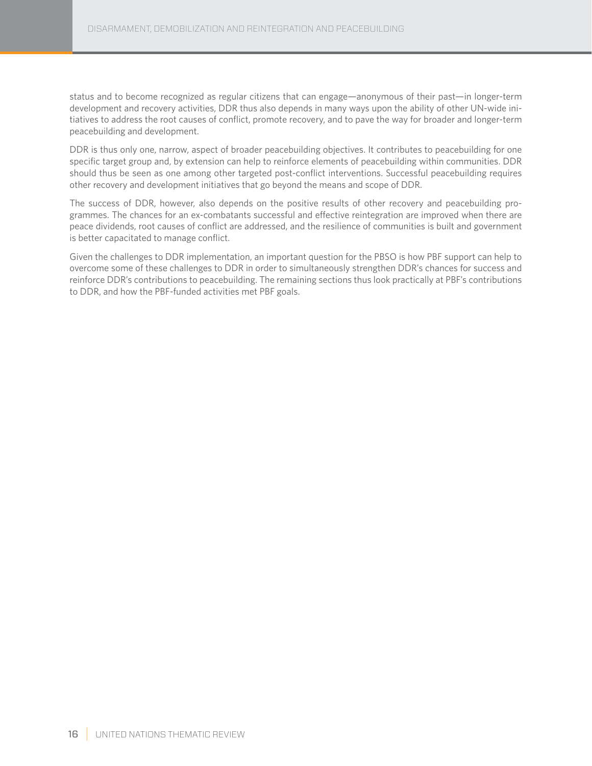status and to become recognized as regular citizens that can engage—anonymous of their past—in longer-term development and recovery activities, DDR thus also depends in many ways upon the ability of other UN-wide initiatives to address the root causes of conflict, promote recovery, and to pave the way for broader and longer-term peacebuilding and development.

DDR is thus only one, narrow, aspect of broader peacebuilding objectives. It contributes to peacebuilding for one specific target group and, by extension can help to reinforce elements of peacebuilding within communities. DDR should thus be seen as one among other targeted post-conflict interventions. Successful peacebuilding requires other recovery and development initiatives that go beyond the means and scope of DDR.

The success of DDR, however, also depends on the positive results of other recovery and peacebuilding programmes. The chances for an ex-combatants successful and effective reintegration are improved when there are peace dividends, root causes of conflict are addressed, and the resilience of communities is built and government is better capacitated to manage conflict.

Given the challenges to DDR implementation, an important question for the PBSO is how PBF support can help to overcome some of these challenges to DDR in order to simultaneously strengthen DDR's chances for success and reinforce DDR's contributions to peacebuilding. The remaining sections thus look practically at PBF's contributions to DDR, and how the PBF-funded activities met PBF goals.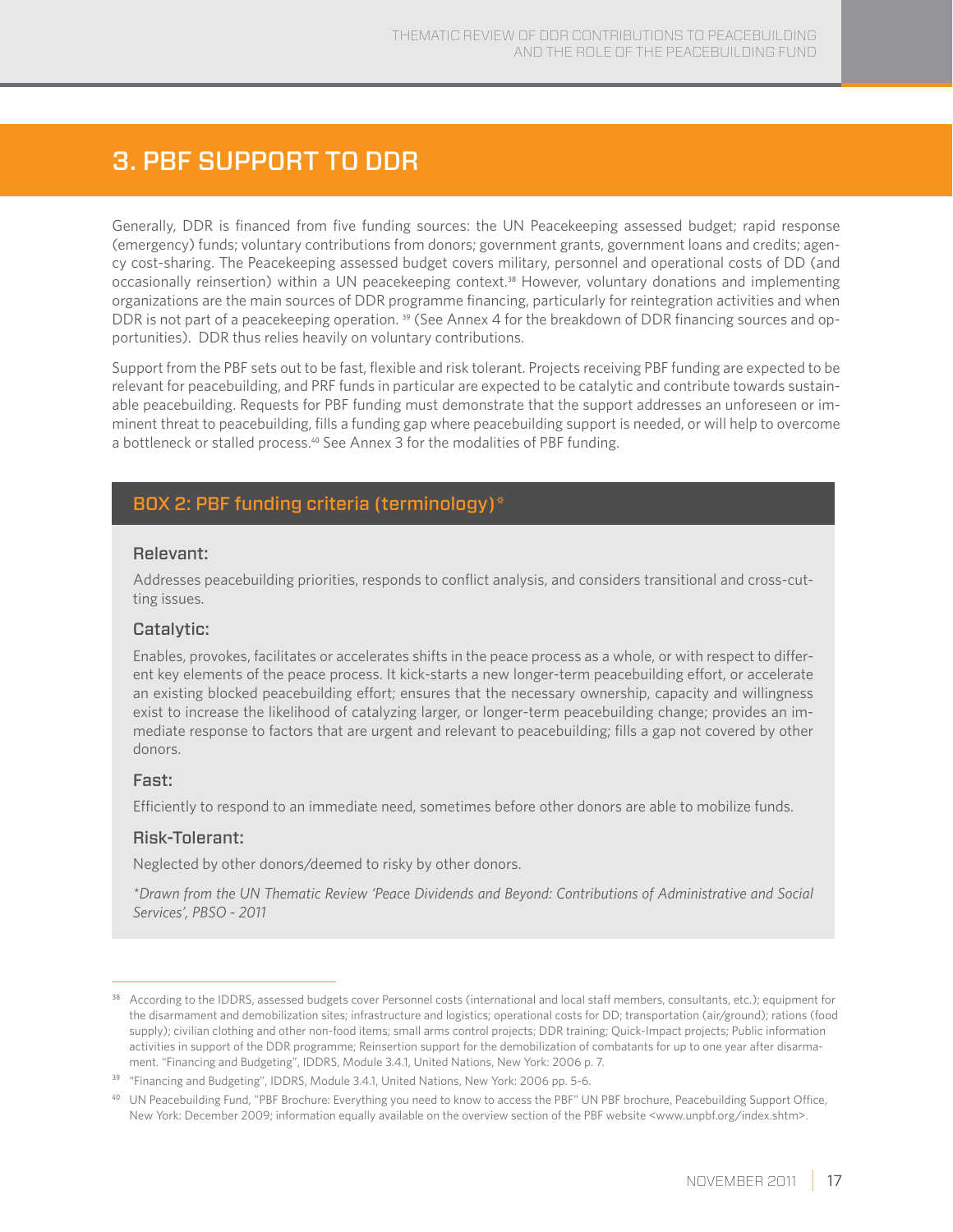# 3. PBF SUPPORT TO DDR

Generally, DDR is financed from five funding sources: the UN Peacekeeping assessed budget; rapid response (emergency) funds; voluntary contributions from donors; government grants, government loans and credits; agency cost-sharing. The Peacekeeping assessed budget covers military, personnel and operational costs of DD (and occasionally reinsertion) within a UN peacekeeping context.[38] However, voluntary donations and implementing organizations are the main sources of DDR programme financing, particularly for reintegration activities and when DDR is not part of a peacekeeping operation. [39] (See Annex 4 for the breakdown of DDR financing sources and opportunities). DDR thus relies heavily on voluntary contributions.

Support from the PBF sets out to be fast, flexible and risk tolerant. Projects receiving PBF funding are expected to be relevant for peacebuilding, and PRF funds in particular are expected to be catalytic and contribute towards sustainable peacebuilding. Requests for PBF funding must demonstrate that the support addresses an unforeseen or imminent threat to peacebuilding, fills a funding gap where peacebuilding support is needed, or will help to overcome a bottleneck or stalled process.[40] See Annex 3 for the modalities of PBF funding.

## BOX 2: PBF funding criteria (terminology)*

### Relevant:

Addresses peacebuilding priorities, responds to conflict analysis, and considers transitional and cross-cutting issues.

### Catalytic:

Enables, provokes, facilitates or accelerates shifts in the peace process as a whole, or with respect to different key elements of the peace process. It kick-starts a new longer-term peacebuilding effort, or accelerate an existing blocked peacebuilding effort; ensures that the necessary ownership, capacity and willingness exist to increase the likelihood of catalyzing larger, or longer-term peacebuilding change; provides an immediate response to factors that are urgent and relevant to peacebuilding; fills a gap not covered by other donors.

### Fast:

Efficiently to respond to an immediate need, sometimes before other donors are able to mobilize funds.

### Risk-Tolerant:

Neglected by other donors/deemed to risky by other donors.

*Drawn from the UN Thematic Review 'Peace Dividends and Beyond: Contributions of Administrative and Social Services', PBSO - 2011*

---

[38] According to the IDDRS, assessed budgets cover Personnel costs (international and local staff members, consultants, etc.); equipment for the disarmament and demobilization sites; infrastructure and logistics; operational costs for DD; transportation (air/ground); rations (food supply); civilian clothing and other non-food items; small arms control projects; DDR training; Quick-Impact projects; Public information activities in support of the DDR programme; Reinsertion support for the demobilization of combatants for up to one year after disarmament. "Financing and Budgeting", IDDRS, Module 3.4.1, United Nations, New York: 2006 p. 7.

[39] "Financing and Budgeting", IDDRS, Module 3.4.1, United Nations, New York: 2006 pp. 5-6.

[40] UN Peacebuilding Fund, "PBF Brochure: Everything you need to know to access the PBF" UN PBF brochure, Peacebuilding Support Office, New York: December 2009; information equally available on the overview section of the PBF website <www.unpbf.org/index.shtm>.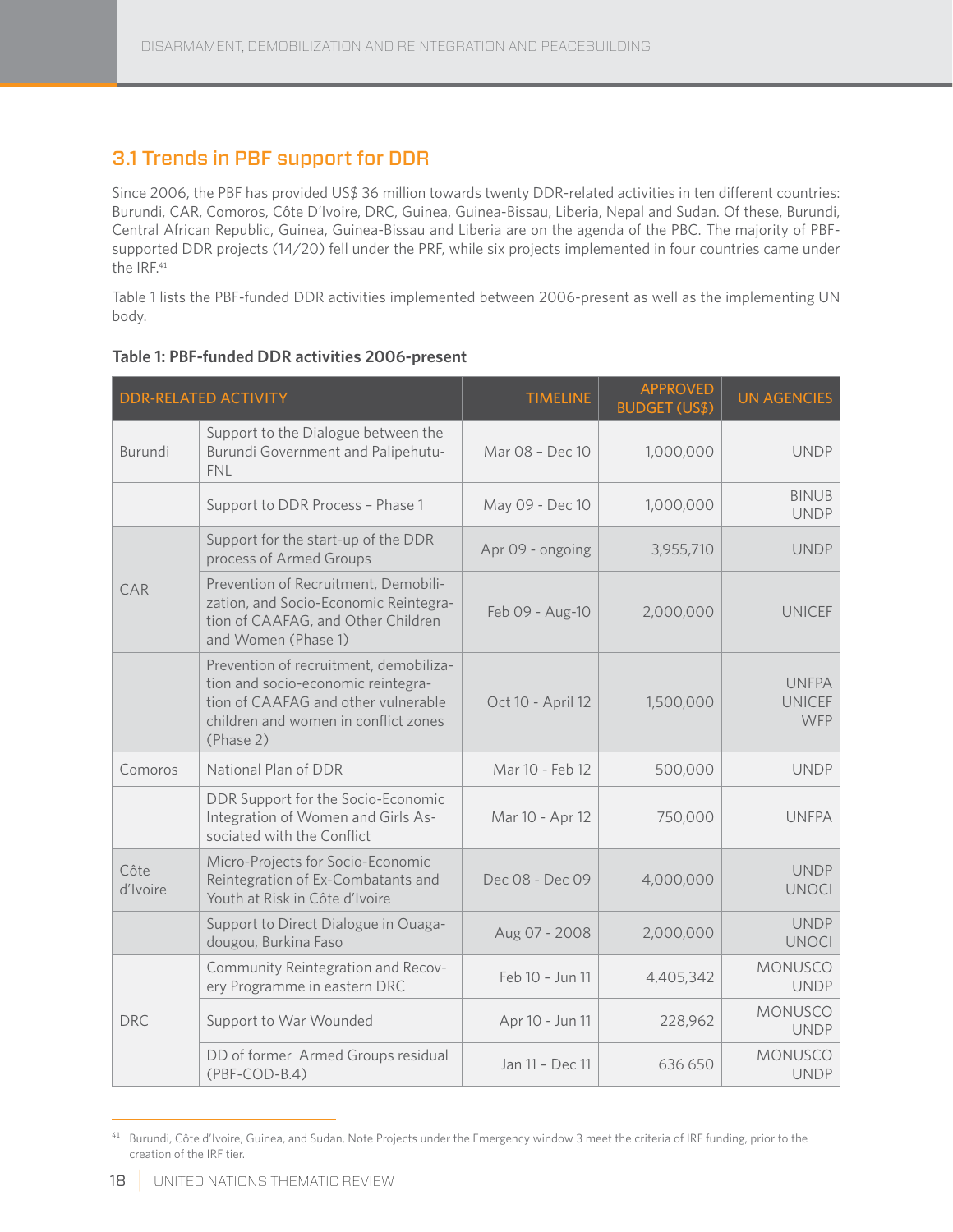## 3.1 Trends in PBF support for DDR

Since 2006, the PBF has provided US$ 36 million towards twenty DDR-related activities in ten different countries: Burundi, CAR, Comoros, Côte D'Ivoire, DRC, Guinea, Guinea-Bissau, Liberia, Nepal and Sudan. Of these, Burundi, Central African Republic, Guinea, Guinea-Bissau and Liberia are on the agenda of the PBC. The majority of PBF-supported DDR projects (14/20) fell under the PRF, while six projects implemented in four countries came under the IRF.[41]

Table 1 lists the PBF-funded DDR activities implemented between 2006-present as well as the implementing UN body.

**Table 1: PBF-funded DDR activities 2006-present**

| DDR-RELATED ACTIVITY | | TIMELINE | APPROVED BUDGET (US$) | UN AGENCIES |
|---|---|---|---|---|
| Burundi | Support to the Dialogue between the Burundi Government and Palipehutu-FNL | Mar 08 - Dec 10 | 1,000,000 | UNDP |
| | Support to DDR Process – Phase 1 | May 09 - Dec 10 | 1,000,000 | BINUB UNDP |
| CAR | Support for the start-up of the DDR process of Armed Groups | Apr 09 - ongoing | 3,955,710 | UNDP |
| | Prevention of Recruitment, Demobilization, and Socio-Economic Reintegration of CAAFAG, and Other Children and Women (Phase 1) | Feb 09 - Aug-10 | 2,000,000 | UNICEF |
| | Prevention of recruitment, demobilization and socio-economic reintegration of CAAFAG and other vulnerable children and women in conflict zones (Phase 2) | Oct 10 - April 12 | 1,500,000 | UNFPA UNICEF WFP |
| Comoros | National Plan of DDR | Mar 10 - Feb 12 | 500,000 | UNDP |
| | DDR Support for the Socio-Economic Integration of Women and Girls Associated with the Conflict | Mar 10 - Apr 12 | 750,000 | UNFPA |
| Côte d'Ivoire | Micro-Projects for Socio-Economic Reintegration of Ex-Combatants and Youth at Risk in Côte d'Ivoire | Dec 08 - Dec 09 | 4,000,000 | UNDP UNOCI |
| | Support to Direct Dialogue in Ouagadougou, Burkina Faso | Aug 07 - 2008 | 2,000,000 | UNDP UNOCI |
| DRC | Community Reintegration and Recovery Programme in eastern DRC | Feb 10 – Jun 11 | 4,405,342 | MONUSCO UNDP |
| | Support to War Wounded | Apr 10 - Jun 11 | 228,962 | MONUSCO UNDP |
| | DD of former Armed Groups residual (PBF-COD-B.4) | Jan 11 - Dec 11 | 636 650 | MONUSCO UNDP |

[41] Burundi, Côte d'Ivoire, Guinea, and Sudan, Note Projects under the Emergency window 3 meet the criteria of IRF funding, prior to the creation of the IRF tier.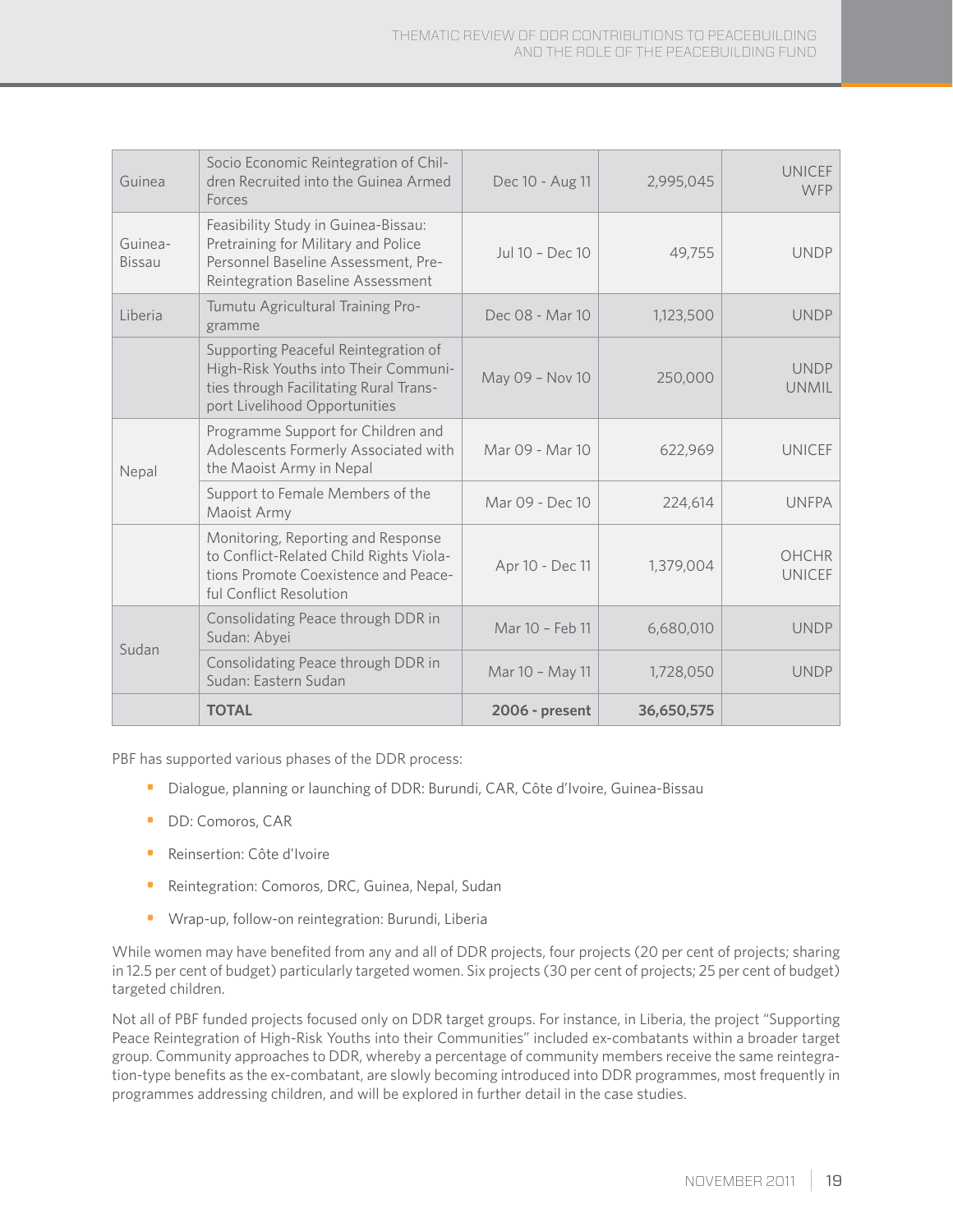| Guinea | Socio Economic Reintegration of Children Recruited into the Guinea Armed Forces | Dec 10 - Aug 11 | 2,995,045 | UNICEF WFP |
|---|---|---|---|---|
| Guinea-Bissau | Feasibility Study in Guinea-Bissau: Pretraining for Military and Police Personnel Baseline Assessment, Pre-Reintegration Baseline Assessment | Jul 10 – Dec 10 | 49,755 | UNDP |
| Liberia | Tumutu Agricultural Training Programme | Dec 08 - Mar 10 | 1,123,500 | UNDP |
| | Supporting Peaceful Reintegration of High-Risk Youths into Their Communities through Facilitating Rural Transport Livelihood Opportunities | May 09 – Nov 10 | 250,000 | UNDP UNMIL |
| Nepal | Programme Support for Children and Adolescents Formerly Associated with the Maoist Army in Nepal | Mar 09 - Mar 10 | 622,969 | UNICEF |
| | Support to Female Members of the Maoist Army | Mar 09 - Dec 10 | 224,614 | UNFPA |
| | Monitoring, Reporting and Response to Conflict-Related Child Rights Violations Promote Coexistence and Peaceful Conflict Resolution | Apr 10 - Dec 11 | 1,379,004 | OHCHR UNICEF |
| Sudan | Consolidating Peace through DDR in Sudan: Abyei | Mar 10 - Feb 11 | 6,680,010 | UNDP |
| | Consolidating Peace through DDR in Sudan: Eastern Sudan | Mar 10 – May 11 | 1,728,050 | UNDP |
| | **TOTAL** | **2006 - present** | **36,650,575** | |

PBF has supported various phases of the DDR process:

- Dialogue, planning or launching of DDR: Burundi, CAR, Côte d'Ivoire, Guinea-Bissau
- DD: Comoros, CAR
- Reinsertion: Côte d'Ivoire
- Reintegration: Comoros, DRC, Guinea, Nepal, Sudan
- Wrap-up, follow-on reintegration: Burundi, Liberia

While women may have benefited from any and all of DDR projects, four projects (20 per cent of projects; sharing in 12.5 per cent of budget) particularly targeted women. Six projects (30 per cent of projects; 25 per cent of budget) targeted children.

Not all of PBF funded projects focused only on DDR target groups. For instance, in Liberia, the project "Supporting Peace Reintegration of High-Risk Youths into their Communities" included ex-combatants within a broader target group. Community approaches to DDR, whereby a percentage of community members receive the same reintegration-type benefits as the ex-combatant, are slowly becoming introduced into DDR programmes, most frequently in programmes addressing children, and will be explored in further detail in the case studies.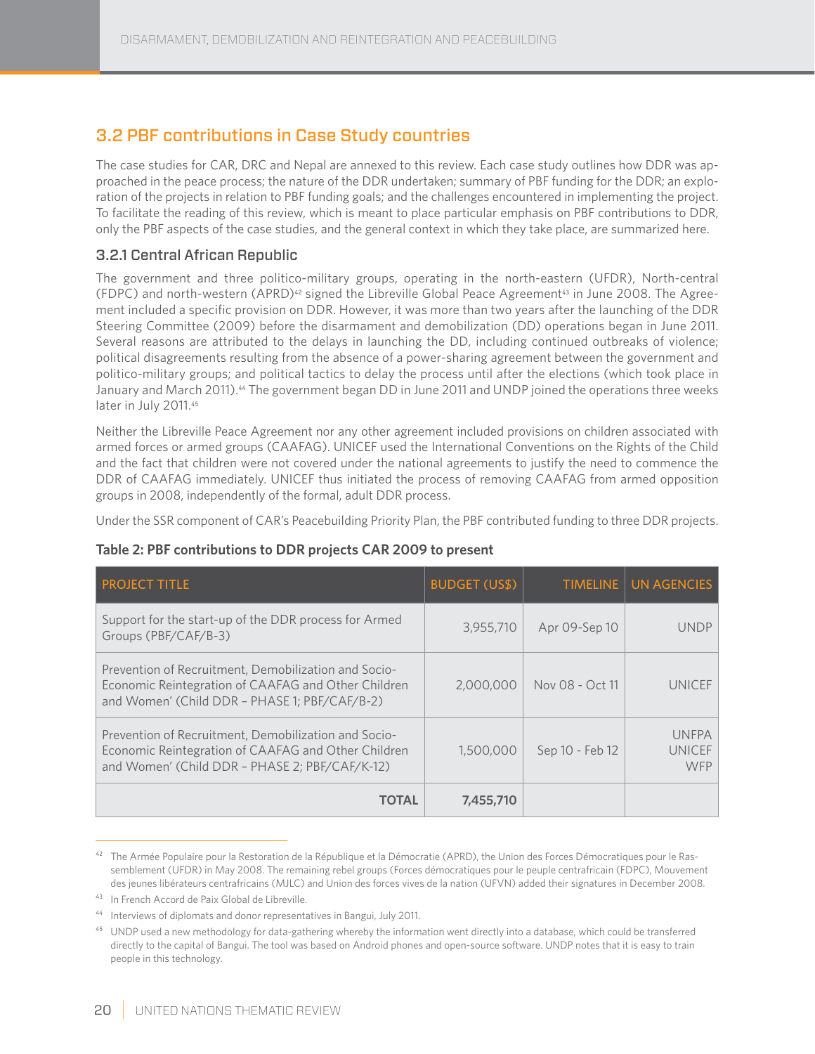## 3.2 PBF contributions in Case Study countries

The case studies for CAR, DRC and Nepal are annexed to this review. Each case study outlines how DDR was approached in the peace process; the nature of the DDR undertaken; summary of PBF funding for the DDR; an exploration of the projects in relation to PBF funding goals; and the challenges encountered in implementing the project. To facilitate the reading of this review, which is meant to place particular emphasis on PBF contributions to DDR, only the PBF aspects of the case studies, and the general context in which they take place, are summarized here.

### 3.2.1 Central African Republic

The government and three politico-military groups, operating in the north-eastern (UFDR), North-central (FDPC) and north-western (APRD)[42] signed the Libreville Global Peace Agreement[43] in June 2008. The Agreement included a specific provision on DDR. However, it was more than two years after the launching of the DDR Steering Committee (2009) before the disarmament and demobilization (DD) operations began in June 2011. Several reasons are attributed to the delays in launching the DD, including continued outbreaks of violence; political disagreements resulting from the absence of a power-sharing agreement between the government and politico-military groups; and political tactics to delay the process until after the elections (which took place in January and March 2011).[44] The government began DD in June 2011 and UNDP joined the operations three weeks later in July 2011.[45]

Neither the Libreville Peace Agreement nor any other agreement included provisions on children associated with armed forces or armed groups (CAAFAG). UNICEF used the International Conventions on the Rights of the Child and the fact that children were not covered under the national agreements to justify the need to commence the DDR of CAAFAG immediately. UNICEF thus initiated the process of removing CAAFAG from armed opposition groups in 2008, independently of the formal, adult DDR process.

Under the SSR component of CAR's Peacebuilding Priority Plan, the PBF contributed funding to three DDR projects.

**Table 2: PBF contributions to DDR projects CAR 2009 to present**

| PROJECT TITLE | BUDGET (US$) | TIMELINE | UN AGENCIES |
|---|---|---|---|
| Support for the start-up of the DDR process for Armed Groups (PBF/CAF/B-3) | 3,955,710 | Apr 09-Sep 10 | UNDP |
| Prevention of Recruitment, Demobilization and Socio-Economic Reintegration of CAAFAG and Other Children and Women' (Child DDR – PHASE 1; PBF/CAF/B-2) | 2,000,000 | Nov 08 - Oct 11 | UNICEF |
| Prevention of Recruitment, Demobilization and Socio-Economic Reintegration of CAAFAG and Other Children and Women' (Child DDR – PHASE 2; PBF/CAF/K-12) | 1,500,000 | Sep 10 - Feb 12 | UNFPA<br>UNICEF<br>WFP |
| **TOTAL** | **7,455,710** | | |

---

[42] The Armée Populaire pour la Restoration de la République et la Démocratie (APRD), the Union des Forces Démocratiques pour le Rassemblement (UFDR) in May 2008. The remaining rebel groups (Forces démocratiques pour le peuple centrafricain (FDPC), Mouvement des jeunes libérateurs centrafricains (MJLC) and Union des forces vives de la nation (UFVN) added their signatures in December 2008.

[43] In French Accord de Paix Global de Libreville.

[44] Interviews of diplomats and donor representatives in Bangui, July 2011.

[45] UNDP used a new methodology for data-gathering whereby the information went directly into a database, which could be transferred directly to the capital of Bangui. The tool was based on Android phones and open-source software. UNDP notes that it is easy to train people in this technology.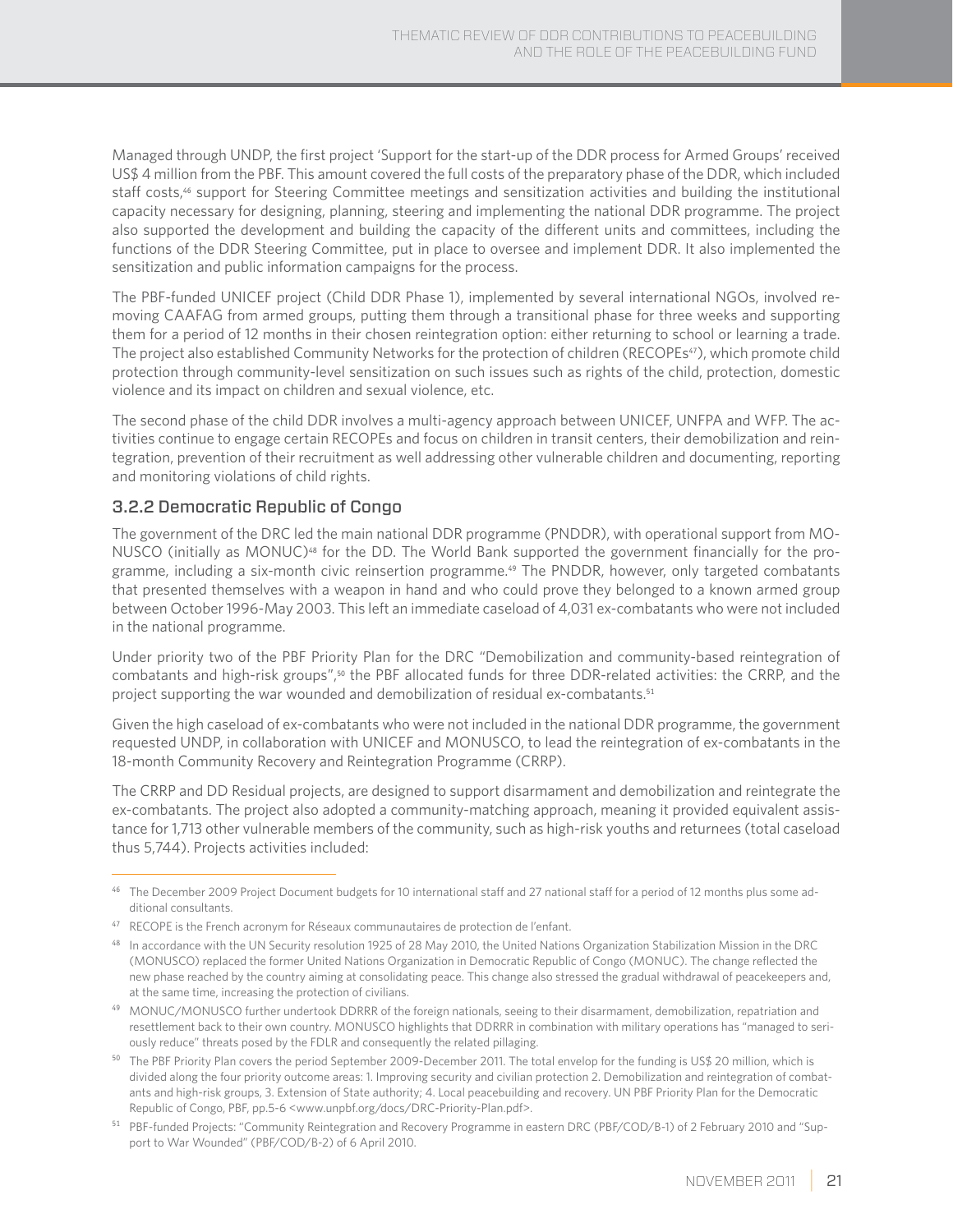Managed through UNDP, the first project 'Support for the start-up of the DDR process for Armed Groups' received US$ 4 million from the PBF. This amount covered the full costs of the preparatory phase of the DDR, which included staff costs,[46] support for Steering Committee meetings and sensitization activities and building the institutional capacity necessary for designing, planning, steering and implementing the national DDR programme. The project also supported the development and building the capacity of the different units and committees, including the functions of the DDR Steering Committee, put in place to oversee and implement DDR. It also implemented the sensitization and public information campaigns for the process.

The PBF-funded UNICEF project (Child DDR Phase 1), implemented by several international NGOs, involved removing CAAFAG from armed groups, putting them through a transitional phase for three weeks and supporting them for a period of 12 months in their chosen reintegration option: either returning to school or learning a trade. The project also established Community Networks for the protection of children (RECOPEs[47]), which promote child protection through community-level sensitization on such issues such as rights of the child, protection, domestic violence and its impact on children and sexual violence, etc.

The second phase of the child DDR involves a multi-agency approach between UNICEF, UNFPA and WFP. The activities continue to engage certain RECOPEs and focus on children in transit centers, their demobilization and reintegration, prevention of their recruitment as well addressing other vulnerable children and documenting, reporting and monitoring violations of child rights.

### 3.2.2 Democratic Republic of Congo

The government of the DRC led the main national DDR programme (PNDDR), with operational support from MONUSCO (initially as MONUC)[48] for the DD. The World Bank supported the government financially for the programme, including a six-month civic reinsertion programme.[49] The PNDDR, however, only targeted combatants that presented themselves with a weapon in hand and who could prove they belonged to a known armed group between October 1996-May 2003. This left an immediate caseload of 4,031 ex-combatants who were not included in the national programme.

Under priority two of the PBF Priority Plan for the DRC "Demobilization and community-based reintegration of combatants and high-risk groups",[50] the PBF allocated funds for three DDR-related activities: the CRRP, and the project supporting the war wounded and demobilization of residual ex-combatants.[51]

Given the high caseload of ex-combatants who were not included in the national DDR programme, the government requested UNDP, in collaboration with UNICEF and MONUSCO, to lead the reintegration of ex-combatants in the 18-month Community Recovery and Reintegration Programme (CRRP).

The CRRP and DD Residual projects, are designed to support disarmament and demobilization and reintegrate the ex-combatants. The project also adopted a community-matching approach, meaning it provided equivalent assistance for 1,713 other vulnerable members of the community, such as high-risk youths and returnees (total caseload thus 5,744). Projects activities included:

---

[46] The December 2009 Project Document budgets for 10 international staff and 27 national staff for a period of 12 months plus some additional consultants.

[47] RECOPE is the French acronym for Réseaux communautaires de protection de l'enfant.

[48] In accordance with the UN Security resolution 1925 of 28 May 2010, the United Nations Organization Stabilization Mission in the DRC (MONUSCO) replaced the former United Nations Organization in Democratic Republic of Congo (MONUC). The change reflected the new phase reached by the country aiming at consolidating peace. This change also stressed the gradual withdrawal of peacekeepers and, at the same time, increasing the protection of civilians.

[49] MONUC/MONUSCO further undertook DDRRR of the foreign nationals, seeing to their disarmament, demobilization, repatriation and resettlement back to their own country. MONUSCO highlights that DDRRR in combination with military operations has "managed to seriously reduce" threats posed by the FDLR and consequently the related pillaging.

[50] The PBF Priority Plan covers the period September 2009-December 2011. The total envelop for the funding is US$ 20 million, which is divided along the four priority outcome areas: 1. Improving security and civilian protection 2. Demobilization and reintegration of combatants and high-risk groups, 3. Extension of State authority; 4. Local peacebuilding and recovery. UN PBF Priority Plan for the Democratic Republic of Congo, PBF, pp.5-6 <www.unpbf.org/docs/DRC-Priority-Plan.pdf>.

[51] PBF-funded Projects: "Community Reintegration and Recovery Programme in eastern DRC (PBF/COD/B-1) of 2 February 2010 and "Support to War Wounded" (PBF/COD/B-2) of 6 April 2010.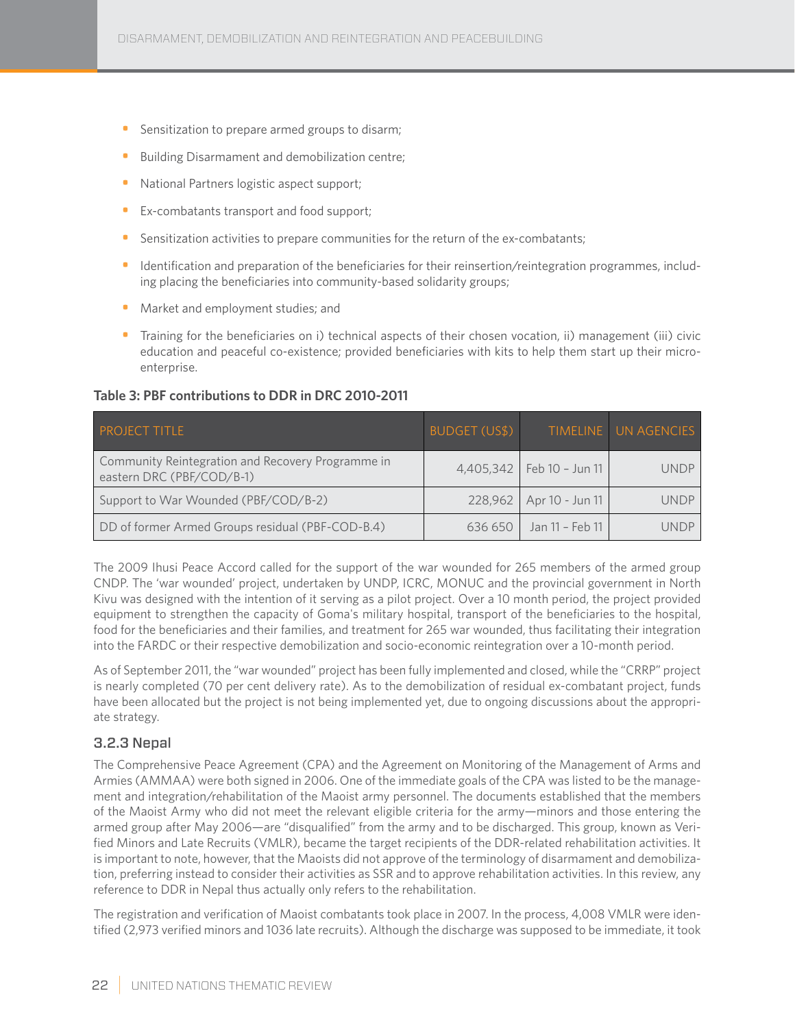- Sensitization to prepare armed groups to disarm;
- Building Disarmament and demobilization centre;
- National Partners logistic aspect support;
- Ex-combatants transport and food support;
- Sensitization activities to prepare communities for the return of the ex-combatants;
- Identification and preparation of the beneficiaries for their reinsertion/reintegration programmes, including placing the beneficiaries into community-based solidarity groups;
- Market and employment studies; and
- Training for the beneficiaries on i) technical aspects of their chosen vocation, ii) management (iii) civic education and peaceful co-existence; provided beneficiaries with kits to help them start up their micro-enterprise.

**Table 3: PBF contributions to DDR in DRC 2010-2011**

| PROJECT TITLE | BUDGET (US$) | TIMELINE | UN AGENCIES |
|---|---|---|---|
| Community Reintegration and Recovery Programme in eastern DRC (PBF/COD/B-1) | 4,405,342 | Feb 10 – Jun 11 | UNDP |
| Support to War Wounded (PBF/COD/B-2) | 228,962 | Apr 10 - Jun 11 | UNDP |
| DD of former Armed Groups residual (PBF-COD-B.4) | 636 650 | Jan 11 – Feb 11 | UNDP |

The 2009 Ihusi Peace Accord called for the support of the war wounded for 265 members of the armed group CNDP. The 'war wounded' project, undertaken by UNDP, ICRC, MONUC and the provincial government in North Kivu was designed with the intention of it serving as a pilot project. Over a 10 month period, the project provided equipment to strengthen the capacity of Goma's military hospital, transport of the beneficiaries to the hospital, food for the beneficiaries and their families, and treatment for 265 war wounded, thus facilitating their integration into the FARDC or their respective demobilization and socio-economic reintegration over a 10-month period.

As of September 2011, the "war wounded" project has been fully implemented and closed, while the "CRRP" project is nearly completed (70 per cent delivery rate). As to the demobilization of residual ex-combatant project, funds have been allocated but the project is not being implemented yet, due to ongoing discussions about the appropriate strategy.

### 3.2.3 Nepal

The Comprehensive Peace Agreement (CPA) and the Agreement on Monitoring of the Management of Arms and Armies (AMMAA) were both signed in 2006. One of the immediate goals of the CPA was listed to be the management and integration/rehabilitation of the Maoist army personnel. The documents established that the members of the Maoist Army who did not meet the relevant eligible criteria for the army—minors and those entering the armed group after May 2006—are "disqualified" from the army and to be discharged. This group, known as Verified Minors and Late Recruits (VMLR), became the target recipients of the DDR-related rehabilitation activities. It is important to note, however, that the Maoists did not approve of the terminology of disarmament and demobilization, preferring instead to consider their activities as SSR and to approve rehabilitation activities. In this review, any reference to DDR in Nepal thus actually only refers to the rehabilitation.

The registration and verification of Maoist combatants took place in 2007. In the process, 4,008 VMLR were identified (2,973 verified minors and 1036 late recruits). Although the discharge was supposed to be immediate, it took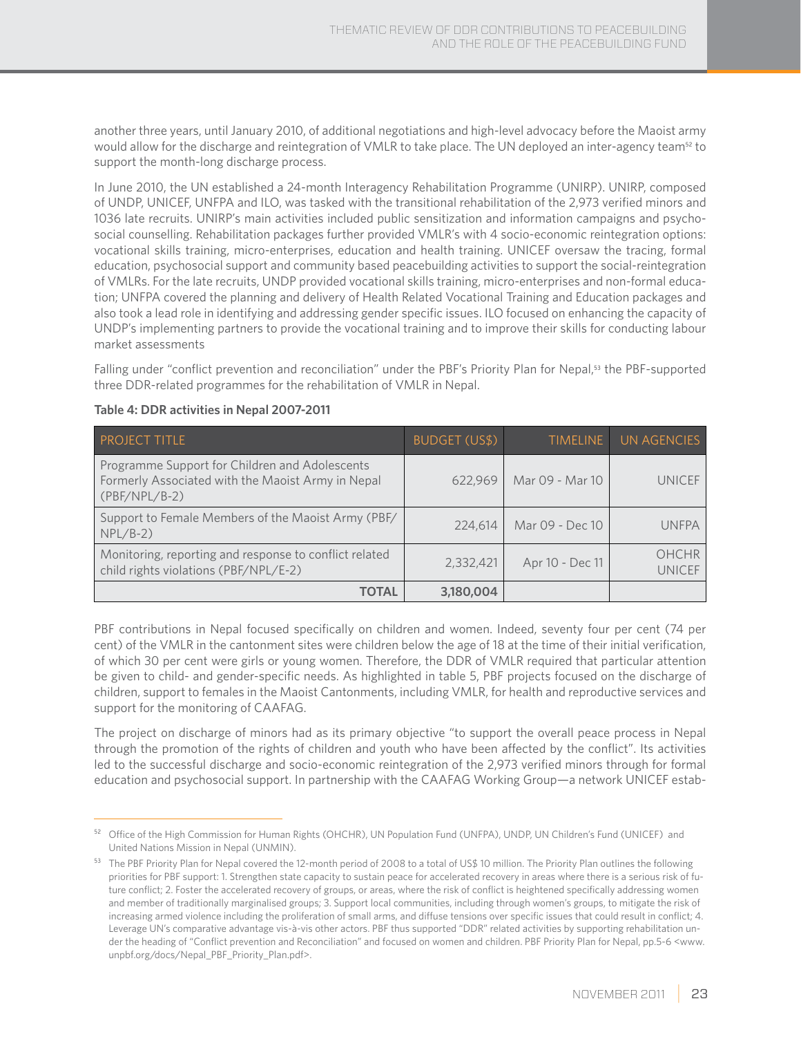another three years, until January 2010, of additional negotiations and high-level advocacy before the Maoist army would allow for the discharge and reintegration of VMLR to take place. The UN deployed an inter-agency team[52] to support the month-long discharge process.

In June 2010, the UN established a 24-month Interagency Rehabilitation Programme (UNIRP). UNIRP, composed of UNDP, UNICEF, UNFPA and ILO, was tasked with the transitional rehabilitation of the 2,973 verified minors and 1036 late recruits. UNIRP's main activities included public sensitization and information campaigns and psycho-social counselling. Rehabilitation packages further provided VMLR's with 4 socio-economic reintegration options: vocational skills training, micro-enterprises, education and health training. UNICEF oversaw the tracing, formal education, psychosocial support and community based peacebuilding activities to support the social-reintegration of VMLRs. For the late recruits, UNDP provided vocational skills training, micro-enterprises and non-formal education; UNFPA covered the planning and delivery of Health Related Vocational Training and Education packages and also took a lead role in identifying and addressing gender specific issues. ILO focused on enhancing the capacity of UNDP's implementing partners to provide the vocational training and to improve their skills for conducting labour market assessments

Falling under "conflict prevention and reconciliation" under the PBF's Priority Plan for Nepal,[53] the PBF-supported three DDR-related programmes for the rehabilitation of VMLR in Nepal.

**Table 4: DDR activities in Nepal 2007-2011**

| PROJECT TITLE | BUDGET (US$) | TIMELINE | UN AGENCIES |
|---|---|---|---|
| Programme Support for Children and Adolescents Formerly Associated with the Maoist Army in Nepal (PBF/NPL/B-2) | 622,969 | Mar 09 - Mar 10 | UNICEF |
| Support to Female Members of the Maoist Army (PBF/NPL/B-2) | 224,614 | Mar 09 - Dec 10 | UNFPA |
| Monitoring, reporting and response to conflict related child rights violations (PBF/NPL/E-2) | 2,332,421 | Apr 10 - Dec 11 | OHCHR UNICEF |
| **TOTAL** | **3,180,004** | | |

PBF contributions in Nepal focused specifically on children and women. Indeed, seventy four per cent (74 per cent) of the VMLR in the cantonment sites were children below the age of 18 at the time of their initial verification, of which 30 per cent were girls or young women. Therefore, the DDR of VMLR required that particular attention be given to child- and gender-specific needs. As highlighted in table 5, PBF projects focused on the discharge of children, support to females in the Maoist Cantonments, including VMLR, for health and reproductive services and support for the monitoring of CAAFAG.

The project on discharge of minors had as its primary objective "to support the overall peace process in Nepal through the promotion of the rights of children and youth who have been affected by the conflict". Its activities led to the successful discharge and socio-economic reintegration of the 2,973 verified minors through for formal education and psychosocial support. In partnership with the CAAFAG Working Group—a network UNICEF estab-

---

[52] Office of the High Commission for Human Rights (OHCHR), UN Population Fund (UNFPA), UNDP, UN Children's Fund (UNICEF) and United Nations Mission in Nepal (UNMIN).

[53] The PBF Priority Plan for Nepal covered the 12-month period of 2008 to a total of US$ 10 million. The Priority Plan outlines the following priorities for PBF support: 1. Strengthen state capacity to sustain peace for accelerated recovery in areas where there is a serious risk of future conflict; 2. Foster the accelerated recovery of groups, or areas, where the risk of conflict is heightened specifically addressing women and member of traditionally marginalised groups; 3. Support local communities, including through women's groups, to mitigate the risk of increasing armed violence including the proliferation of small arms, and diffuse tensions over specific issues that could result in conflict; 4. Leverage UN's comparative advantage vis-à-vis other actors. PBF thus supported "DDR" related activities by supporting rehabilitation under the heading of "Conflict prevention and Reconciliation" and focused on women and children. PBF Priority Plan for Nepal, pp.5-6 <www.unpbf.org/docs/Nepal_PBF_Priority_Plan.pdf>.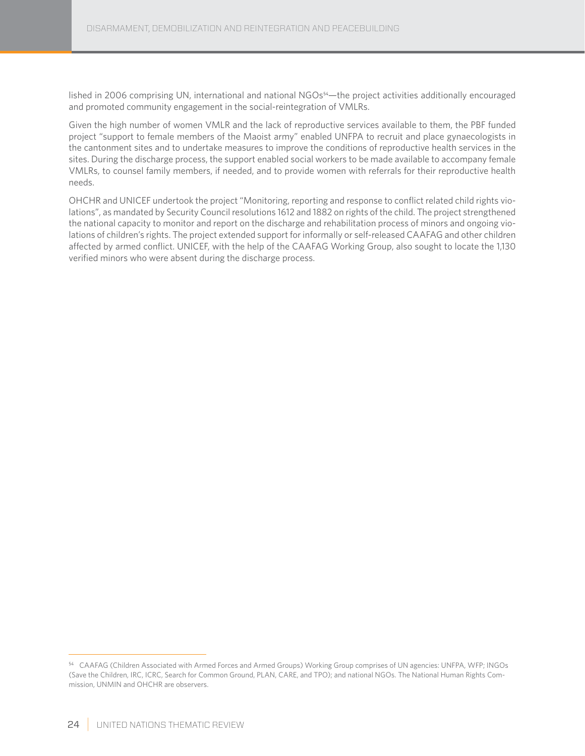lished in 2006 comprising UN, international and national NGOs[54]—the project activities additionally encouraged and promoted community engagement in the social-reintegration of VMLRs.

Given the high number of women VMLR and the lack of reproductive services available to them, the PBF funded project "support to female members of the Maoist army" enabled UNFPA to recruit and place gynaecologists in the cantonment sites and to undertake measures to improve the conditions of reproductive health services in the sites. During the discharge process, the support enabled social workers to be made available to accompany female VMLRs, to counsel family members, if needed, and to provide women with referrals for their reproductive health needs.

OHCHR and UNICEF undertook the project "Monitoring, reporting and response to conflict related child rights violations", as mandated by Security Council resolutions 1612 and 1882 on rights of the child. The project strengthened the national capacity to monitor and report on the discharge and rehabilitation process of minors and ongoing violations of children's rights. The project extended support for informally or self-released CAAFAG and other children affected by armed conflict. UNICEF, with the help of the CAAFAG Working Group, also sought to locate the 1,130 verified minors who were absent during the discharge process.

---

[54] CAAFAG (Children Associated with Armed Forces and Armed Groups) Working Group comprises of UN agencies: UNFPA, WFP; INGOs (Save the Children, IRC, ICRC, Search for Common Ground, PLAN, CARE, and TPO); and national NGOs. The National Human Rights Commission, UNMIN and OHCHR are observers.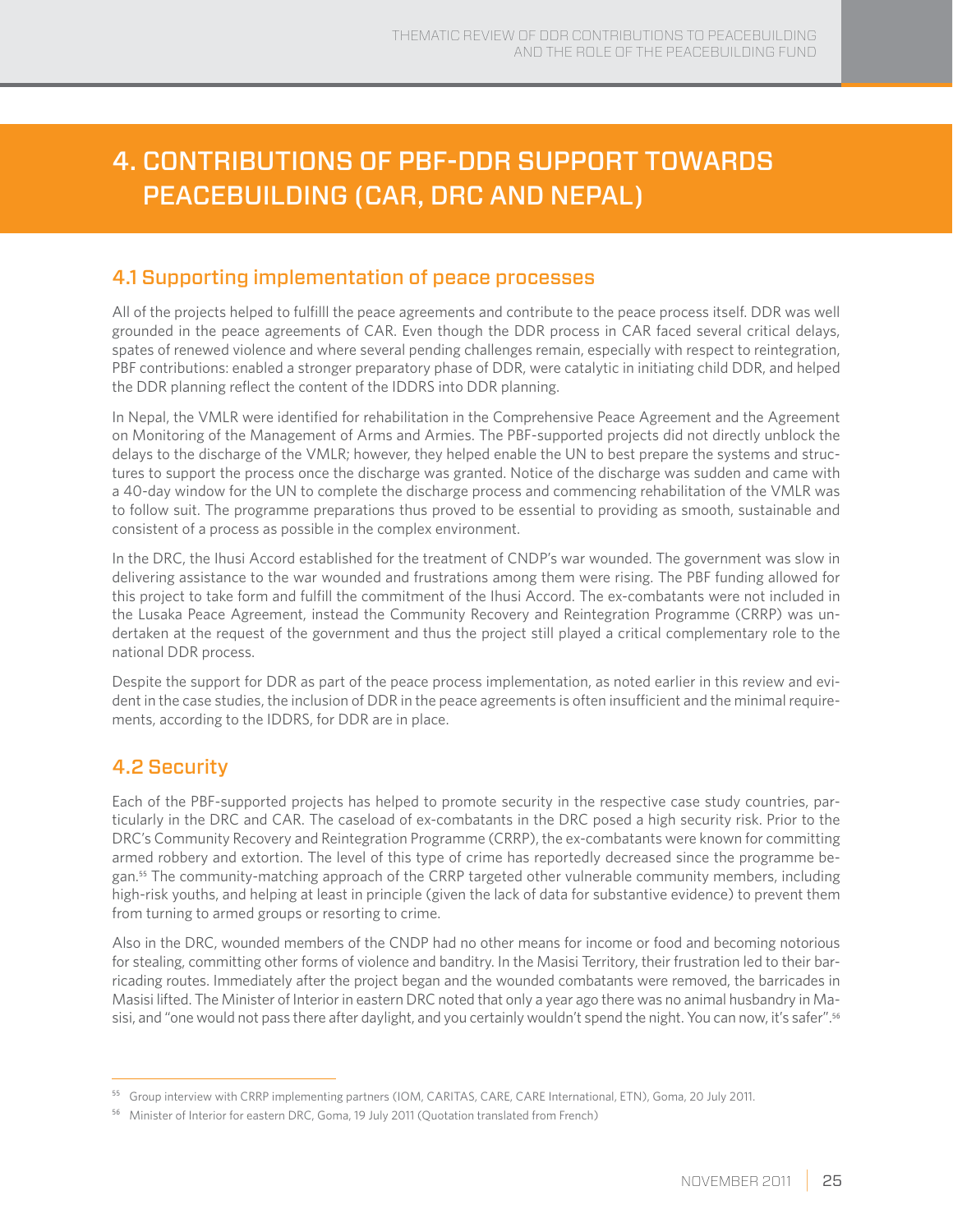# 4. CONTRIBUTIONS OF PBF-DDR SUPPORT TOWARDS PEACEBUILDING (CAR, DRC AND NEPAL)

## 4.1 Supporting implementation of peace processes

All of the projects helped to fulfilll the peace agreements and contribute to the peace process itself. DDR was well grounded in the peace agreements of CAR. Even though the DDR process in CAR faced several critical delays, spates of renewed violence and where several pending challenges remain, especially with respect to reintegration, PBF contributions: enabled a stronger preparatory phase of DDR, were catalytic in initiating child DDR, and helped the DDR planning reflect the content of the IDDRS into DDR planning.

In Nepal, the VMLR were identified for rehabilitation in the Comprehensive Peace Agreement and the Agreement on Monitoring of the Management of Arms and Armies. The PBF-supported projects did not directly unblock the delays to the discharge of the VMLR; however, they helped enable the UN to best prepare the systems and structures to support the process once the discharge was granted. Notice of the discharge was sudden and came with a 40-day window for the UN to complete the discharge process and commencing rehabilitation of the VMLR was to follow suit. The programme preparations thus proved to be essential to providing as smooth, sustainable and consistent of a process as possible in the complex environment.

In the DRC, the Ihusi Accord established for the treatment of CNDP's war wounded. The government was slow in delivering assistance to the war wounded and frustrations among them were rising. The PBF funding allowed for this project to take form and fulfill the commitment of the Ihusi Accord. The ex-combatants were not included in the Lusaka Peace Agreement, instead the Community Recovery and Reintegration Programme (CRRP) was undertaken at the request of the government and thus the project still played a critical complementary role to the national DDR process.

Despite the support for DDR as part of the peace process implementation, as noted earlier in this review and evident in the case studies, the inclusion of DDR in the peace agreements is often insufficient and the minimal requirements, according to the IDDRS, for DDR are in place.

## 4.2 Security

Each of the PBF-supported projects has helped to promote security in the respective case study countries, particularly in the DRC and CAR. The caseload of ex-combatants in the DRC posed a high security risk. Prior to the DRC's Community Recovery and Reintegration Programme (CRRP), the ex-combatants were known for committing armed robbery and extortion. The level of this type of crime has reportedly decreased since the programme began.[55] The community-matching approach of the CRRP targeted other vulnerable community members, including high-risk youths, and helping at least in principle (given the lack of data for substantive evidence) to prevent them from turning to armed groups or resorting to crime.

Also in the DRC, wounded members of the CNDP had no other means for income or food and becoming notorious for stealing, committing other forms of violence and banditry. In the Masisi Territory, their frustration led to their barricading routes. Immediately after the project began and the wounded combatants were removed, the barricades in Masisi lifted. The Minister of Interior in eastern DRC noted that only a year ago there was no animal husbandry in Masisi, and "one would not pass there after daylight, and you certainly wouldn't spend the night. You can now, it's safer".[56]

---

[55] Group interview with CRRP implementing partners (IOM, CARITAS, CARE, CARE International, ETN), Goma, 20 July 2011.

[56] Minister of Interior for eastern DRC, Goma, 19 July 2011 (Quotation translated from French)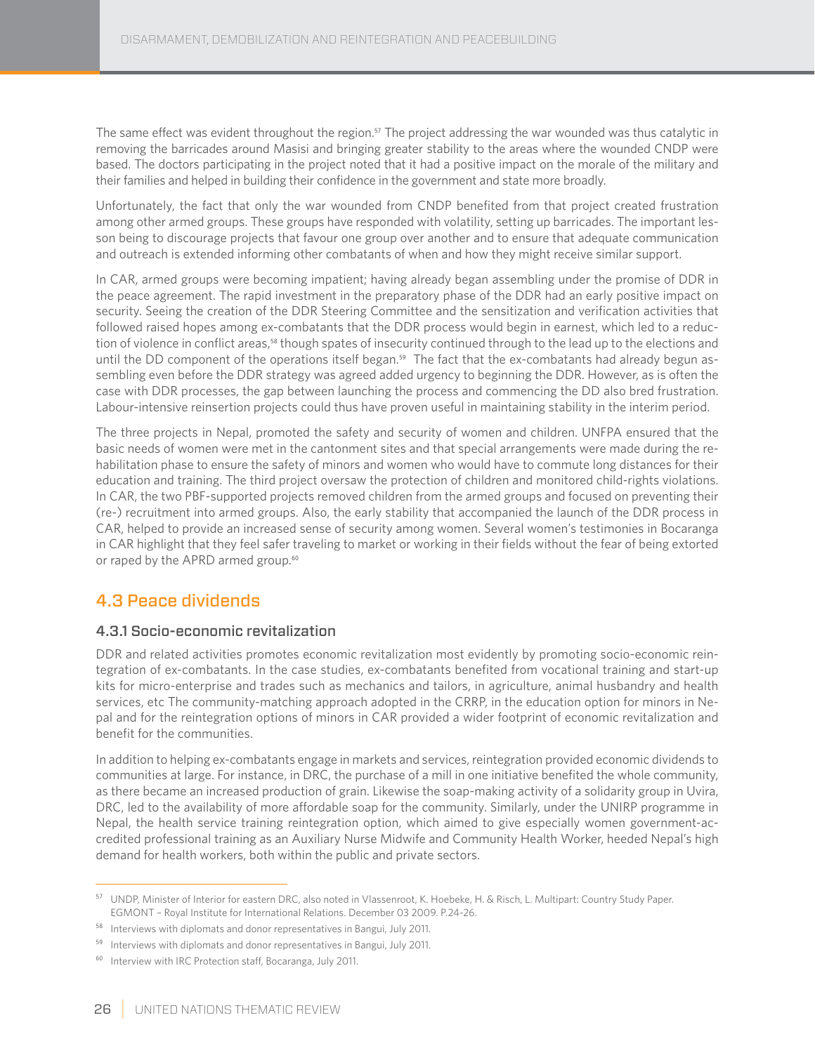The same effect was evident throughout the region.[57] The project addressing the war wounded was thus catalytic in removing the barricades around Masisi and bringing greater stability to the areas where the wounded CNDP were based. The doctors participating in the project noted that it had a positive impact on the morale of the military and their families and helped in building their confidence in the government and state more broadly.

Unfortunately, the fact that only the war wounded from CNDP benefited from that project created frustration among other armed groups. These groups have responded with volatility, setting up barricades. The important lesson being to discourage projects that favour one group over another and to ensure that adequate communication and outreach is extended informing other combatants of when and how they might receive similar support.

In CAR, armed groups were becoming impatient; having already began assembling under the promise of DDR in the peace agreement. The rapid investment in the preparatory phase of the DDR had an early positive impact on security. Seeing the creation of the DDR Steering Committee and the sensitization and verification activities that followed raised hopes among ex-combatants that the DDR process would begin in earnest, which led to a reduction of violence in conflict areas,[58] though spates of insecurity continued through to the lead up to the elections and until the DD component of the operations itself began.[59] The fact that the ex-combatants had already begun assembling even before the DDR strategy was agreed added urgency to beginning the DDR. However, as is often the case with DDR processes, the gap between launching the process and commencing the DD also bred frustration. Labour-intensive reinsertion projects could thus have proven useful in maintaining stability in the interim period.

The three projects in Nepal, promoted the safety and security of women and children. UNFPA ensured that the basic needs of women were met in the cantonment sites and that special arrangements were made during the rehabilitation phase to ensure the safety of minors and women who would have to commute long distances for their education and training. The third project oversaw the protection of children and monitored child-rights violations. In CAR, the two PBF-supported projects removed children from the armed groups and focused on preventing their (re-) recruitment into armed groups. Also, the early stability that accompanied the launch of the DDR process in CAR, helped to provide an increased sense of security among women. Several women's testimonies in Bocaranga in CAR highlight that they feel safer traveling to market or working in their fields without the fear of being extorted or raped by the APRD armed group.[60]

## 4.3 Peace dividends

### 4.3.1 Socio-economic revitalization

DDR and related activities promotes economic revitalization most evidently by promoting socio-economic reintegration of ex-combatants. In the case studies, ex-combatants benefited from vocational training and start-up kits for micro-enterprise and trades such as mechanics and tailors, in agriculture, animal husbandry and health services, etc The community-matching approach adopted in the CRRP, in the education option for minors in Nepal and for the reintegration options of minors in CAR provided a wider footprint of economic revitalization and benefit for the communities.

In addition to helping ex-combatants engage in markets and services, reintegration provided economic dividends to communities at large. For instance, in DRC, the purchase of a mill in one initiative benefited the whole community, as there became an increased production of grain. Likewise the soap-making activity of a solidarity group in Uvira, DRC, led to the availability of more affordable soap for the community. Similarly, under the UNIRP programme in Nepal, the health service training reintegration option, which aimed to give especially women government-accredited professional training as an Auxiliary Nurse Midwife and Community Health Worker, heeded Nepal's high demand for health workers, both within the public and private sectors.

---

[57] UNDP, Minister of Interior for eastern DRC, also noted in Vlassenroot, K. Hoebeke, H. & Risch, L. Multipart: Country Study Paper. EGMONT – Royal Institute for International Relations. December 03 2009. P.24-26.

[58] Interviews with diplomats and donor representatives in Bangui, July 2011.

[59] Interviews with diplomats and donor representatives in Bangui, July 2011.

[60] Interview with IRC Protection staff, Bocaranga, July 2011.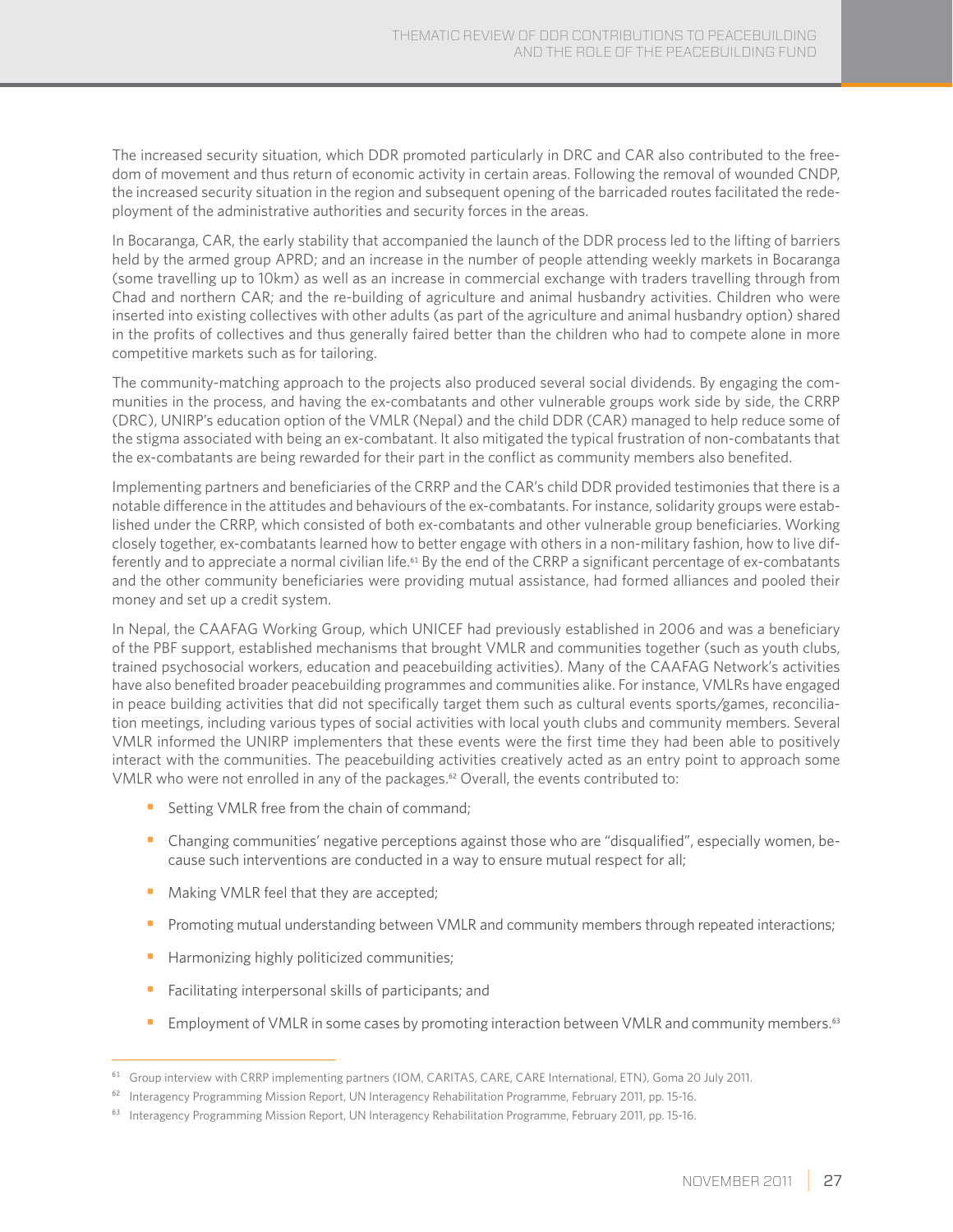The increased security situation, which DDR promoted particularly in DRC and CAR also contributed to the freedom of movement and thus return of economic activity in certain areas. Following the removal of wounded CNDP, the increased security situation in the region and subsequent opening of the barricaded routes facilitated the redeployment of the administrative authorities and security forces in the areas.

In Bocaranga, CAR, the early stability that accompanied the launch of the DDR process led to the lifting of barriers held by the armed group APRD; and an increase in the number of people attending weekly markets in Bocaranga (some travelling up to 10km) as well as an increase in commercial exchange with traders travelling through from Chad and northern CAR; and the re-building of agriculture and animal husbandry activities. Children who were inserted into existing collectives with other adults (as part of the agriculture and animal husbandry option) shared in the profits of collectives and thus generally faired better than the children who had to compete alone in more competitive markets such as for tailoring.

The community-matching approach to the projects also produced several social dividends. By engaging the communities in the process, and having the ex-combatants and other vulnerable groups work side by side, the CRRP (DRC), UNIRP's education option of the VMLR (Nepal) and the child DDR (CAR) managed to help reduce some of the stigma associated with being an ex-combatant. It also mitigated the typical frustration of non-combatants that the ex-combatants are being rewarded for their part in the conflict as community members also benefited.

Implementing partners and beneficiaries of the CRRP and the CAR's child DDR provided testimonies that there is a notable difference in the attitudes and behaviours of the ex-combatants. For instance, solidarity groups were established under the CRRP, which consisted of both ex-combatants and other vulnerable group beneficiaries. Working closely together, ex-combatants learned how to better engage with others in a non-military fashion, how to live differently and to appreciate a normal civilian life.[61] By the end of the CRRP a significant percentage of ex-combatants and the other community beneficiaries were providing mutual assistance, had formed alliances and pooled their money and set up a credit system.

In Nepal, the CAAFAG Working Group, which UNICEF had previously established in 2006 and was a beneficiary of the PBF support, established mechanisms that brought VMLR and communities together (such as youth clubs, trained psychosocial workers, education and peacebuilding activities). Many of the CAAFAG Network's activities have also benefited broader peacebuilding programmes and communities alike. For instance, VMLRs have engaged in peace building activities that did not specifically target them such as cultural events sports/games, reconciliation meetings, including various types of social activities with local youth clubs and community members. Several VMLR informed the UNIRP implementers that these events were the first time they had been able to positively interact with the communities. The peacebuilding activities creatively acted as an entry point to approach some VMLR who were not enrolled in any of the packages.[62] Overall, the events contributed to:

- Setting VMLR free from the chain of command;
- Changing communities' negative perceptions against those who are "disqualified", especially women, because such interventions are conducted in a way to ensure mutual respect for all;
- Making VMLR feel that they are accepted;
- Promoting mutual understanding between VMLR and community members through repeated interactions;
- Harmonizing highly politicized communities;
- Facilitating interpersonal skills of participants; and
- Employment of VMLR in some cases by promoting interaction between VMLR and community members.[63]

---

[61] Group interview with CRRP implementing partners (IOM, CARITAS, CARE, CARE International, ETN), Goma 20 July 2011.

[62] Interagency Programming Mission Report, UN Interagency Rehabilitation Programme, February 2011, pp. 15-16.

[63] Interagency Programming Mission Report, UN Interagency Rehabilitation Programme, February 2011, pp. 15-16.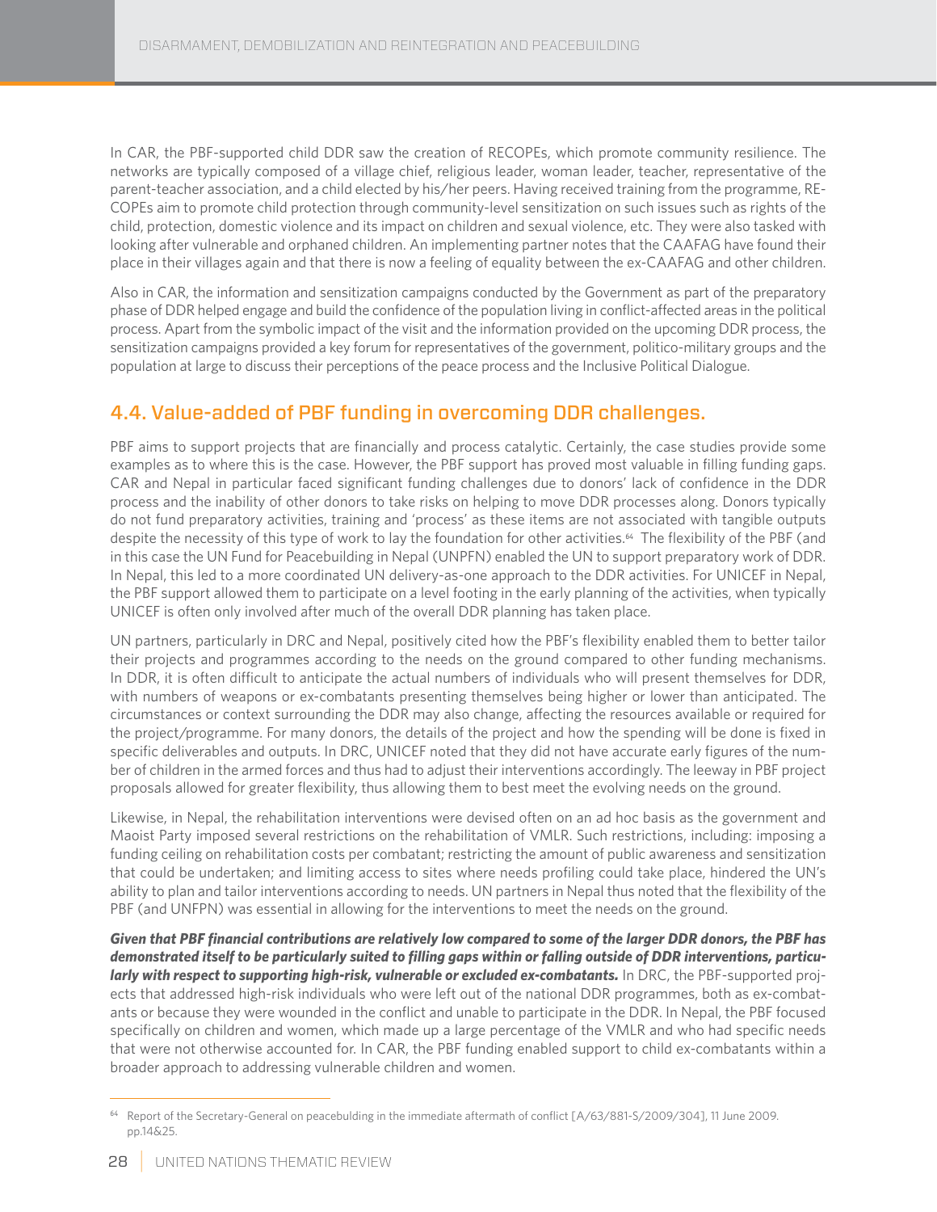In CAR, the PBF-supported child DDR saw the creation of RECOPEs, which promote community resilience. The networks are typically composed of a village chief, religious leader, woman leader, teacher, representative of the parent-teacher association, and a child elected by his/her peers. Having received training from the programme, RECOPEs aim to promote child protection through community-level sensitization on such issues such as rights of the child, protection, domestic violence and its impact on children and sexual violence, etc. They were also tasked with looking after vulnerable and orphaned children. An implementing partner notes that the CAAFAG have found their place in their villages again and that there is now a feeling of equality between the ex-CAAFAG and other children.

Also in CAR, the information and sensitization campaigns conducted by the Government as part of the preparatory phase of DDR helped engage and build the confidence of the population living in conflict-affected areas in the political process. Apart from the symbolic impact of the visit and the information provided on the upcoming DDR process, the sensitization campaigns provided a key forum for representatives of the government, politico-military groups and the population at large to discuss their perceptions of the peace process and the Inclusive Political Dialogue.

## 4.4. Value-added of PBF funding in overcoming DDR challenges.

PBF aims to support projects that are financially and process catalytic. Certainly, the case studies provide some examples as to where this is the case. However, the PBF support has proved most valuable in filling funding gaps. CAR and Nepal in particular faced significant funding challenges due to donors' lack of confidence in the DDR process and the inability of other donors to take risks on helping to move DDR processes along. Donors typically do not fund preparatory activities, training and 'process' as these items are not associated with tangible outputs despite the necessity of this type of work to lay the foundation for other activities.[64] The flexibility of the PBF (and in this case the UN Fund for Peacebuilding in Nepal (UNPFN) enabled the UN to support preparatory work of DDR. In Nepal, this led to a more coordinated UN delivery-as-one approach to the DDR activities. For UNICEF in Nepal, the PBF support allowed them to participate on a level footing in the early planning of the activities, when typically UNICEF is often only involved after much of the overall DDR planning has taken place.

UN partners, particularly in DRC and Nepal, positively cited how the PBF's flexibility enabled them to better tailor their projects and programmes according to the needs on the ground compared to other funding mechanisms. In DDR, it is often difficult to anticipate the actual numbers of individuals who will present themselves for DDR, with numbers of weapons or ex-combatants presenting themselves being higher or lower than anticipated. The circumstances or context surrounding the DDR may also change, affecting the resources available or required for the project/programme. For many donors, the details of the project and how the spending will be done is fixed in specific deliverables and outputs. In DRC, UNICEF noted that they did not have accurate early figures of the number of children in the armed forces and thus had to adjust their interventions accordingly. The leeway in PBF project proposals allowed for greater flexibility, thus allowing them to best meet the evolving needs on the ground.

Likewise, in Nepal, the rehabilitation interventions were devised often on an ad hoc basis as the government and Maoist Party imposed several restrictions on the rehabilitation of VMLR. Such restrictions, including: imposing a funding ceiling on rehabilitation costs per combatant; restricting the amount of public awareness and sensitization that could be undertaken; and limiting access to sites where needs profiling could take place, hindered the UN's ability to plan and tailor interventions according to needs. UN partners in Nepal thus noted that the flexibility of the PBF (and UNFPN) was essential in allowing for the interventions to meet the needs on the ground.

***Given that PBF financial contributions are relatively low compared to some of the larger DDR donors, the PBF has demonstrated itself to be particularly suited to filling gaps within or falling outside of DDR interventions, particularly with respect to supporting high-risk, vulnerable or excluded ex-combatants.*** In DRC, the PBF-supported projects that addressed high-risk individuals who were left out of the national DDR programmes, both as ex-combatants or because they were wounded in the conflict and unable to participate in the DDR. In Nepal, the PBF focused specifically on children and women, which made up a large percentage of the VMLR and who had specific needs that were not otherwise accounted for. In CAR, the PBF funding enabled support to child ex-combatants within a broader approach to addressing vulnerable children and women.

---

[64] Report of the Secretary-General on peacebulding in the immediate aftermath of conflict [A/63/881-S/2009/304], 11 June 2009. pp.14&25.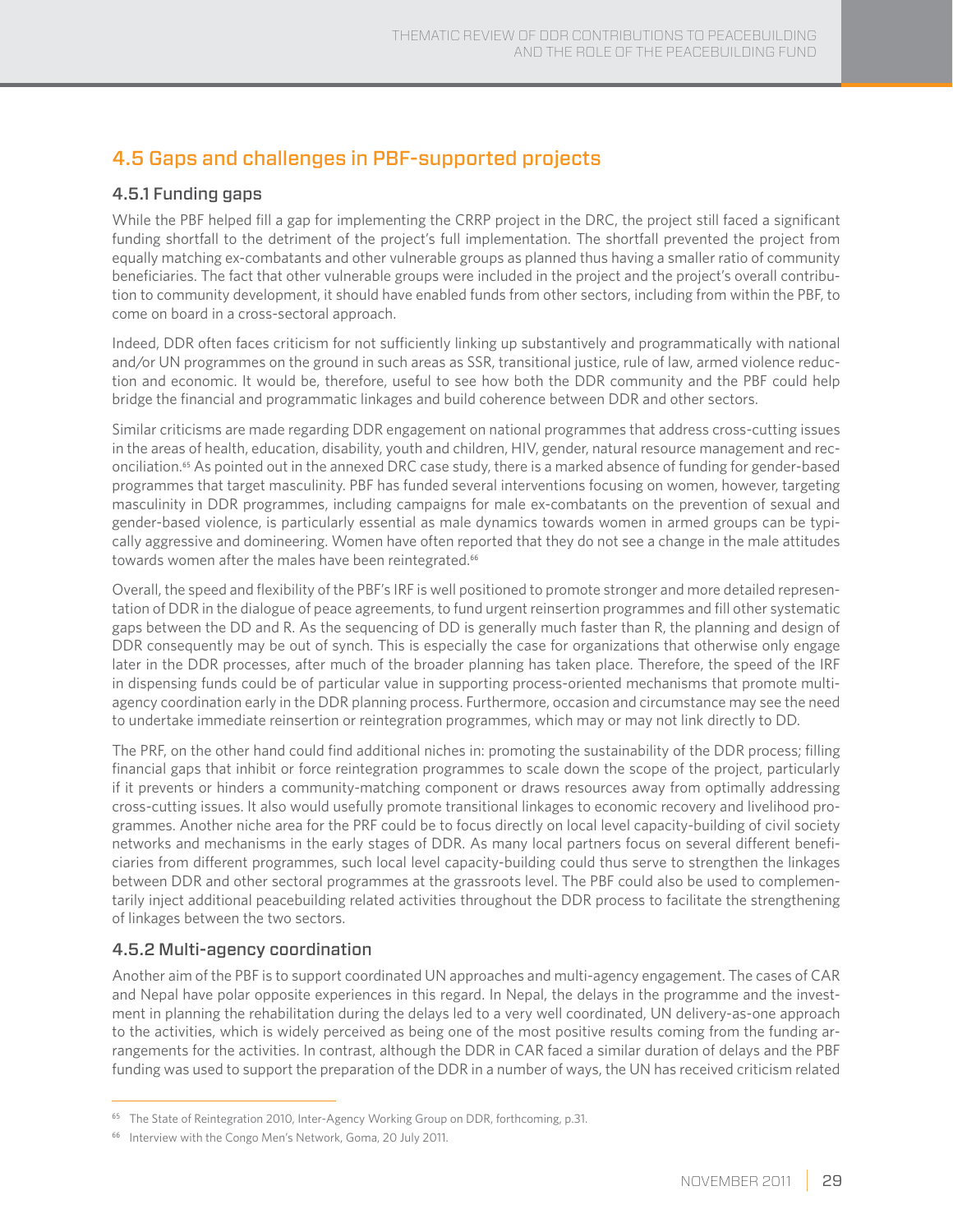## 4.5 Gaps and challenges in PBF-supported projects

### 4.5.1 Funding gaps

While the PBF helped fill a gap for implementing the CRRP project in the DRC, the project still faced a significant funding shortfall to the detriment of the project's full implementation. The shortfall prevented the project from equally matching ex-combatants and other vulnerable groups as planned thus having a smaller ratio of community beneficiaries. The fact that other vulnerable groups were included in the project and the project's overall contribution to community development, it should have enabled funds from other sectors, including from within the PBF, to come on board in a cross-sectoral approach.

Indeed, DDR often faces criticism for not sufficiently linking up substantively and programmatically with national and/or UN programmes on the ground in such areas as SSR, transitional justice, rule of law, armed violence reduction and economic. It would be, therefore, useful to see how both the DDR community and the PBF could help bridge the financial and programmatic linkages and build coherence between DDR and other sectors.

Similar criticisms are made regarding DDR engagement on national programmes that address cross-cutting issues in the areas of health, education, disability, youth and children, HIV, gender, natural resource management and reconciliation.[65] As pointed out in the annexed DRC case study, there is a marked absence of funding for gender-based programmes that target masculinity. PBF has funded several interventions focusing on women, however, targeting masculinity in DDR programmes, including campaigns for male ex-combatants on the prevention of sexual and gender-based violence, is particularly essential as male dynamics towards women in armed groups can be typically aggressive and domineering. Women have often reported that they do not see a change in the male attitudes towards women after the males have been reintegrated.[66]

Overall, the speed and flexibility of the PBF's IRF is well positioned to promote stronger and more detailed representation of DDR in the dialogue of peace agreements, to fund urgent reinsertion programmes and fill other systematic gaps between the DD and R. As the sequencing of DD is generally much faster than R, the planning and design of DDR consequently may be out of synch. This is especially the case for organizations that otherwise only engage later in the DDR processes, after much of the broader planning has taken place. Therefore, the speed of the IRF in dispensing funds could be of particular value in supporting process-oriented mechanisms that promote multi-agency coordination early in the DDR planning process. Furthermore, occasion and circumstance may see the need to undertake immediate reinsertion or reintegration programmes, which may or may not link directly to DD.

The PRF, on the other hand could find additional niches in: promoting the sustainability of the DDR process; filling financial gaps that inhibit or force reintegration programmes to scale down the scope of the project, particularly if it prevents or hinders a community-matching component or draws resources away from optimally addressing cross-cutting issues. It also would usefully promote transitional linkages to economic recovery and livelihood programmes. Another niche area for the PRF could be to focus directly on local level capacity-building of civil society networks and mechanisms in the early stages of DDR. As many local partners focus on several different beneficiaries from different programmes, such local level capacity-building could thus serve to strengthen the linkages between DDR and other sectoral programmes at the grassroots level. The PBF could also be used to complementarily inject additional peacebuilding related activities throughout the DDR process to facilitate the strengthening of linkages between the two sectors.

### 4.5.2 Multi-agency coordination

Another aim of the PBF is to support coordinated UN approaches and multi-agency engagement. The cases of CAR and Nepal have polar opposite experiences in this regard. In Nepal, the delays in the programme and the investment in planning the rehabilitation during the delays led to a very well coordinated, UN delivery-as-one approach to the activities, which is widely perceived as being one of the most positive results coming from the funding arrangements for the activities. In contrast, although the DDR in CAR faced a similar duration of delays and the PBF funding was used to support the preparation of the DDR in a number of ways, the UN has received criticism related

[65] The State of Reintegration 2010, Inter-Agency Working Group on DDR, forthcoming, p.31.

[66] Interview with the Congo Men's Network, Goma, 20 July 2011.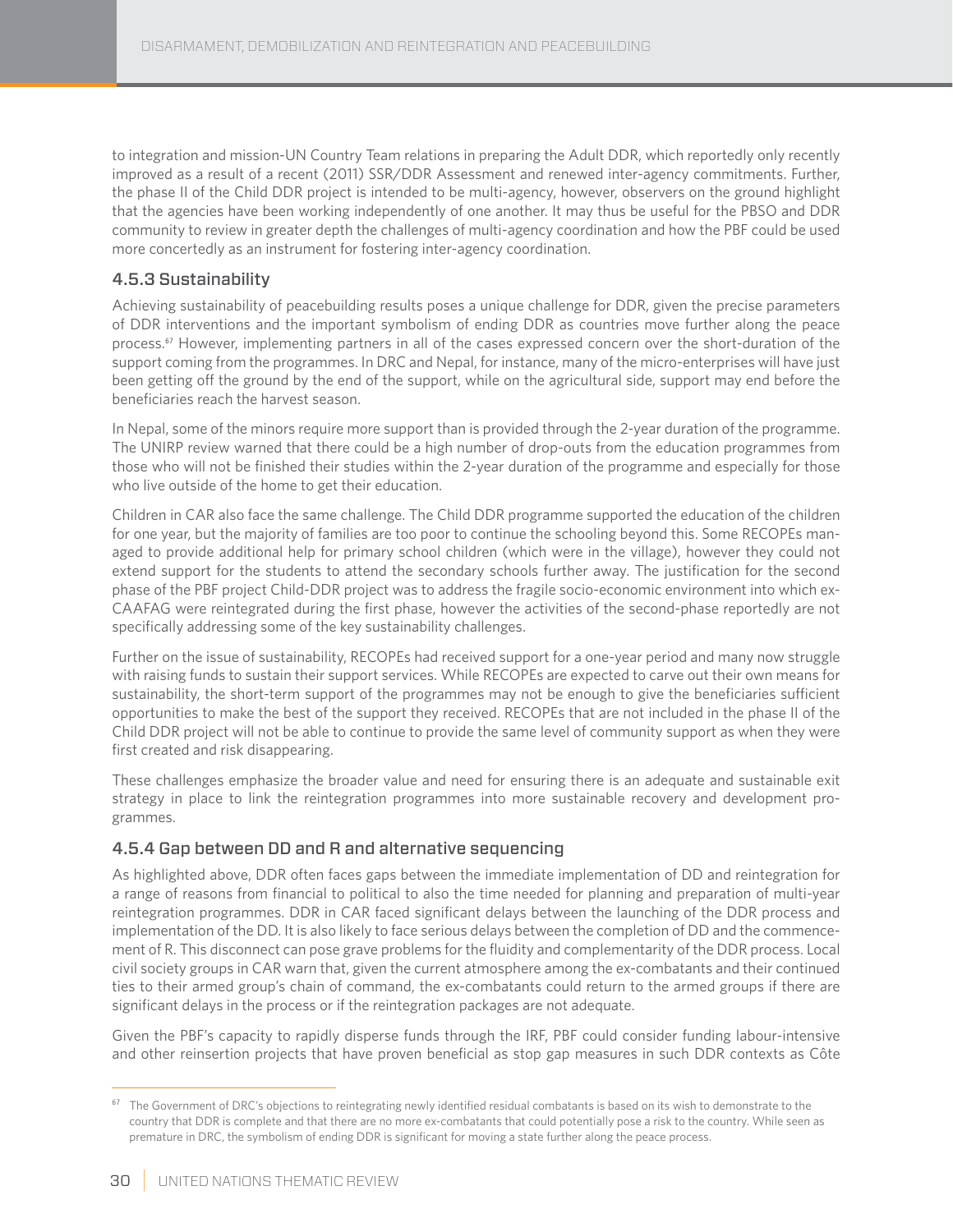to integration and mission-UN Country Team relations in preparing the Adult DDR, which reportedly only recently improved as a result of a recent (2011) SSR/DDR Assessment and renewed inter-agency commitments. Further, the phase II of the Child DDR project is intended to be multi-agency, however, observers on the ground highlight that the agencies have been working independently of one another. It may thus be useful for the PBSO and DDR community to review in greater depth the challenges of multi-agency coordination and how the PBF could be used more concertedly as an instrument for fostering inter-agency coordination.

### 4.5.3 Sustainability

Achieving sustainability of peacebuilding results poses a unique challenge for DDR, given the precise parameters of DDR interventions and the important symbolism of ending DDR as countries move further along the peace process.[67] However, implementing partners in all of the cases expressed concern over the short-duration of the support coming from the programmes. In DRC and Nepal, for instance, many of the micro-enterprises will have just been getting off the ground by the end of the support, while on the agricultural side, support may end before the beneficiaries reach the harvest season.

In Nepal, some of the minors require more support than is provided through the 2-year duration of the programme. The UNIRP review warned that there could be a high number of drop-outs from the education programmes from those who will not be finished their studies within the 2-year duration of the programme and especially for those who live outside of the home to get their education.

Children in CAR also face the same challenge. The Child DDR programme supported the education of the children for one year, but the majority of families are too poor to continue the schooling beyond this. Some RECOPEs managed to provide additional help for primary school children (which were in the village), however they could not extend support for the students to attend the secondary schools further away. The justification for the second phase of the PBF project Child-DDR project was to address the fragile socio-economic environment into which ex-CAAFAG were reintegrated during the first phase, however the activities of the second-phase reportedly are not specifically addressing some of the key sustainability challenges.

Further on the issue of sustainability, RECOPEs had received support for a one-year period and many now struggle with raising funds to sustain their support services. While RECOPEs are expected to carve out their own means for sustainability, the short-term support of the programmes may not be enough to give the beneficiaries sufficient opportunities to make the best of the support they received. RECOPEs that are not included in the phase II of the Child DDR project will not be able to continue to provide the same level of community support as when they were first created and risk disappearing.

These challenges emphasize the broader value and need for ensuring there is an adequate and sustainable exit strategy in place to link the reintegration programmes into more sustainable recovery and development programmes.

### 4.5.4 Gap between DD and R and alternative sequencing

As highlighted above, DDR often faces gaps between the immediate implementation of DD and reintegration for a range of reasons from financial to political to also the time needed for planning and preparation of multi-year reintegration programmes. DDR in CAR faced significant delays between the launching of the DDR process and implementation of the DD. It is also likely to face serious delays between the completion of DD and the commencement of R. This disconnect can pose grave problems for the fluidity and complementarity of the DDR process. Local civil society groups in CAR warn that, given the current atmosphere among the ex-combatants and their continued ties to their armed group's chain of command, the ex-combatants could return to the armed groups if there are significant delays in the process or if the reintegration packages are not adequate.

Given the PBF's capacity to rapidly disperse funds through the IRF, PBF could consider funding labour-intensive and other reinsertion projects that have proven beneficial as stop gap measures in such DDR contexts as Côte

[67] The Government of DRC's objections to reintegrating newly identified residual combatants is based on its wish to demonstrate to the country that DDR is complete and that there are no more ex-combatants that could potentially pose a risk to the country. While seen as premature in DRC, the symbolism of ending DDR is significant for moving a state further along the peace process.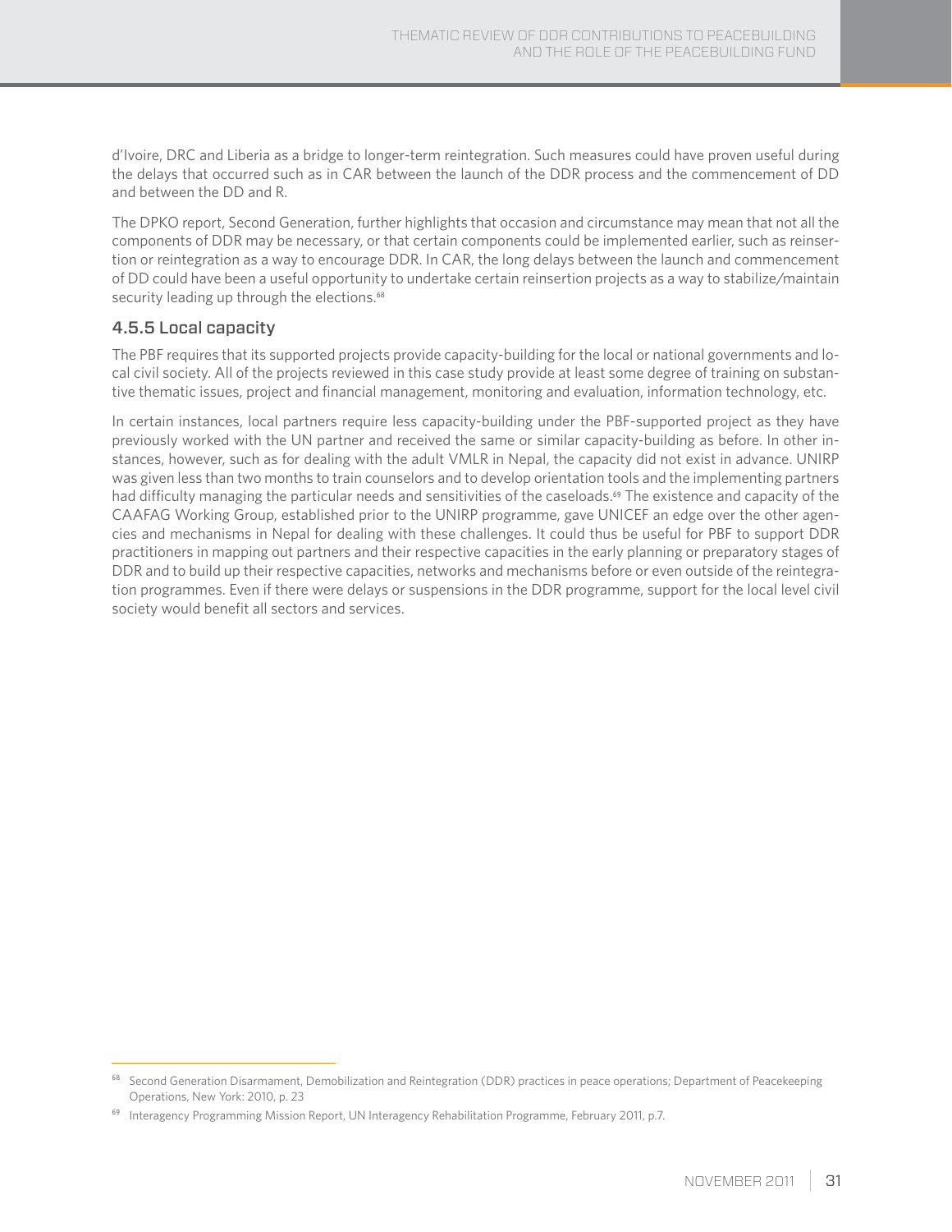d'Ivoire, DRC and Liberia as a bridge to longer-term reintegration. Such measures could have proven useful during the delays that occurred such as in CAR between the launch of the DDR process and the commencement of DD and between the DD and R.

The DPKO report, Second Generation, further highlights that occasion and circumstance may mean that not all the components of DDR may be necessary, or that certain components could be implemented earlier, such as reinsertion or reintegration as a way to encourage DDR. In CAR, the long delays between the launch and commencement of DD could have been a useful opportunity to undertake certain reinsertion projects as a way to stabilize/maintain security leading up through the elections.[68]

### 4.5.5 Local capacity

The PBF requires that its supported projects provide capacity-building for the local or national governments and local civil society. All of the projects reviewed in this case study provide at least some degree of training on substantive thematic issues, project and financial management, monitoring and evaluation, information technology, etc.

In certain instances, local partners require less capacity-building under the PBF-supported project as they have previously worked with the UN partner and received the same or similar capacity-building as before. In other instances, however, such as for dealing with the adult VMLR in Nepal, the capacity did not exist in advance. UNIRP was given less than two months to train counselors and to develop orientation tools and the implementing partners had difficulty managing the particular needs and sensitivities of the caseloads.[69] The existence and capacity of the CAAFAG Working Group, established prior to the UNIRP programme, gave UNICEF an edge over the other agencies and mechanisms in Nepal for dealing with these challenges. It could thus be useful for PBF to support DDR practitioners in mapping out partners and their respective capacities in the early planning or preparatory stages of DDR and to build up their respective capacities, networks and mechanisms before or even outside of the reintegration programmes. Even if there were delays or suspensions in the DDR programme, support for the local level civil society would benefit all sectors and services.

---

[68] Second Generation Disarmament, Demobilization and Reintegration (DDR) practices in peace operations; Department of Peacekeeping Operations, New York: 2010, p. 23

[69] Interagency Programming Mission Report, UN Interagency Rehabilitation Programme, February 2011, p.7.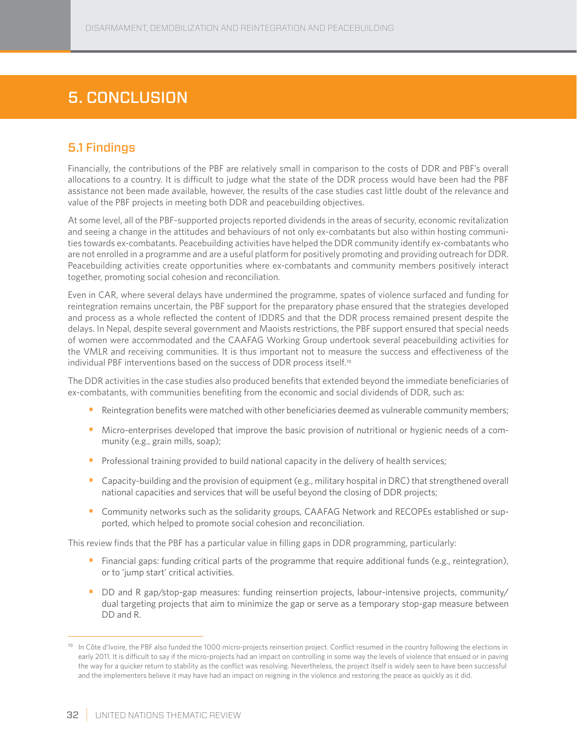# 5. CONCLUSION

## 5.1 Findings

Financially, the contributions of the PBF are relatively small in comparison to the costs of DDR and PBF's overall allocations to a country. It is difficult to judge what the state of the DDR process would have been had the PBF assistance not been made available, however, the results of the case studies cast little doubt of the relevance and value of the PBF projects in meeting both DDR and peacebuilding objectives.

At some level, all of the PBF-supported projects reported dividends in the areas of security, economic revitalization and seeing a change in the attitudes and behaviours of not only ex-combatants but also within hosting communities towards ex-combatants. Peacebuilding activities have helped the DDR community identify ex-combatants who are not enrolled in a programme and are a useful platform for positively promoting and providing outreach for DDR. Peacebuilding activities create opportunities where ex-combatants and community members positively interact together, promoting social cohesion and reconciliation.

Even in CAR, where several delays have undermined the programme, spates of violence surfaced and funding for reintegration remains uncertain, the PBF support for the preparatory phase ensured that the strategies developed and process as a whole reflected the content of IDDRS and that the DDR process remained present despite the delays. In Nepal, despite several government and Maoists restrictions, the PBF support ensured that special needs of women were accommodated and the CAAFAG Working Group undertook several peacebuilding activities for the VMLR and receiving communities. It is thus important not to measure the success and effectiveness of the individual PBF interventions based on the success of DDR process itself.[70]

The DDR activities in the case studies also produced benefits that extended beyond the immediate beneficiaries of ex-combatants, with communities benefiting from the economic and social dividends of DDR, such as:

- Reintegration benefits were matched with other beneficiaries deemed as vulnerable community members;
- Micro-enterprises developed that improve the basic provision of nutritional or hygienic needs of a community (e.g., grain mills, soap);
- Professional training provided to build national capacity in the delivery of health services;
- Capacity-building and the provision of equipment (e.g., military hospital in DRC) that strengthened overall national capacities and services that will be useful beyond the closing of DDR projects;
- Community networks such as the solidarity groups, CAAFAG Network and RECOPEs established or supported, which helped to promote social cohesion and reconciliation.

This review finds that the PBF has a particular value in filling gaps in DDR programming, particularly:

- Financial gaps: funding critical parts of the programme that require additional funds (e.g., reintegration), or to 'jump start' critical activities.
- DD and R gap/stop-gap measures: funding reinsertion projects, labour-intensive projects, community/dual targeting projects that aim to minimize the gap or serve as a temporary stop-gap measure between DD and R.

---

[70] In Côte d'Ivoire, the PBF also funded the 1000 micro-projects reinsertion project. Conflict resumed in the country following the elections in early 2011. It is difficult to say if the micro-projects had an impact on controlling in some way the levels of violence that ensued or in paving the way for a quicker return to stability as the conflict was resolving. Nevertheless, the project itself is widely seen to have been successful and the implementers believe it may have had an impact on reigning in the violence and restoring the peace as quickly as it did.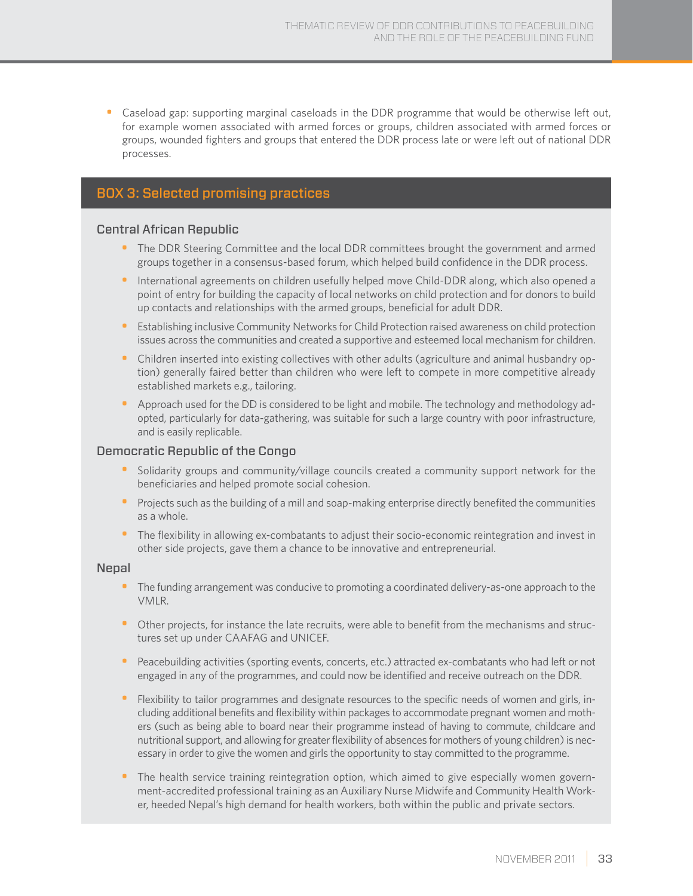- Caseload gap: supporting marginal caseloads in the DDR programme that would be otherwise left out, for example women associated with armed forces or groups, children associated with armed forces or groups, wounded fighters and groups that entered the DDR process late or were left out of national DDR processes.

## BOX 3: Selected promising practices

### Central African Republic

- The DDR Steering Committee and the local DDR committees brought the government and armed groups together in a consensus-based forum, which helped build confidence in the DDR process.
- International agreements on children usefully helped move Child-DDR along, which also opened a point of entry for building the capacity of local networks on child protection and for donors to build up contacts and relationships with the armed groups, beneficial for adult DDR.
- Establishing inclusive Community Networks for Child Protection raised awareness on child protection issues across the communities and created a supportive and esteemed local mechanism for children.
- Children inserted into existing collectives with other adults (agriculture and animal husbandry option) generally faired better than children who were left to compete in more competitive already established markets e.g., tailoring.
- Approach used for the DD is considered to be light and mobile. The technology and methodology adopted, particularly for data-gathering, was suitable for such a large country with poor infrastructure, and is easily replicable.

### Democratic Republic of the Congo

- Solidarity groups and community/village councils created a community support network for the beneficiaries and helped promote social cohesion.
- Projects such as the building of a mill and soap-making enterprise directly benefited the communities as a whole.
- The flexibility in allowing ex-combatants to adjust their socio-economic reintegration and invest in other side projects, gave them a chance to be innovative and entrepreneurial.

### Nepal

- The funding arrangement was conducive to promoting a coordinated delivery-as-one approach to the VMLR.
- Other projects, for instance the late recruits, were able to benefit from the mechanisms and structures set up under CAAFAG and UNICEF.
- Peacebuilding activities (sporting events, concerts, etc.) attracted ex-combatants who had left or not engaged in any of the programmes, and could now be identified and receive outreach on the DDR.
- Flexibility to tailor programmes and designate resources to the specific needs of women and girls, including additional benefits and flexibility within packages to accommodate pregnant women and mothers (such as being able to board near their programme instead of having to commute, childcare and nutritional support, and allowing for greater flexibility of absences for mothers of young children) is necessary in order to give the women and girls the opportunity to stay committed to the programme.
- The health service training reintegration option, which aimed to give especially women government-accredited professional training as an Auxiliary Nurse Midwife and Community Health Worker, heeded Nepal's high demand for health workers, both within the public and private sectors.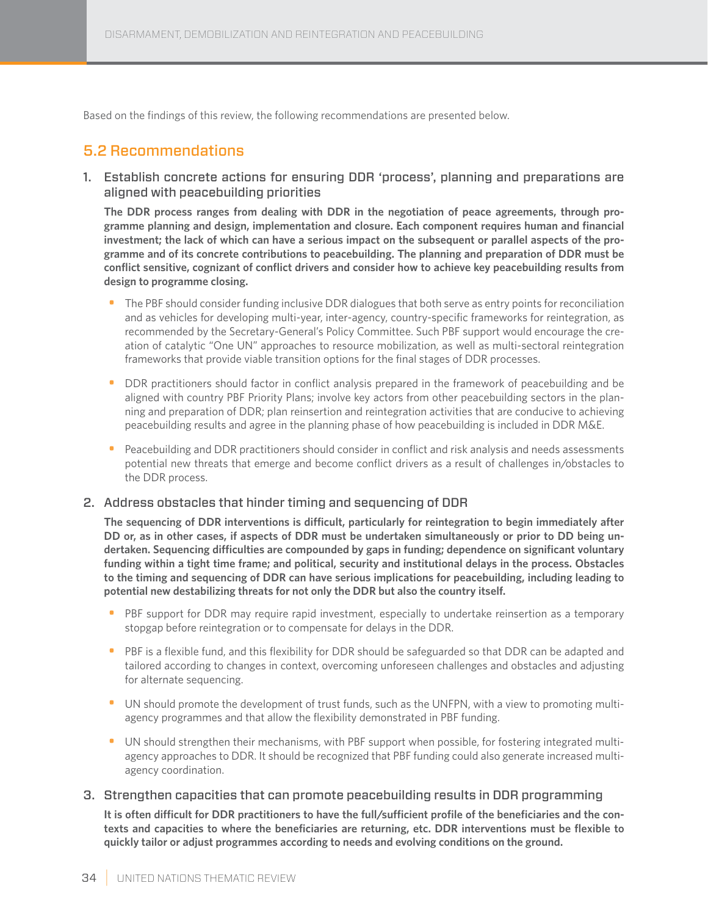Based on the findings of this review, the following recommendations are presented below.

## 5.2 Recommendations

### 1. Establish concrete actions for ensuring DDR 'process', planning and preparations are aligned with peacebuilding priorities

**The DDR process ranges from dealing with DDR in the negotiation of peace agreements, through programme planning and design, implementation and closure. Each component requires human and financial investment; the lack of which can have a serious impact on the subsequent or parallel aspects of the programme and of its concrete contributions to peacebuilding. The planning and preparation of DDR must be conflict sensitive, cognizant of conflict drivers and consider how to achieve key peacebuilding results from design to programme closing.**

- The PBF should consider funding inclusive DDR dialogues that both serve as entry points for reconciliation and as vehicles for developing multi-year, inter-agency, country-specific frameworks for reintegration, as recommended by the Secretary-General's Policy Committee. Such PBF support would encourage the creation of catalytic "One UN" approaches to resource mobilization, as well as multi-sectoral reintegration frameworks that provide viable transition options for the final stages of DDR processes.
- DDR practitioners should factor in conflict analysis prepared in the framework of peacebuilding and be aligned with country PBF Priority Plans; involve key actors from other peacebuilding sectors in the planning and preparation of DDR; plan reinsertion and reintegration activities that are conducive to achieving peacebuilding results and agree in the planning phase of how peacebuilding is included in DDR M&E.
- Peacebuilding and DDR practitioners should consider in conflict and risk analysis and needs assessments potential new threats that emerge and become conflict drivers as a result of challenges in/obstacles to the DDR process.

### 2. Address obstacles that hinder timing and sequencing of DDR

**The sequencing of DDR interventions is difficult, particularly for reintegration to begin immediately after DD or, as in other cases, if aspects of DDR must be undertaken simultaneously or prior to DD being undertaken. Sequencing difficulties are compounded by gaps in funding; dependence on significant voluntary funding within a tight time frame; and political, security and institutional delays in the process. Obstacles to the timing and sequencing of DDR can have serious implications for peacebuilding, including leading to potential new destabilizing threats for not only the DDR but also the country itself.**

- PBF support for DDR may require rapid investment, especially to undertake reinsertion as a temporary stopgap before reintegration or to compensate for delays in the DDR.
- PBF is a flexible fund, and this flexibility for DDR should be safeguarded so that DDR can be adapted and tailored according to changes in context, overcoming unforeseen challenges and obstacles and adjusting for alternate sequencing.
- UN should promote the development of trust funds, such as the UNFPN, with a view to promoting multi-agency programmes and that allow the flexibility demonstrated in PBF funding.
- UN should strengthen their mechanisms, with PBF support when possible, for fostering integrated multi-agency approaches to DDR. It should be recognized that PBF funding could also generate increased multi-agency coordination.

### 3. Strengthen capacities that can promote peacebuilding results in DDR programming

**It is often difficult for DDR practitioners to have the full/sufficient profile of the beneficiaries and the contexts and capacities to where the beneficiaries are returning, etc. DDR interventions must be flexible to quickly tailor or adjust programmes according to needs and evolving conditions on the ground.**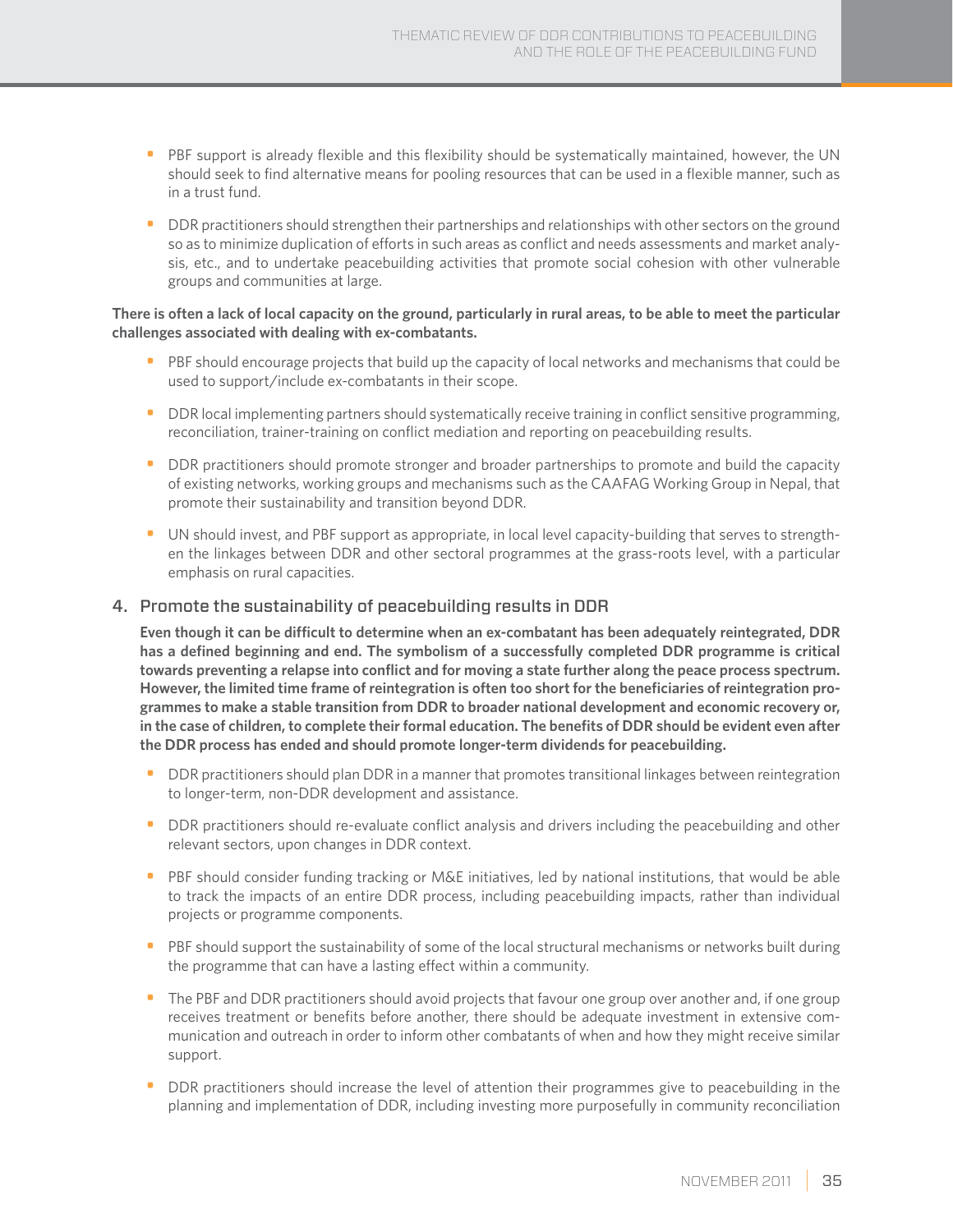- PBF support is already flexible and this flexibility should be systematically maintained, however, the UN should seek to find alternative means for pooling resources that can be used in a flexible manner, such as in a trust fund.
- DDR practitioners should strengthen their partnerships and relationships with other sectors on the ground so as to minimize duplication of efforts in such areas as conflict and needs assessments and market analysis, etc., and to undertake peacebuilding activities that promote social cohesion with other vulnerable groups and communities at large.

**There is often a lack of local capacity on the ground, particularly in rural areas, to be able to meet the particular challenges associated with dealing with ex-combatants.**

- PBF should encourage projects that build up the capacity of local networks and mechanisms that could be used to support/include ex-combatants in their scope.
- DDR local implementing partners should systematically receive training in conflict sensitive programming, reconciliation, trainer-training on conflict mediation and reporting on peacebuilding results.
- DDR practitioners should promote stronger and broader partnerships to promote and build the capacity of existing networks, working groups and mechanisms such as the CAAFAG Working Group in Nepal, that promote their sustainability and transition beyond DDR.
- UN should invest, and PBF support as appropriate, in local level capacity-building that serves to strengthen the linkages between DDR and other sectoral programmes at the grass-roots level, with a particular emphasis on rural capacities.

## 4. Promote the sustainability of peacebuilding results in DDR

**Even though it can be difficult to determine when an ex-combatant has been adequately reintegrated, DDR has a defined beginning and end. The symbolism of a successfully completed DDR programme is critical towards preventing a relapse into conflict and for moving a state further along the peace process spectrum. However, the limited time frame of reintegration is often too short for the beneficiaries of reintegration programmes to make a stable transition from DDR to broader national development and economic recovery or, in the case of children, to complete their formal education. The benefits of DDR should be evident even after the DDR process has ended and should promote longer-term dividends for peacebuilding.**

- DDR practitioners should plan DDR in a manner that promotes transitional linkages between reintegration to longer-term, non-DDR development and assistance.
- DDR practitioners should re-evaluate conflict analysis and drivers including the peacebuilding and other relevant sectors, upon changes in DDR context.
- PBF should consider funding tracking or M&E initiatives, led by national institutions, that would be able to track the impacts of an entire DDR process, including peacebuilding impacts, rather than individual projects or programme components.
- PBF should support the sustainability of some of the local structural mechanisms or networks built during the programme that can have a lasting effect within a community.
- The PBF and DDR practitioners should avoid projects that favour one group over another and, if one group receives treatment or benefits before another, there should be adequate investment in extensive communication and outreach in order to inform other combatants of when and how they might receive similar support.
- DDR practitioners should increase the level of attention their programmes give to peacebuilding in the planning and implementation of DDR, including investing more purposefully in community reconciliation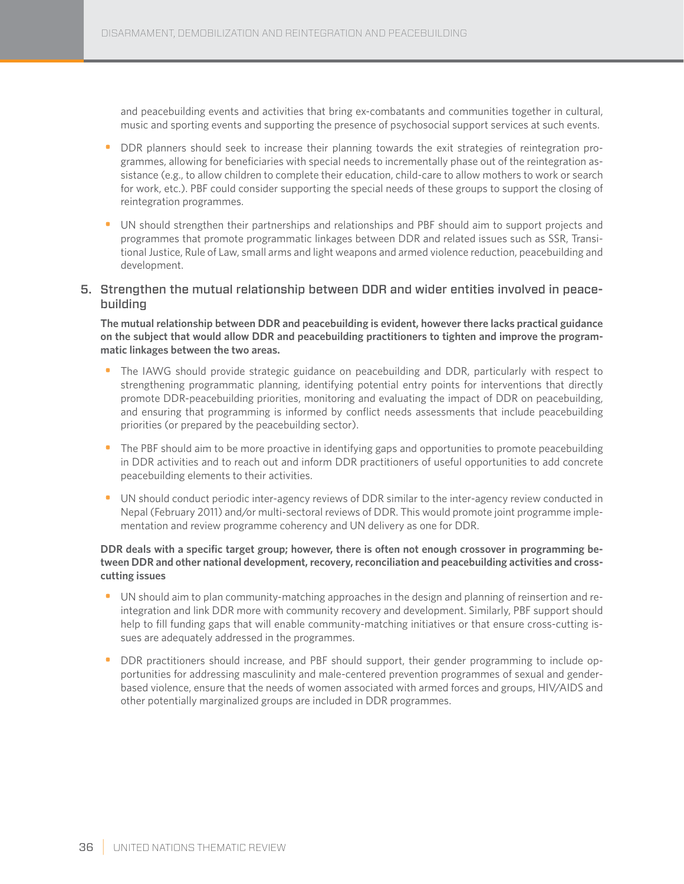and peacebuilding events and activities that bring ex-combatants and communities together in cultural, music and sporting events and supporting the presence of psychosocial support services at such events.

- DDR planners should seek to increase their planning towards the exit strategies of reintegration programmes, allowing for beneficiaries with special needs to incrementally phase out of the reintegration assistance (e.g., to allow children to complete their education, child-care to allow mothers to work or search for work, etc.). PBF could consider supporting the special needs of these groups to support the closing of reintegration programmes.
- UN should strengthen their partnerships and relationships and PBF should aim to support projects and programmes that promote programmatic linkages between DDR and related issues such as SSR, Transitional Justice, Rule of Law, small arms and light weapons and armed violence reduction, peacebuilding and development.

## 5. Strengthen the mutual relationship between DDR and wider entities involved in peacebuilding

**The mutual relationship between DDR and peacebuilding is evident, however there lacks practical guidance on the subject that would allow DDR and peacebuilding practitioners to tighten and improve the programmatic linkages between the two areas.**

- The IAWG should provide strategic guidance on peacebuilding and DDR, particularly with respect to strengthening programmatic planning, identifying potential entry points for interventions that directly promote DDR-peacebuilding priorities, monitoring and evaluating the impact of DDR on peacebuilding, and ensuring that programming is informed by conflict needs assessments that include peacebuilding priorities (or prepared by the peacebuilding sector).
- The PBF should aim to be more proactive in identifying gaps and opportunities to promote peacebuilding in DDR activities and to reach out and inform DDR practitioners of useful opportunities to add concrete peacebuilding elements to their activities.
- UN should conduct periodic inter-agency reviews of DDR similar to the inter-agency review conducted in Nepal (February 2011) and/or multi-sectoral reviews of DDR. This would promote joint programme implementation and review programme coherency and UN delivery as one for DDR.

**DDR deals with a specific target group; however, there is often not enough crossover in programming between DDR and other national development, recovery, reconciliation and peacebuilding activities and cross-cutting issues**

- UN should aim to plan community-matching approaches in the design and planning of reinsertion and reintegration and link DDR more with community recovery and development. Similarly, PBF support should help to fill funding gaps that will enable community-matching initiatives or that ensure cross-cutting issues are adequately addressed in the programmes.
- DDR practitioners should increase, and PBF should support, their gender programming to include opportunities for addressing masculinity and male-centered prevention programmes of sexual and gender-based violence, ensure that the needs of women associated with armed forces and groups, HIV/AIDS and other potentially marginalized groups are included in DDR programmes.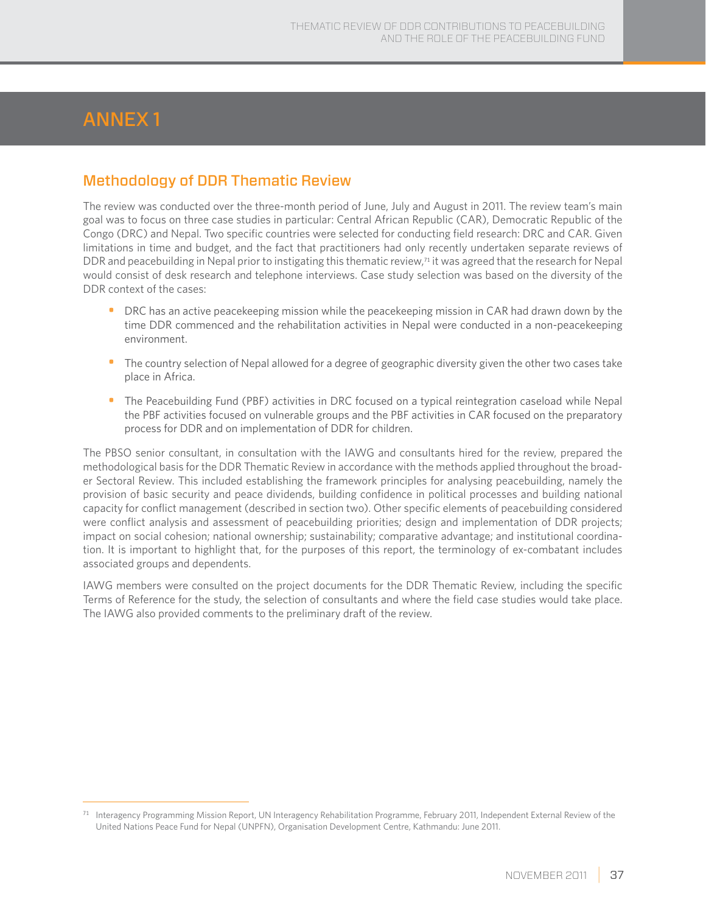# ANNEX 1

## Methodology of DDR Thematic Review

The review was conducted over the three-month period of June, July and August in 2011. The review team's main goal was to focus on three case studies in particular: Central African Republic (CAR), Democratic Republic of the Congo (DRC) and Nepal. Two specific countries were selected for conducting field research: DRC and CAR. Given limitations in time and budget, and the fact that practitioners had only recently undertaken separate reviews of DDR and peacebuilding in Nepal prior to instigating this thematic review,[71] it was agreed that the research for Nepal would consist of desk research and telephone interviews. Case study selection was based on the diversity of the DDR context of the cases:

- DRC has an active peacekeeping mission while the peacekeeping mission in CAR had drawn down by the time DDR commenced and the rehabilitation activities in Nepal were conducted in a non-peacekeeping environment.
- The country selection of Nepal allowed for a degree of geographic diversity given the other two cases take place in Africa.
- The Peacebuilding Fund (PBF) activities in DRC focused on a typical reintegration caseload while Nepal the PBF activities focused on vulnerable groups and the PBF activities in CAR focused on the preparatory process for DDR and on implementation of DDR for children.

The PBSO senior consultant, in consultation with the IAWG and consultants hired for the review, prepared the methodological basis for the DDR Thematic Review in accordance with the methods applied throughout the broader Sectoral Review. This included establishing the framework principles for analysing peacebuilding, namely the provision of basic security and peace dividends, building confidence in political processes and building national capacity for conflict management (described in section two). Other specific elements of peacebuilding considered were conflict analysis and assessment of peacebuilding priorities; design and implementation of DDR projects; impact on social cohesion; national ownership; sustainability; comparative advantage; and institutional coordination. It is important to highlight that, for the purposes of this report, the terminology of ex-combatant includes associated groups and dependents.

IAWG members were consulted on the project documents for the DDR Thematic Review, including the specific Terms of Reference for the study, the selection of consultants and where the field case studies would take place. The IAWG also provided comments to the preliminary draft of the review.

---

[71] Interagency Programming Mission Report, UN Interagency Rehabilitation Programme, February 2011, Independent External Review of the United Nations Peace Fund for Nepal (UNPFN), Organisation Development Centre, Kathmandu: June 2011.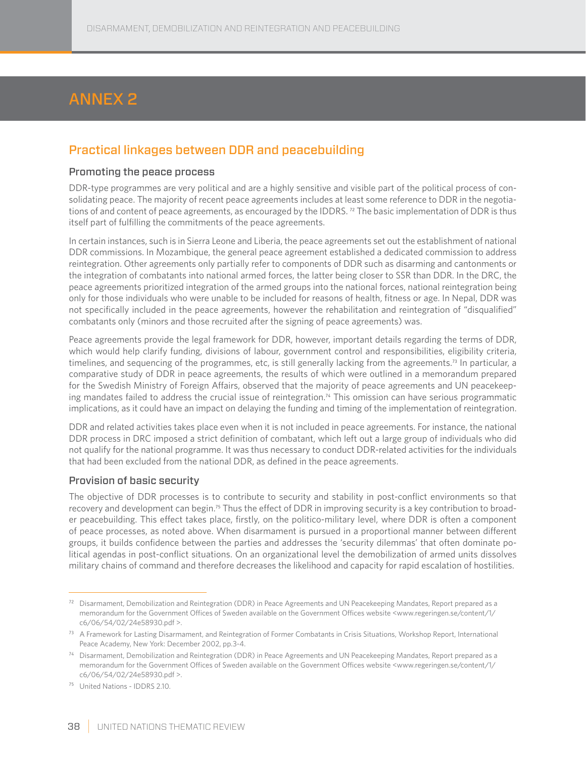# ANNEX 2

## Practical linkages between DDR and peacebuilding

### Promoting the peace process

DDR-type programmes are very political and are a highly sensitive and visible part of the political process of consolidating peace. The majority of recent peace agreements includes at least some reference to DDR in the negotiations of and content of peace agreements, as encouraged by the IDDRS. [72] The basic implementation of DDR is thus itself part of fulfilling the commitments of the peace agreements.

In certain instances, such is in Sierra Leone and Liberia, the peace agreements set out the establishment of national DDR commissions. In Mozambique, the general peace agreement established a dedicated commission to address reintegration. Other agreements only partially refer to components of DDR such as disarming and cantonments or the integration of combatants into national armed forces, the latter being closer to SSR than DDR. In the DRC, the peace agreements prioritized integration of the armed groups into the national forces, national reintegration being only for those individuals who were unable to be included for reasons of health, fitness or age. In Nepal, DDR was not specifically included in the peace agreements, however the rehabilitation and reintegration of "disqualified" combatants only (minors and those recruited after the signing of peace agreements) was.

Peace agreements provide the legal framework for DDR, however, important details regarding the terms of DDR, which would help clarify funding, divisions of labour, government control and responsibilities, eligibility criteria, timelines, and sequencing of the programmes, etc, is still generally lacking from the agreements.[73] In particular, a comparative study of DDR in peace agreements, the results of which were outlined in a memorandum prepared for the Swedish Ministry of Foreign Affairs, observed that the majority of peace agreements and UN peacekeeping mandates failed to address the crucial issue of reintegration.[74] This omission can have serious programmatic implications, as it could have an impact on delaying the funding and timing of the implementation of reintegration.

DDR and related activities takes place even when it is not included in peace agreements. For instance, the national DDR process in DRC imposed a strict definition of combatant, which left out a large group of individuals who did not qualify for the national programme. It was thus necessary to conduct DDR-related activities for the individuals that had been excluded from the national DDR, as defined in the peace agreements.

### Provision of basic security

The objective of DDR processes is to contribute to security and stability in post-conflict environments so that recovery and development can begin.[75] Thus the effect of DDR in improving security is a key contribution to broader peacebuilding. This effect takes place, firstly, on the politico-military level, where DDR is often a component of peace processes, as noted above. When disarmament is pursued in a proportional manner between different groups, it builds confidence between the parties and addresses the 'security dilemmas' that often dominate political agendas in post-conflict situations. On an organizational level the demobilization of armed units dissolves military chains of command and therefore decreases the likelihood and capacity for rapid escalation of hostilities.

---

[72] Disarmament, Demobilization and Reintegration (DDR) in Peace Agreements and UN Peacekeeping Mandates, Report prepared as a memorandum for the Government Offices of Sweden available on the Government Offices website <www.regeringen.se/content/1/c6/06/54/02/24e58930.pdf >.

[73] A Framework for Lasting Disarmament, and Reintegration of Former Combatants in Crisis Situations, Workshop Report, International Peace Academy, New York: December 2002, pp.3-4.

[74] Disarmament, Demobilization and Reintegration (DDR) in Peace Agreements and UN Peacekeeping Mandates, Report prepared as a memorandum for the Government Offices of Sweden available on the Government Offices website <www.regeringen.se/content/1/c6/06/54/02/24e58930.pdf >.

[75] United Nations - IDDRS 2.10.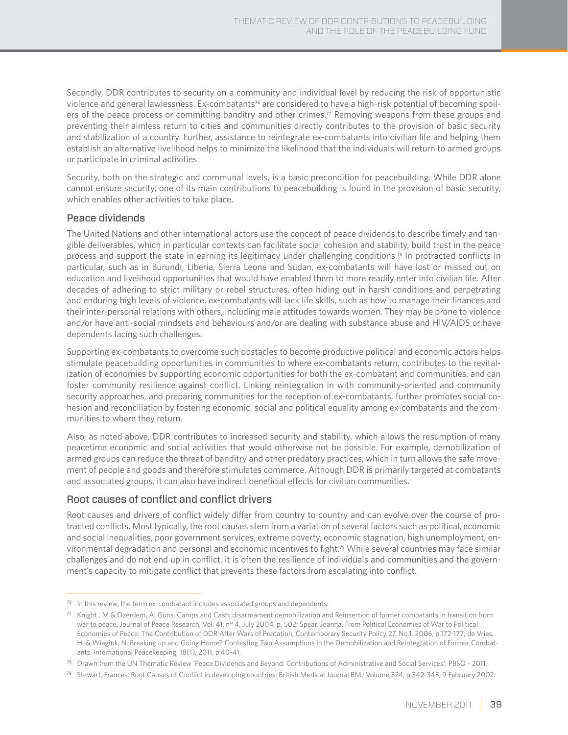Secondly, DDR contributes to security on a community and individual level by reducing the risk of opportunistic violence and general lawlessness. Ex-combatants[76] are considered to have a high-risk potential of becoming spoilers of the peace process or committing banditry and other crimes.[77] Removing weapons from these groups and preventing their aimless return to cities and communities directly contributes to the provision of basic security and stabilization of a country. Further, assistance to reintegrate ex-combatants into civilian life and helping them establish an alternative livelihood helps to minimize the likelihood that the individuals will return to armed groups or participate in criminal activities.

Security, both on the strategic and communal levels, is a basic precondition for peacebuilding. While DDR alone cannot ensure security, one of its main contributions to peacebuilding is found in the provision of basic security, which enables other activities to take place.

### Peace dividends

The United Nations and other international actors use the concept of peace dividends to describe timely and tangible deliverables, which in particular contexts can facilitate social cohesion and stability, build trust in the peace process and support the state in earning its legitimacy under challenging conditions.[78] In protracted conflicts in particular, such as in Burundi, Liberia, Sierra Leone and Sudan, ex-combatants will have lost or missed out on education and livelihood opportunities that would have enabled them to more readily enter into civilian life. After decades of adhering to strict military or rebel structures, often hiding out in harsh conditions and perpetrating and enduring high levels of violence, ex-combatants will lack life skills, such as how to manage their finances and their inter-personal relations with others, including male attitudes towards women. They may be prone to violence and/or have anti-social mindsets and behaviours and/or are dealing with substance abuse and HIV/AIDS or have dependents facing such challenges.

Supporting ex-combatants to overcome such obstacles to become productive political and economic actors helps stimulate peacebuilding opportunities in communities to where ex-combatants return, contributes to the revitalization of economies by supporting economic opportunities for both the ex-combatant and communities, and can foster community resilience against conflict. Linking reintegration in with community-oriented and community security approaches, and preparing communities for the reception of ex-combatants, further promotes social cohesion and reconciliation by fostering economic, social and political equality among ex-combatants and the communities to where they return.

Also, as noted above, DDR contributes to increased security and stability, which allows the resumption of many peacetime economic and social activities that would otherwise not be possible. For example, demobilization of armed groups can reduce the threat of banditry and other predatory practices, which in turn allows the safe movement of people and goods and therefore stimulates commerce. Although DDR is primarily targeted at combatants and associated groups, it can also have indirect beneficial effects for civilian communities.

### Root causes of conflict and conflict drivers

Root causes and drivers of conflict widely differ from country to country and can evolve over the course of protracted conflicts. Most typically, the root causes stem from a variation of several factors such as political, economic and social inequalities, poor government services, extreme poverty, economic stagnation, high unemployment, environmental degradation and personal and economic incentives to fight.[79] While several countries may face similar challenges and do not end up in conflict, it is often the resilience of individuals and communities and the government's capacity to mitigate conflict that prevents these factors from escalating into conflict.

---

[76] In this review, the term ex-combatant includes associated groups and dependents.

[77] Knight., M & Ozerdem, A. Guns, Camps and Cash: disarmament demobilization and Reinsertion of former combatants in transition from war to peace, Journal of Peace Research, Vol. 41, n° 4, July 2004, p. 502; Spear, Joanna, From Political Economies of War to Political Economies of Peace: The Contribution of DDR After Wars of Predation, Contemporary Security Policy 27, No.1, 2006, p.172-177; de Vries, H. & Wiegink, N. Breaking up and Going Home? Contesting Two Assumptions in the Demobilization and Reintegration of Former Combatants. International Peacekeeping, 18(1), 2011, p.40-41.

[78] Drawn from the UN Thematic Review 'Peace Dividends and Beyond: Contributions of Administrative and Social Services', PBSO - 2011.

[79] Stewart, Frances. Root Causes of Conflict in developing countries, British Medical Journal BMJ Volume 324, p.342-345, 9 February 2002.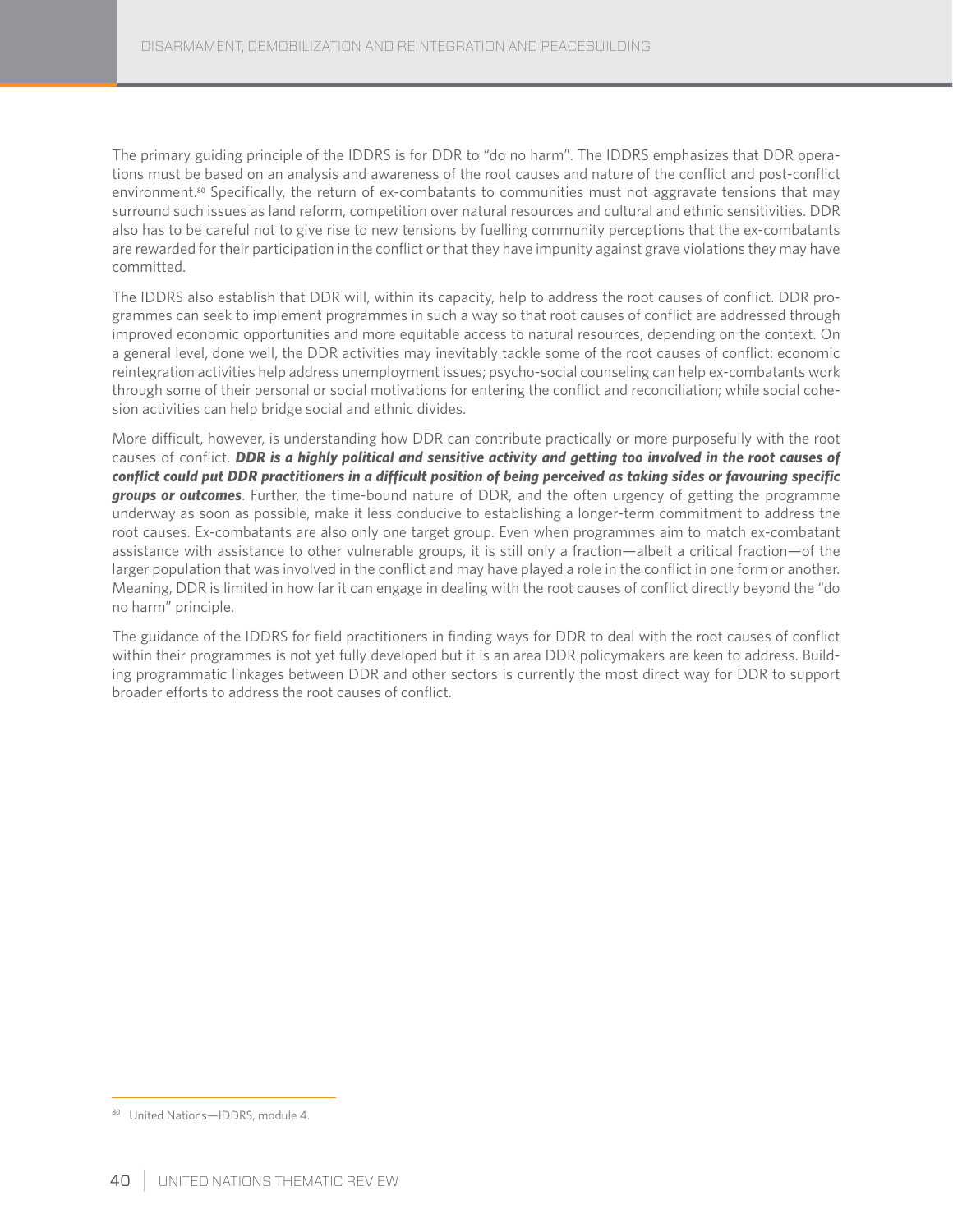The primary guiding principle of the IDDRS is for DDR to "do no harm". The IDDRS emphasizes that DDR operations must be based on an analysis and awareness of the root causes and nature of the conflict and post-conflict environment.[80] Specifically, the return of ex-combatants to communities must not aggravate tensions that may surround such issues as land reform, competition over natural resources and cultural and ethnic sensitivities. DDR also has to be careful not to give rise to new tensions by fuelling community perceptions that the ex-combatants are rewarded for their participation in the conflict or that they have impunity against grave violations they may have committed.

The IDDRS also establish that DDR will, within its capacity, help to address the root causes of conflict. DDR programmes can seek to implement programmes in such a way so that root causes of conflict are addressed through improved economic opportunities and more equitable access to natural resources, depending on the context. On a general level, done well, the DDR activities may inevitably tackle some of the root causes of conflict: economic reintegration activities help address unemployment issues; psycho-social counseling can help ex-combatants work through some of their personal or social motivations for entering the conflict and reconciliation; while social cohesion activities can help bridge social and ethnic divides.

More difficult, however, is understanding how DDR can contribute practically or more purposefully with the root causes of conflict. ***DDR is a highly political and sensitive activity and getting too involved in the root causes of conflict could put DDR practitioners in a difficult position of being perceived as taking sides or favouring specific groups or outcomes***. Further, the time-bound nature of DDR, and the often urgency of getting the programme underway as soon as possible, make it less conducive to establishing a longer-term commitment to address the root causes. Ex-combatants are also only one target group. Even when programmes aim to match ex-combatant assistance with assistance to other vulnerable groups, it is still only a fraction—albeit a critical fraction—of the larger population that was involved in the conflict and may have played a role in the conflict in one form or another. Meaning, DDR is limited in how far it can engage in dealing with the root causes of conflict directly beyond the "do no harm" principle.

The guidance of the IDDRS for field practitioners in finding ways for DDR to deal with the root causes of conflict within their programmes is not yet fully developed but it is an area DDR policymakers are keen to address. Building programmatic linkages between DDR and other sectors is currently the most direct way for DDR to support broader efforts to address the root causes of conflict.

[80] United Nations—IDDRS, module 4.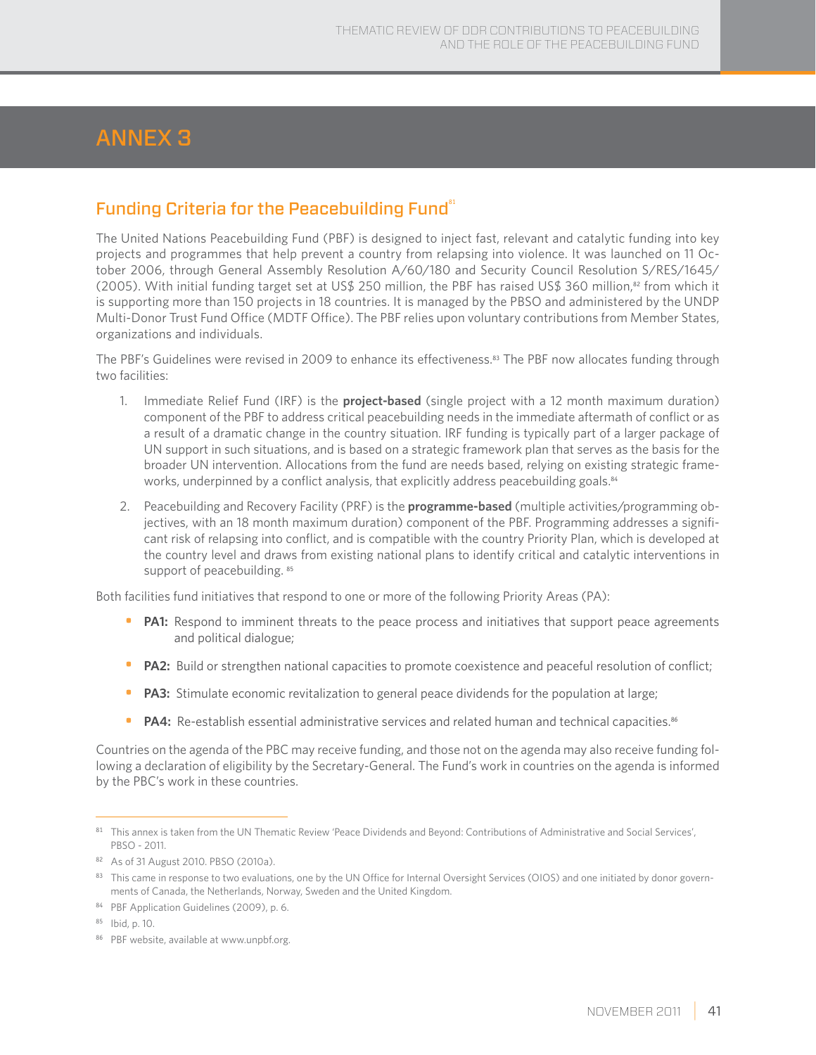# ANNEX 3

## Funding Criteria for the Peacebuilding Fund[81]

The United Nations Peacebuilding Fund (PBF) is designed to inject fast, relevant and catalytic funding into key projects and programmes that help prevent a country from relapsing into violence. It was launched on 11 October 2006, through General Assembly Resolution A/60/180 and Security Council Resolution S/RES/1645/(2005). With initial funding target set at US$ 250 million, the PBF has raised US$ 360 million,[82] from which it is supporting more than 150 projects in 18 countries. It is managed by the PBSO and administered by the UNDP Multi-Donor Trust Fund Office (MDTF Office). The PBF relies upon voluntary contributions from Member States, organizations and individuals.

The PBF's Guidelines were revised in 2009 to enhance its effectiveness.[83] The PBF now allocates funding through two facilities:

1. Immediate Relief Fund (IRF) is the **project-based** (single project with a 12 month maximum duration) component of the PBF to address critical peacebuilding needs in the immediate aftermath of conflict or as a result of a dramatic change in the country situation. IRF funding is typically part of a larger package of UN support in such situations, and is based on a strategic framework plan that serves as the basis for the broader UN intervention. Allocations from the fund are needs based, relying on existing strategic frameworks, underpinned by a conflict analysis, that explicitly address peacebuilding goals.[84]

2. Peacebuilding and Recovery Facility (PRF) is the **programme-based** (multiple activities/programming objectives, with an 18 month maximum duration) component of the PBF. Programming addresses a significant risk of relapsing into conflict, and is compatible with the country Priority Plan, which is developed at the country level and draws from existing national plans to identify critical and catalytic interventions in support of peacebuilding.[85]

Both facilities fund initiatives that respond to one or more of the following Priority Areas (PA):

- **PA1:** Respond to imminent threats to the peace process and initiatives that support peace agreements and political dialogue;
- **PA2:** Build or strengthen national capacities to promote coexistence and peaceful resolution of conflict;
- **PA3:** Stimulate economic revitalization to general peace dividends for the population at large;
- **PA4:** Re-establish essential administrative services and related human and technical capacities.[86]

Countries on the agenda of the PBC may receive funding, and those not on the agenda may also receive funding following a declaration of eligibility by the Secretary-General. The Fund's work in countries on the agenda is informed by the PBC's work in these countries.

---

[81] This annex is taken from the UN Thematic Review 'Peace Dividends and Beyond: Contributions of Administrative and Social Services', PBSO - 2011.

[82] As of 31 August 2010. PBSO (2010a).

[83] This came in response to two evaluations, one by the UN Office for Internal Oversight Services (OIOS) and one initiated by donor governments of Canada, the Netherlands, Norway, Sweden and the United Kingdom.

[84] PBF Application Guidelines (2009), p. 6.

[85] Ibid, p. 10.

[86] PBF website, available at www.unpbf.org.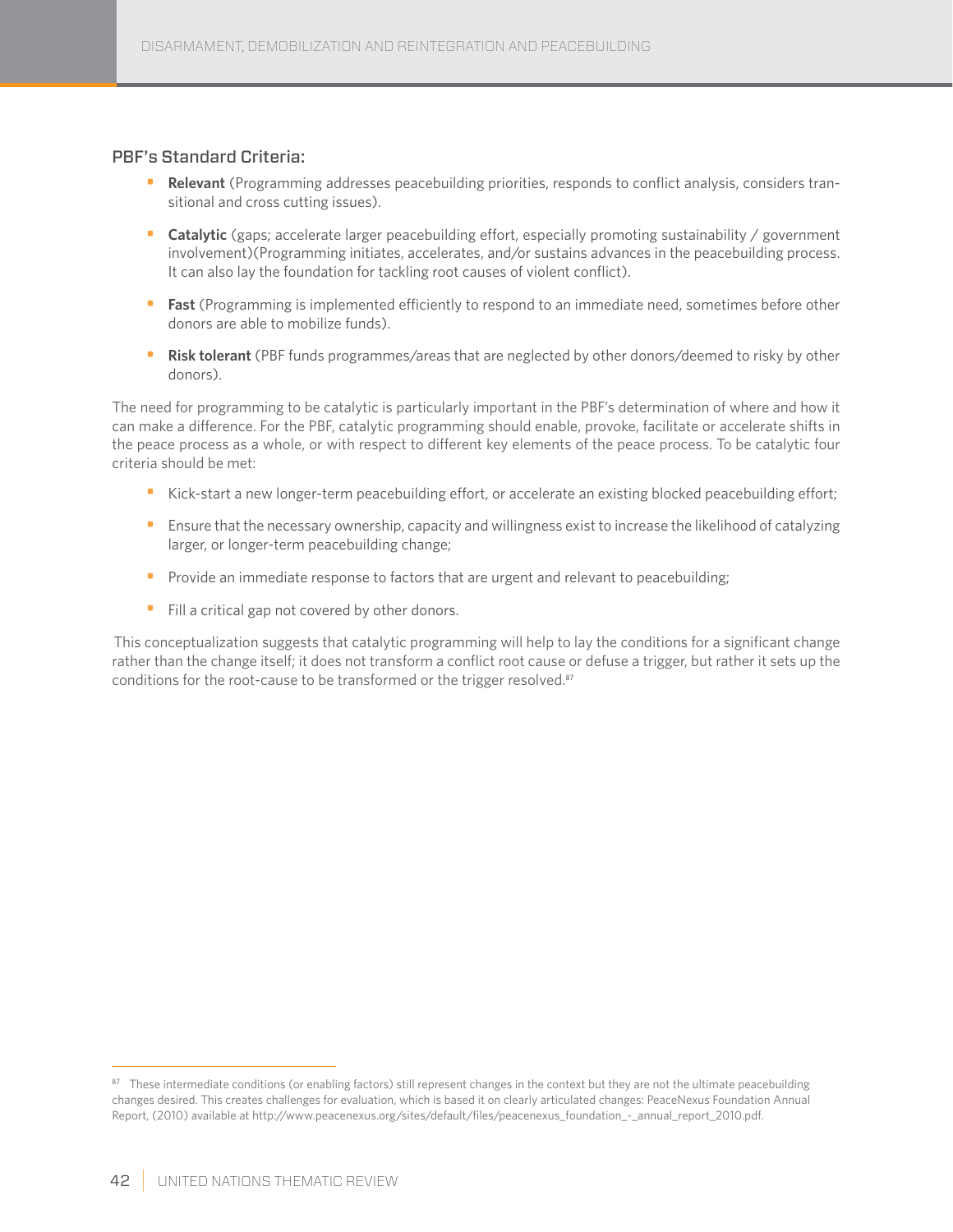### PBF's Standard Criteria:

- **Relevant** (Programming addresses peacebuilding priorities, responds to conflict analysis, considers transitional and cross cutting issues).
- **Catalytic** (gaps; accelerate larger peacebuilding effort, especially promoting sustainability / government involvement)(Programming initiates, accelerates, and/or sustains advances in the peacebuilding process. It can also lay the foundation for tackling root causes of violent conflict).
- **Fast** (Programming is implemented efficiently to respond to an immediate need, sometimes before other donors are able to mobilize funds).
- **Risk tolerant** (PBF funds programmes/areas that are neglected by other donors/deemed to risky by other donors).

The need for programming to be catalytic is particularly important in the PBF's determination of where and how it can make a difference. For the PBF, catalytic programming should enable, provoke, facilitate or accelerate shifts in the peace process as a whole, or with respect to different key elements of the peace process. To be catalytic four criteria should be met:

- Kick-start a new longer-term peacebuilding effort, or accelerate an existing blocked peacebuilding effort;
- Ensure that the necessary ownership, capacity and willingness exist to increase the likelihood of catalyzing larger, or longer-term peacebuilding change;
- Provide an immediate response to factors that are urgent and relevant to peacebuilding;
- Fill a critical gap not covered by other donors.

This conceptualization suggests that catalytic programming will help to lay the conditions for a significant change rather than the change itself; it does not transform a conflict root cause or defuse a trigger, but rather it sets up the conditions for the root-cause to be transformed or the trigger resolved.[87]

---

[87] These intermediate conditions (or enabling factors) still represent changes in the context but they are not the ultimate peacebuilding changes desired. This creates challenges for evaluation, which is based it on clearly articulated changes: PeaceNexus Foundation Annual Report, (2010) available at http://www.peacenexus.org/sites/default/files/peacenexus_foundation_-_annual_report_2010.pdf.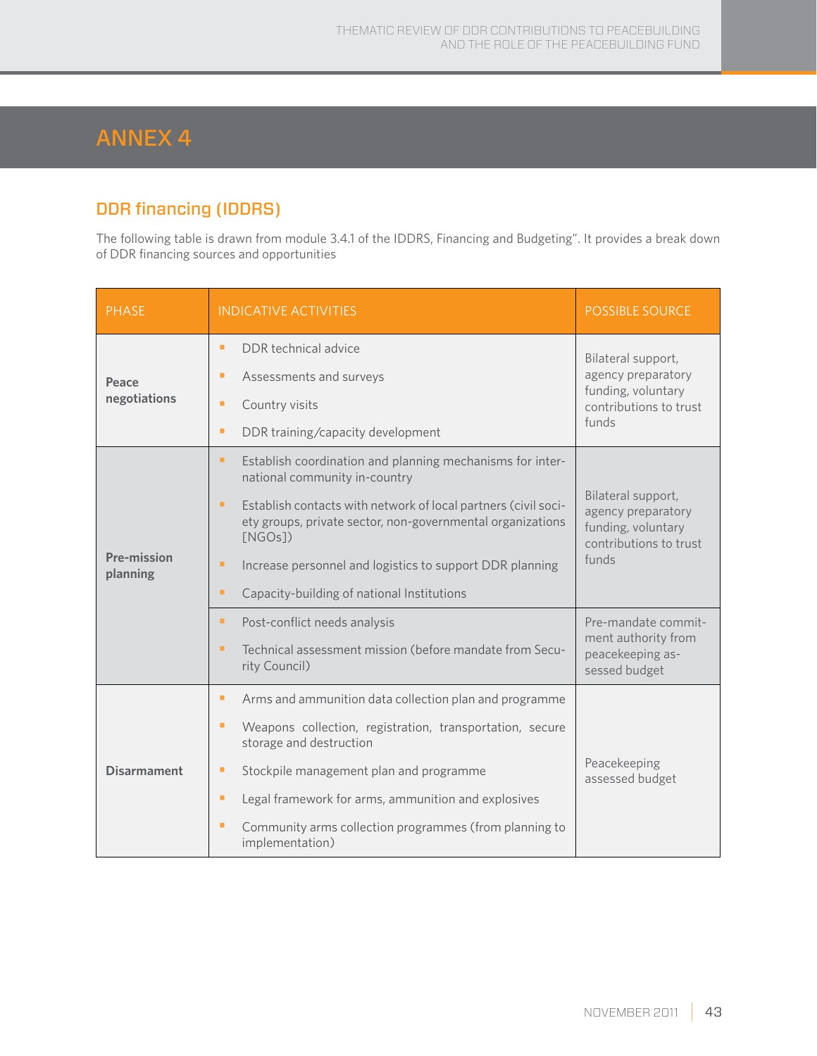# ANNEX 4

## DDR financing (IDDRS)

The following table is drawn from module 3.4.1 of the IDDRS, Financing and Budgeting". It provides a break down of DDR financing sources and opportunities

| PHASE | INDICATIVE ACTIVITIES | POSSIBLE SOURCE |
|---|---|---|
| **Peace negotiations** | • DDR technical advice<br>• Assessments and surveys<br>• Country visits<br>• DDR training/capacity development | Bilateral support, agency preparatory funding, voluntary contributions to trust funds |
| **Pre-mission planning** | • Establish coordination and planning mechanisms for international community in-country<br>• Establish contacts with network of local partners (civil society groups, private sector, non-governmental organizations [NGOs])<br>• Increase personnel and logistics to support DDR planning<br>• Capacity-building of national Institutions | Bilateral support, agency preparatory funding, voluntary contributions to trust funds |
| | • Post-conflict needs analysis<br>• Technical assessment mission (before mandate from Security Council) | Pre-mandate commitment authority from peacekeeping assessed budget |
| **Disarmament** | • Arms and ammunition data collection plan and programme<br>• Weapons collection, registration, transportation, secure storage and destruction<br>• Stockpile management plan and programme<br>• Legal framework for arms, ammunition and explosives<br>• Community arms collection programmes (from planning to implementation) | Peacekeeping assessed budget |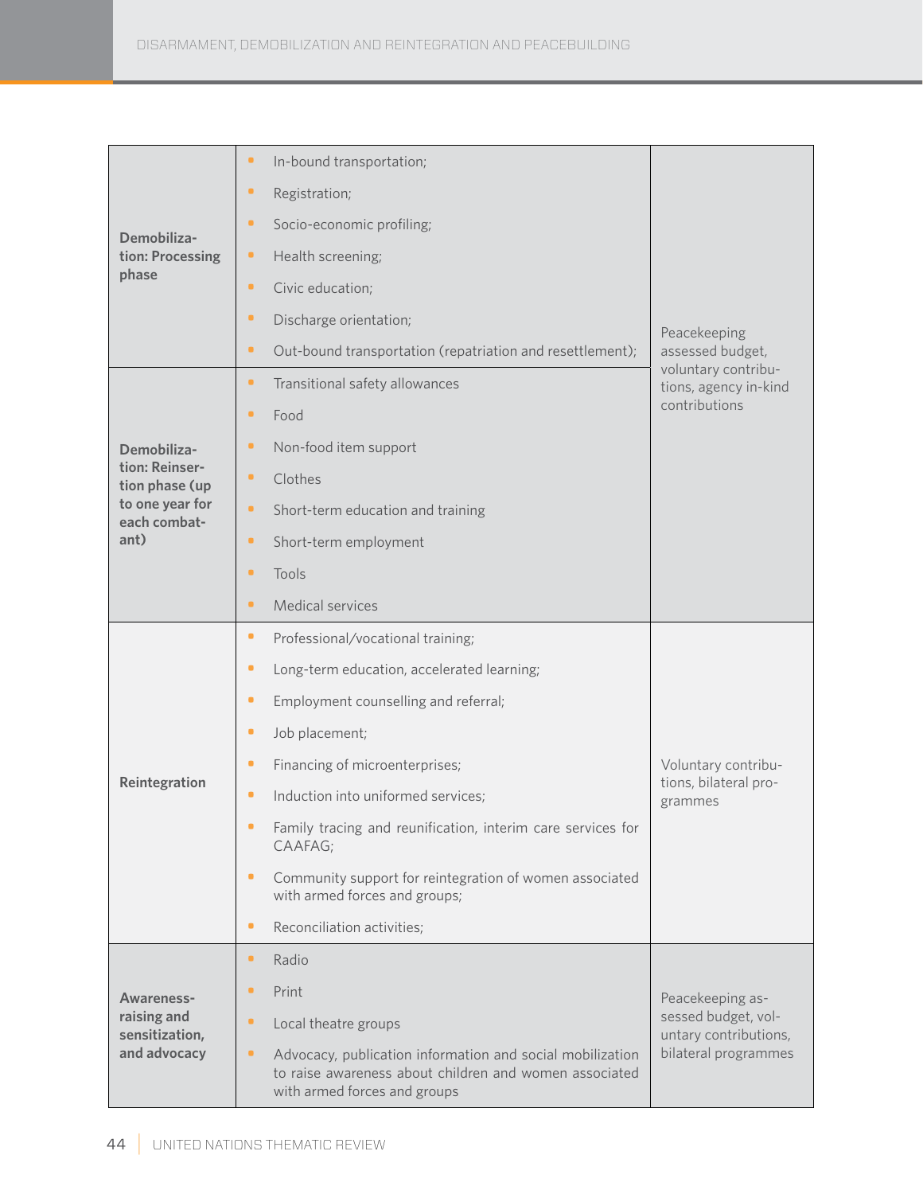| | | |
|---|---|---|
| **Demobilization: Processing phase** | • In-bound transportation;<br>• Registration;<br>• Socio-economic profiling;<br>• Health screening;<br>• Civic education;<br>• Discharge orientation;<br>• Out-bound transportation (repatriation and resettlement); | Peacekeeping assessed budget, voluntary contributions, agency in-kind contributions |
| **Demobilization: Reinsertion phase (up to one year for each combatant)** | • Transitional safety allowances<br>• Food<br>• Non-food item support<br>• Clothes<br>• Short-term education and training<br>• Short-term employment<br>• Tools<br>• Medical services | |
| **Reintegration** | • Professional/vocational training;<br>• Long-term education, accelerated learning;<br>• Employment counselling and referral;<br>• Job placement;<br>• Financing of microenterprises;<br>• Induction into uniformed services;<br>• Family tracing and reunification, interim care services for CAAFAG;<br>• Community support for reintegration of women associated with armed forces and groups;<br>• Reconciliation activities; | Voluntary contributions, bilateral programmes |
| **Awareness-raising and sensitization, and advocacy** | • Radio<br>• Print<br>• Local theatre groups<br>• Advocacy, publication information and social mobilization to raise awareness about children and women associated with armed forces and groups | Peacekeeping assessed budget, voluntary contributions, bilateral programmes |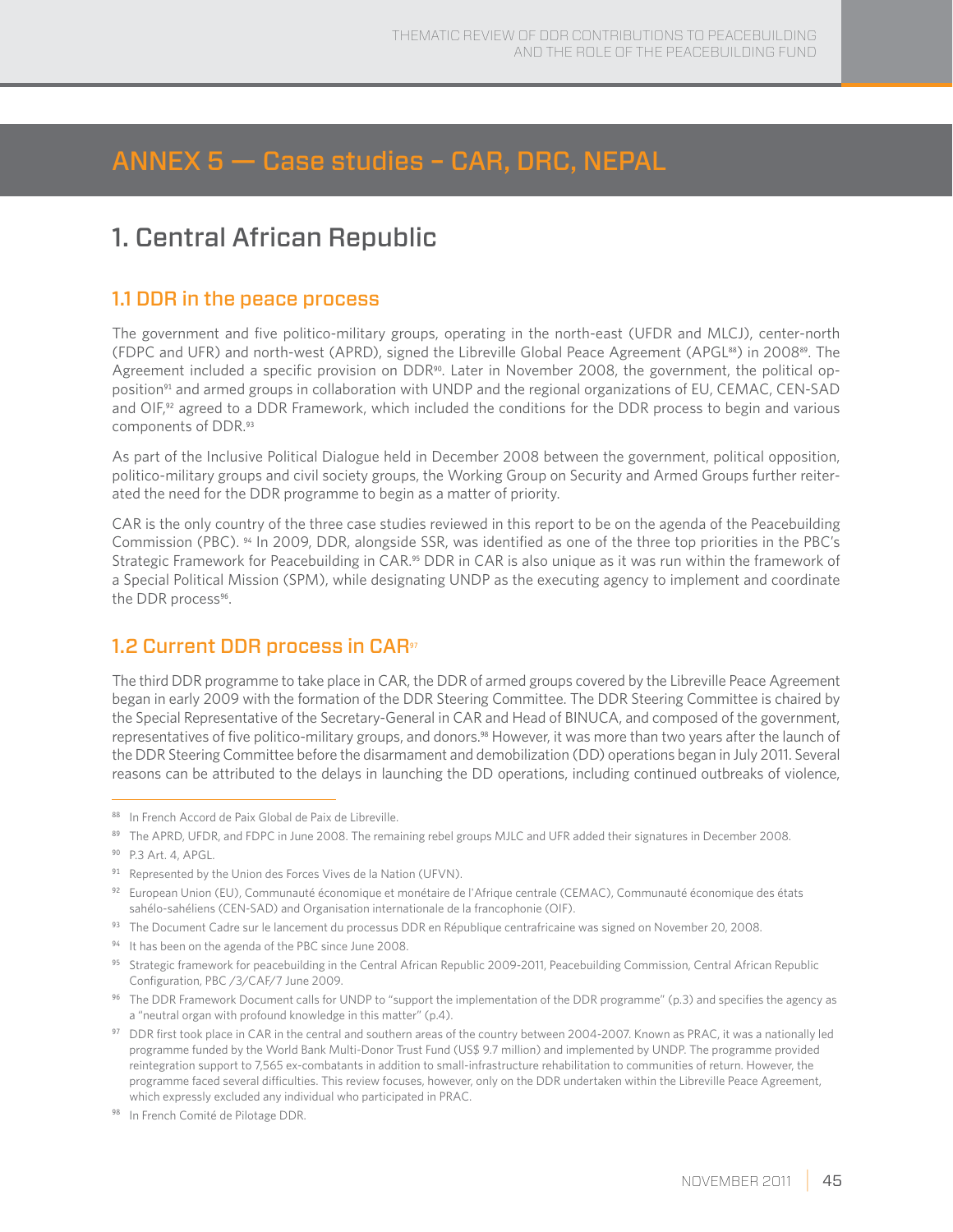# ANNEX 5 — Case studies – CAR, DRC, NEPAL

## 1. Central African Republic

### 1.1 DDR in the peace process

The government and five politico-military groups, operating in the north-east (UFDR and MLCJ), center-north (FDPC and UFR) and north-west (APRD), signed the Libreville Global Peace Agreement (APGL[88]) in 2008[89]. The Agreement included a specific provision on DDR[90]. Later in November 2008, the government, the political opposition[91] and armed groups in collaboration with UNDP and the regional organizations of EU, CEMAC, CEN-SAD and OIF,[92] agreed to a DDR Framework, which included the conditions for the DDR process to begin and various components of DDR.[93]

As part of the Inclusive Political Dialogue held in December 2008 between the government, political opposition, politico-military groups and civil society groups, the Working Group on Security and Armed Groups further reiterated the need for the DDR programme to begin as a matter of priority.

CAR is the only country of the three case studies reviewed in this report to be on the agenda of the Peacebuilding Commission (PBC). [94] In 2009, DDR, alongside SSR, was identified as one of the three top priorities in the PBC's Strategic Framework for Peacebuilding in CAR.[95] DDR in CAR is also unique as it was run within the framework of a Special Political Mission (SPM), while designating UNDP as the executing agency to implement and coordinate the DDR process[96].

### 1.2 Current DDR process in CAR[97]

The third DDR programme to take place in CAR, the DDR of armed groups covered by the Libreville Peace Agreement began in early 2009 with the formation of the DDR Steering Committee. The DDR Steering Committee is chaired by the Special Representative of the Secretary-General in CAR and Head of BINUCA, and composed of the government, representatives of five politico-military groups, and donors.[98] However, it was more than two years after the launch of the DDR Steering Committee before the disarmament and demobilization (DD) operations began in July 2011. Several reasons can be attributed to the delays in launching the DD operations, including continued outbreaks of violence,

---

[88] In French Accord de Paix Global de Paix de Libreville.

[89] The APRD, UFDR, and FDPC in June 2008. The remaining rebel groups MJLC and UFR added their signatures in December 2008.

[90] P.3 Art. 4, APGL.

[91] Represented by the Union des Forces Vives de la Nation (UFVN).

[92] European Union (EU), Communauté économique et monétaire de l'Afrique centrale (CEMAC), Communauté économique des états sahélo-sahéliens (CEN-SAD) and Organisation internationale de la francophonie (OIF).

[93] The Document Cadre sur le lancement du processus DDR en République centrafricaine was signed on November 20, 2008.

[94] It has been on the agenda of the PBC since June 2008.

[95] Strategic framework for peacebuilding in the Central African Republic 2009-2011, Peacebuilding Commission, Central African Republic Configuration, PBC /3/CAF/7 June 2009.

[96] The DDR Framework Document calls for UNDP to "support the implementation of the DDR programme" (p.3) and specifies the agency as a "neutral organ with profound knowledge in this matter" (p.4).

[97] DDR first took place in CAR in the central and southern areas of the country between 2004-2007. Known as PRAC, it was a nationally led programme funded by the World Bank Multi-Donor Trust Fund (US$ 9.7 million) and implemented by UNDP. The programme provided reintegration support to 7,565 ex-combatants in addition to small-infrastructure rehabilitation to communities of return. However, the programme faced several difficulties. This review focuses, however, only on the DDR undertaken within the Libreville Peace Agreement, which expressly excluded any individual who participated in PRAC.

[98] In French Comité de Pilotage DDR.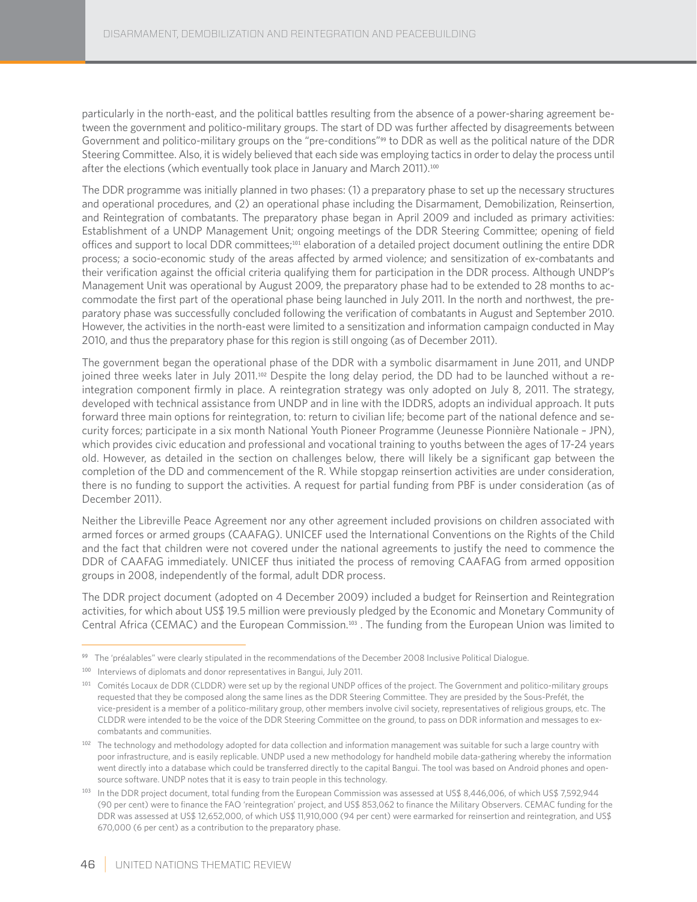particularly in the north-east, and the political battles resulting from the absence of a power-sharing agreement between the government and politico-military groups. The start of DD was further affected by disagreements between Government and politico-military groups on the "pre-conditions"[99] to DDR as well as the political nature of the DDR Steering Committee. Also, it is widely believed that each side was employing tactics in order to delay the process until after the elections (which eventually took place in January and March 2011).[100]

The DDR programme was initially planned in two phases: (1) a preparatory phase to set up the necessary structures and operational procedures, and (2) an operational phase including the Disarmament, Demobilization, Reinsertion, and Reintegration of combatants. The preparatory phase began in April 2009 and included as primary activities: Establishment of a UNDP Management Unit; ongoing meetings of the DDR Steering Committee; opening of field offices and support to local DDR committees;[101] elaboration of a detailed project document outlining the entire DDR process; a socio-economic study of the areas affected by armed violence; and sensitization of ex-combatants and their verification against the official criteria qualifying them for participation in the DDR process. Although UNDP's Management Unit was operational by August 2009, the preparatory phase had to be extended to 28 months to accommodate the first part of the operational phase being launched in July 2011. In the north and northwest, the preparatory phase was successfully concluded following the verification of combatants in August and September 2010. However, the activities in the north-east were limited to a sensitization and information campaign conducted in May 2010, and thus the preparatory phase for this region is still ongoing (as of December 2011).

The government began the operational phase of the DDR with a symbolic disarmament in June 2011, and UNDP joined three weeks later in July 2011.[102] Despite the long delay period, the DD had to be launched without a reintegration component firmly in place. A reintegration strategy was only adopted on July 8, 2011. The strategy, developed with technical assistance from UNDP and in line with the IDDRS, adopts an individual approach. It puts forward three main options for reintegration, to: return to civilian life; become part of the national defence and security forces; participate in a six month National Youth Pioneer Programme (Jeunesse Pionnière Nationale – JPN), which provides civic education and professional and vocational training to youths between the ages of 17-24 years old. However, as detailed in the section on challenges below, there will likely be a significant gap between the completion of the DD and commencement of the R. While stopgap reinsertion activities are under consideration, there is no funding to support the activities. A request for partial funding from PBF is under consideration (as of December 2011).

Neither the Libreville Peace Agreement nor any other agreement included provisions on children associated with armed forces or armed groups (CAAFAG). UNICEF used the International Conventions on the Rights of the Child and the fact that children were not covered under the national agreements to justify the need to commence the DDR of CAAFAG immediately. UNICEF thus initiated the process of removing CAAFAG from armed opposition groups in 2008, independently of the formal, adult DDR process.

The DDR project document (adopted on 4 December 2009) included a budget for Reinsertion and Reintegration activities, for which about US$ 19.5 million were previously pledged by the Economic and Monetary Community of Central Africa (CEMAC) and the European Commission.[103] . The funding from the European Union was limited to

---

[99] The 'préalables" were clearly stipulated in the recommendations of the December 2008 Inclusive Political Dialogue.

[100] Interviews of diplomats and donor representatives in Bangui, July 2011.

[101] Comités Locaux de DDR (CLDDR) were set up by the regional UNDP offices of the project. The Government and politico-military groups requested that they be composed along the same lines as the DDR Steering Committee. They are presided by the Sous-Prefét, the vice-president is a member of a politico-military group, other members involve civil society, representatives of religious groups, etc. The CLDDR were intended to be the voice of the DDR Steering Committee on the ground, to pass on DDR information and messages to ex-combatants and communities.

[102] The technology and methodology adopted for data collection and information management was suitable for such a large country with poor infrastructure, and is easily replicable. UNDP used a new methodology for handheld mobile data-gathering whereby the information went directly into a database which could be transferred directly to the capital Bangui. The tool was based on Android phones and open-source software. UNDP notes that it is easy to train people in this technology.

[103] In the DDR project document, total funding from the European Commission was assessed at US$ 8,446,006, of which US$ 7,592,944 (90 per cent) were to finance the FAO 'reintegration' project, and US$ 853,062 to finance the Military Observers. CEMAC funding for the DDR was assessed at US$ 12,652,000, of which US$ 11,910,000 (94 per cent) were earmarked for reinsertion and reintegration, and US$ 670,000 (6 per cent) as a contribution to the preparatory phase.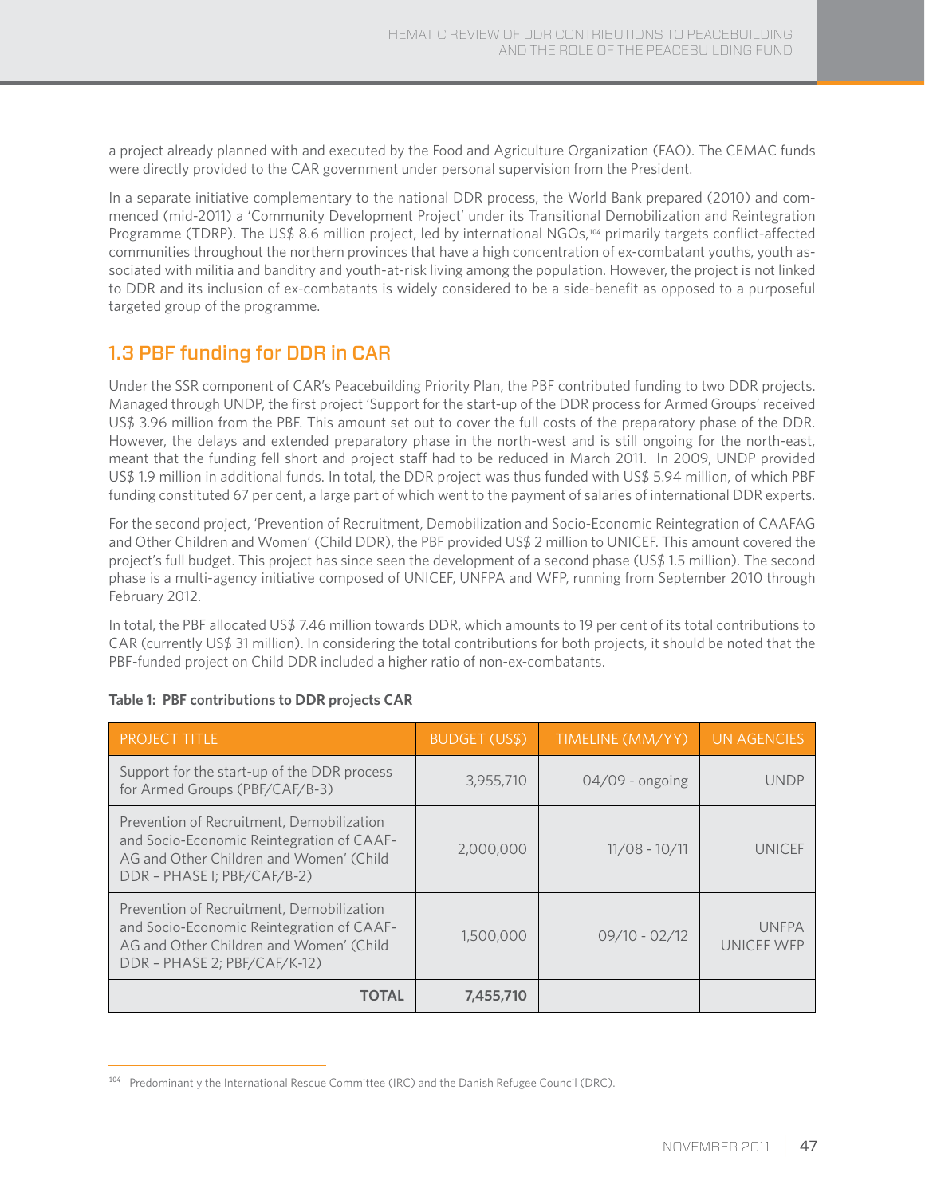a project already planned with and executed by the Food and Agriculture Organization (FAO). The CEMAC funds were directly provided to the CAR government under personal supervision from the President.

In a separate initiative complementary to the national DDR process, the World Bank prepared (2010) and commenced (mid-2011) a 'Community Development Project' under its Transitional Demobilization and Reintegration Programme (TDRP). The US$ 8.6 million project, led by international NGOs,[104] primarily targets conflict-affected communities throughout the northern provinces that have a high concentration of ex-combatant youths, youth associated with militia and banditry and youth-at-risk living among the population. However, the project is not linked to DDR and its inclusion of ex-combatants is widely considered to be a side-benefit as opposed to a purposeful targeted group of the programme.

## 1.3 PBF funding for DDR in CAR

Under the SSR component of CAR's Peacebuilding Priority Plan, the PBF contributed funding to two DDR projects. Managed through UNDP, the first project 'Support for the start-up of the DDR process for Armed Groups' received US$ 3.96 million from the PBF. This amount set out to cover the full costs of the preparatory phase of the DDR. However, the delays and extended preparatory phase in the north-west and is still ongoing for the north-east, meant that the funding fell short and project staff had to be reduced in March 2011. In 2009, UNDP provided US$ 1.9 million in additional funds. In total, the DDR project was thus funded with US$ 5.94 million, of which PBF funding constituted 67 per cent, a large part of which went to the payment of salaries of international DDR experts.

For the second project, 'Prevention of Recruitment, Demobilization and Socio-Economic Reintegration of CAAFAG and Other Children and Women' (Child DDR), the PBF provided US$ 2 million to UNICEF. This amount covered the project's full budget. This project has since seen the development of a second phase (US$ 1.5 million). The second phase is a multi-agency initiative composed of UNICEF, UNFPA and WFP, running from September 2010 through February 2012.

In total, the PBF allocated US$ 7.46 million towards DDR, which amounts to 19 per cent of its total contributions to CAR (currently US$ 31 million). In considering the total contributions for both projects, it should be noted that the PBF-funded project on Child DDR included a higher ratio of non-ex-combatants.

**Table 1: PBF contributions to DDR projects CAR**

| PROJECT TITLE | BUDGET (US$) | TIMELINE (MM/YY) | UN AGENCIES |
|---|---|---|---|
| Support for the start-up of the DDR process for Armed Groups (PBF/CAF/B-3) | 3,955,710 | 04/09 - ongoing | UNDP |
| Prevention of Recruitment, Demobilization and Socio-Economic Reintegration of CAAF-AG and Other Children and Women' (Child DDR – PHASE I; PBF/CAF/B-2) | 2,000,000 | 11/08 - 10/11 | UNICEF |
| Prevention of Recruitment, Demobilization and Socio-Economic Reintegration of CAAF-AG and Other Children and Women' (Child DDR – PHASE 2; PBF/CAF/K-12) | 1,500,000 | 09/10 - 02/12 | UNFPA UNICEF WFP |
| **TOTAL** | **7,455,710** | | |

[104] Predominantly the International Rescue Committee (IRC) and the Danish Refugee Council (DRC).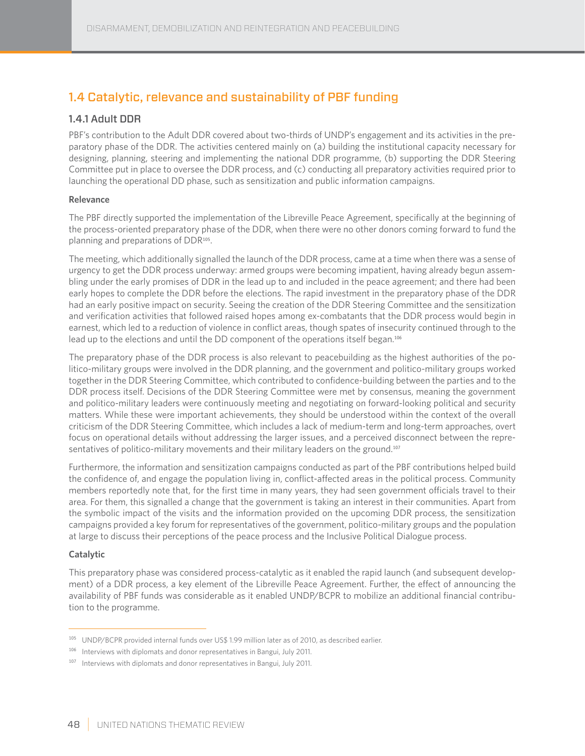## 1.4 Catalytic, relevance and sustainability of PBF funding

### 1.4.1 Adult DDR

PBF's contribution to the Adult DDR covered about two-thirds of UNDP's engagement and its activities in the preparatory phase of the DDR. The activities centered mainly on (a) building the institutional capacity necessary for designing, planning, steering and implementing the national DDR programme, (b) supporting the DDR Steering Committee put in place to oversee the DDR process, and (c) conducting all preparatory activities required prior to launching the operational DD phase, such as sensitization and public information campaigns.

**Relevance**

The PBF directly supported the implementation of the Libreville Peace Agreement, specifically at the beginning of the process-oriented preparatory phase of the DDR, when there were no other donors coming forward to fund the planning and preparations of DDR[105].

The meeting, which additionally signalled the launch of the DDR process, came at a time when there was a sense of urgency to get the DDR process underway: armed groups were becoming impatient, having already begun assembling under the early promises of DDR in the lead up to and included in the peace agreement; and there had been early hopes to complete the DDR before the elections. The rapid investment in the preparatory phase of the DDR had an early positive impact on security. Seeing the creation of the DDR Steering Committee and the sensitization and verification activities that followed raised hopes among ex-combatants that the DDR process would begin in earnest, which led to a reduction of violence in conflict areas, though spates of insecurity continued through to the lead up to the elections and until the DD component of the operations itself began.[106]

The preparatory phase of the DDR process is also relevant to peacebuilding as the highest authorities of the politico-military groups were involved in the DDR planning, and the government and politico-military groups worked together in the DDR Steering Committee, which contributed to confidence-building between the parties and to the DDR process itself. Decisions of the DDR Steering Committee were met by consensus, meaning the government and politico-military leaders were continuously meeting and negotiating on forward-looking political and security matters. While these were important achievements, they should be understood within the context of the overall criticism of the DDR Steering Committee, which includes a lack of medium-term and long-term approaches, overt focus on operational details without addressing the larger issues, and a perceived disconnect between the representatives of politico-military movements and their military leaders on the ground.[107]

Furthermore, the information and sensitization campaigns conducted as part of the PBF contributions helped build the confidence of, and engage the population living in, conflict-affected areas in the political process. Community members reportedly note that, for the first time in many years, they had seen government officials travel to their area. For them, this signalled a change that the government is taking an interest in their communities. Apart from the symbolic impact of the visits and the information provided on the upcoming DDR process, the sensitization campaigns provided a key forum for representatives of the government, politico-military groups and the population at large to discuss their perceptions of the peace process and the Inclusive Political Dialogue process.

**Catalytic**

This preparatory phase was considered process-catalytic as it enabled the rapid launch (and subsequent development) of a DDR process, a key element of the Libreville Peace Agreement. Further, the effect of announcing the availability of PBF funds was considerable as it enabled UNDP/BCPR to mobilize an additional financial contribution to the programme.

---

[105] UNDP/BCPR provided internal funds over US$ 1.99 million later as of 2010, as described earlier.

[106] Interviews with diplomats and donor representatives in Bangui, July 2011.

[107] Interviews with diplomats and donor representatives in Bangui, July 2011.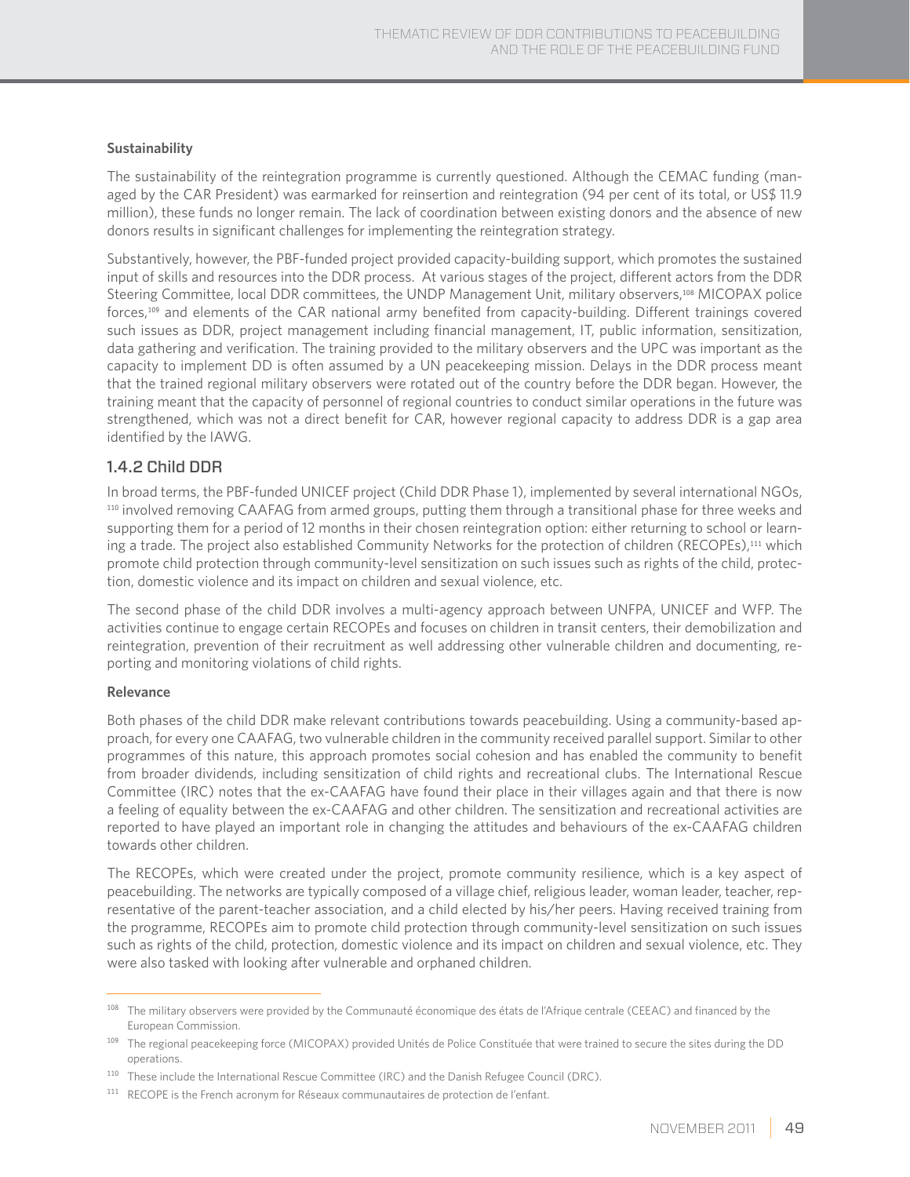**Sustainability**

The sustainability of the reintegration programme is currently questioned. Although the CEMAC funding (managed by the CAR President) was earmarked for reinsertion and reintegration (94 per cent of its total, or US$ 11.9 million), these funds no longer remain. The lack of coordination between existing donors and the absence of new donors results in significant challenges for implementing the reintegration strategy.

Substantively, however, the PBF-funded project provided capacity-building support, which promotes the sustained input of skills and resources into the DDR process. At various stages of the project, different actors from the DDR Steering Committee, local DDR committees, the UNDP Management Unit, military observers,[108] MICOPAX police forces,[109] and elements of the CAR national army benefited from capacity-building. Different trainings covered such issues as DDR, project management including financial management, IT, public information, sensitization, data gathering and verification. The training provided to the military observers and the UPC was important as the capacity to implement DD is often assumed by a UN peacekeeping mission. Delays in the DDR process meant that the trained regional military observers were rotated out of the country before the DDR began. However, the training meant that the capacity of personnel of regional countries to conduct similar operations in the future was strengthened, which was not a direct benefit for CAR, however regional capacity to address DDR is a gap area identified by the IAWG.

### 1.4.2 Child DDR

In broad terms, the PBF-funded UNICEF project (Child DDR Phase 1), implemented by several international NGOs,[110] involved removing CAAFAG from armed groups, putting them through a transitional phase for three weeks and supporting them for a period of 12 months in their chosen reintegration option: either returning to school or learning a trade. The project also established Community Networks for the protection of children (RECOPEs),[111] which promote child protection through community-level sensitization on such issues such as rights of the child, protection, domestic violence and its impact on children and sexual violence, etc.

The second phase of the child DDR involves a multi-agency approach between UNFPA, UNICEF and WFP. The activities continue to engage certain RECOPEs and focuses on children in transit centers, their demobilization and reintegration, prevention of their recruitment as well addressing other vulnerable children and documenting, reporting and monitoring violations of child rights.

**Relevance**

Both phases of the child DDR make relevant contributions towards peacebuilding. Using a community-based approach, for every one CAAFAG, two vulnerable children in the community received parallel support. Similar to other programmes of this nature, this approach promotes social cohesion and has enabled the community to benefit from broader dividends, including sensitization of child rights and recreational clubs. The International Rescue Committee (IRC) notes that the ex-CAAFAG have found their place in their villages again and that there is now a feeling of equality between the ex-CAAFAG and other children. The sensitization and recreational activities are reported to have played an important role in changing the attitudes and behaviours of the ex-CAAFAG children towards other children.

The RECOPEs, which were created under the project, promote community resilience, which is a key aspect of peacebuilding. The networks are typically composed of a village chief, religious leader, woman leader, teacher, representative of the parent-teacher association, and a child elected by his/her peers. Having received training from the programme, RECOPEs aim to promote child protection through community-level sensitization on such issues such as rights of the child, protection, domestic violence and its impact on children and sexual violence, etc. They were also tasked with looking after vulnerable and orphaned children.

---

[108] The military observers were provided by the Communauté économique des états de l'Afrique centrale (CEEAC) and financed by the European Commission.

[109] The regional peacekeeping force (MICOPAX) provided Unités de Police Constituée that were trained to secure the sites during the DD operations.

[110] These include the International Rescue Committee (IRC) and the Danish Refugee Council (DRC).

[111] RECOPE is the French acronym for Réseaux communautaires de protection de l'enfant.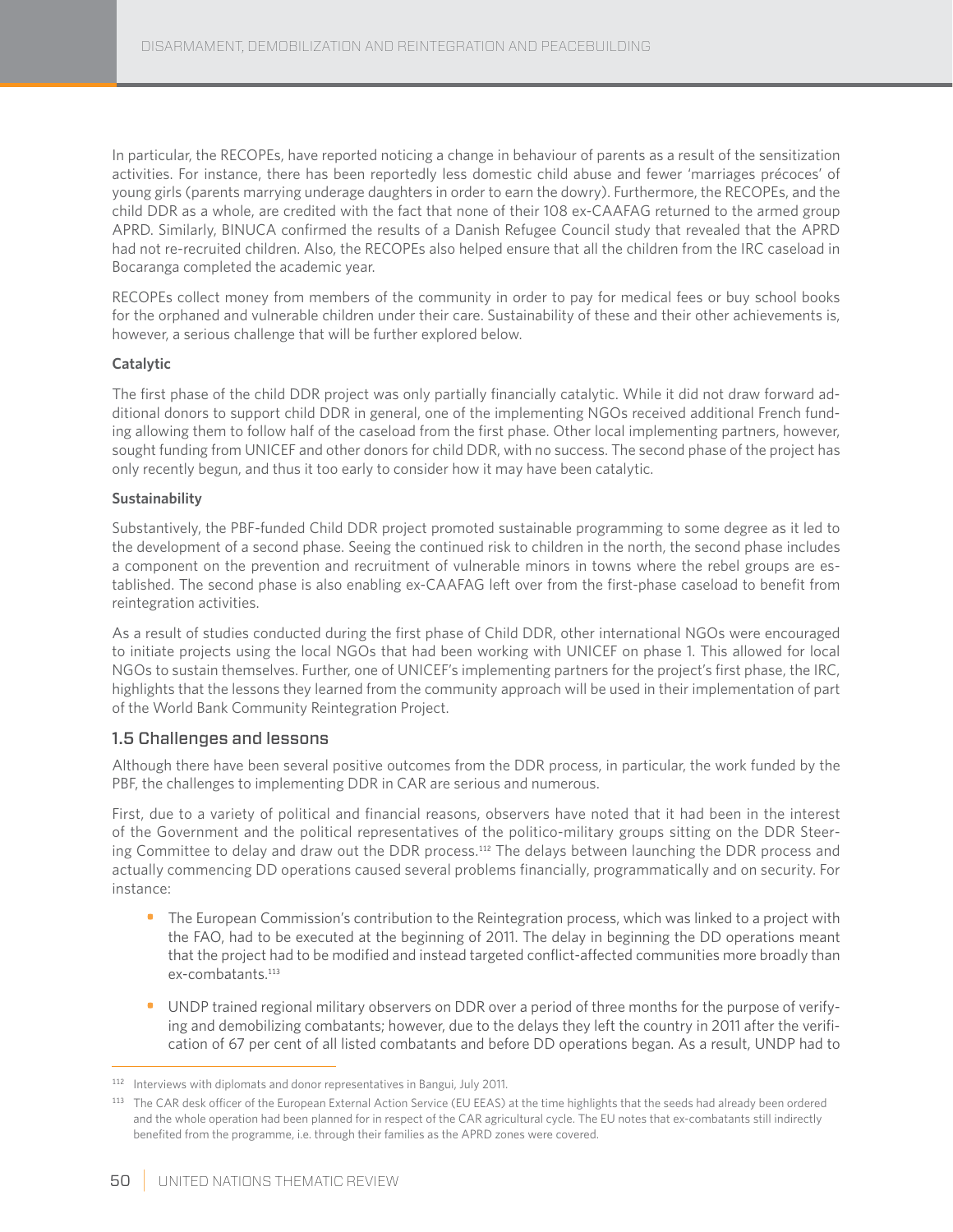In particular, the RECOPEs, have reported noticing a change in behaviour of parents as a result of the sensitization activities. For instance, there has been reportedly less domestic child abuse and fewer 'marriages précoces' of young girls (parents marrying underage daughters in order to earn the dowry). Furthermore, the RECOPEs, and the child DDR as a whole, are credited with the fact that none of their 108 ex-CAAFAG returned to the armed group APRD. Similarly, BINUCA confirmed the results of a Danish Refugee Council study that revealed that the APRD had not re-recruited children. Also, the RECOPEs also helped ensure that all the children from the IRC caseload in Bocaranga completed the academic year.

RECOPEs collect money from members of the community in order to pay for medical fees or buy school books for the orphaned and vulnerable children under their care. Sustainability of these and their other achievements is, however, a serious challenge that will be further explored below.

**Catalytic**

The first phase of the child DDR project was only partially financially catalytic. While it did not draw forward additional donors to support child DDR in general, one of the implementing NGOs received additional French funding allowing them to follow half of the caseload from the first phase. Other local implementing partners, however, sought funding from UNICEF and other donors for child DDR, with no success. The second phase of the project has only recently begun, and thus it too early to consider how it may have been catalytic.

**Sustainability**

Substantively, the PBF-funded Child DDR project promoted sustainable programming to some degree as it led to the development of a second phase. Seeing the continued risk to children in the north, the second phase includes a component on the prevention and recruitment of vulnerable minors in towns where the rebel groups are established. The second phase is also enabling ex-CAAFAG left over from the first-phase caseload to benefit from reintegration activities.

As a result of studies conducted during the first phase of Child DDR, other international NGOs were encouraged to initiate projects using the local NGOs that had been working with UNICEF on phase 1. This allowed for local NGOs to sustain themselves. Further, one of UNICEF's implementing partners for the project's first phase, the IRC, highlights that the lessons they learned from the community approach will be used in their implementation of part of the World Bank Community Reintegration Project.

### 1.5 Challenges and lessons

Although there have been several positive outcomes from the DDR process, in particular, the work funded by the PBF, the challenges to implementing DDR in CAR are serious and numerous.

First, due to a variety of political and financial reasons, observers have noted that it had been in the interest of the Government and the political representatives of the politico-military groups sitting on the DDR Steering Committee to delay and draw out the DDR process.[112] The delays between launching the DDR process and actually commencing DD operations caused several problems financially, programmatically and on security. For instance:

- The European Commission's contribution to the Reintegration process, which was linked to a project with the FAO, had to be executed at the beginning of 2011. The delay in beginning the DD operations meant that the project had to be modified and instead targeted conflict-affected communities more broadly than ex-combatants.[113]
- UNDP trained regional military observers on DDR over a period of three months for the purpose of verifying and demobilizing combatants; however, due to the delays they left the country in 2011 after the verification of 67 per cent of all listed combatants and before DD operations began. As a result, UNDP had to

---

[112] Interviews with diplomats and donor representatives in Bangui, July 2011.

[113] The CAR desk officer of the European External Action Service (EU EEAS) at the time highlights that the seeds had already been ordered and the whole operation had been planned for in respect of the CAR agricultural cycle. The EU notes that ex-combatants still indirectly benefited from the programme, i.e. through their families as the APRD zones were covered.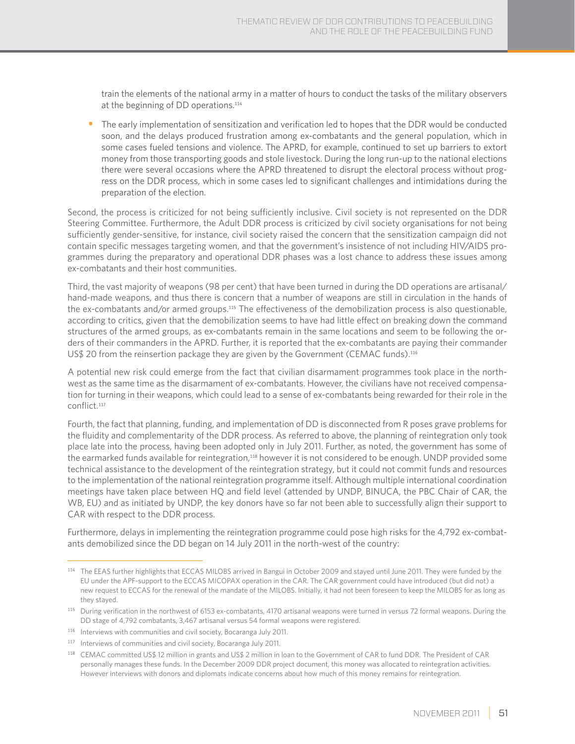train the elements of the national army in a matter of hours to conduct the tasks of the military observers at the beginning of DD operations.[114]

- The early implementation of sensitization and verification led to hopes that the DDR would be conducted soon, and the delays produced frustration among ex-combatants and the general population, which in some cases fueled tensions and violence. The APRD, for example, continued to set up barriers to extort money from those transporting goods and stole livestock. During the long run-up to the national elections there were several occasions where the APRD threatened to disrupt the electoral process without progress on the DDR process, which in some cases led to significant challenges and intimidations during the preparation of the election.

Second, the process is criticized for not being sufficiently inclusive. Civil society is not represented on the DDR Steering Committee. Furthermore, the Adult DDR process is criticized by civil society organisations for not being sufficiently gender-sensitive, for instance, civil society raised the concern that the sensitization campaign did not contain specific messages targeting women, and that the government's insistence of not including HIV/AIDS programmes during the preparatory and operational DDR phases was a lost chance to address these issues among ex-combatants and their host communities.

Third, the vast majority of weapons (98 per cent) that have been turned in during the DD operations are artisanal/hand-made weapons, and thus there is concern that a number of weapons are still in circulation in the hands of the ex-combatants and/or armed groups.[115] The effectiveness of the demobilization process is also questionable, according to critics, given that the demobilization seems to have had little effect on breaking down the command structures of the armed groups, as ex-combatants remain in the same locations and seem to be following the orders of their commanders in the APRD. Further, it is reported that the ex-combatants are paying their commander US$ 20 from the reinsertion package they are given by the Government (CEMAC funds).[116]

A potential new risk could emerge from the fact that civilian disarmament programmes took place in the north-west as the same time as the disarmament of ex-combatants. However, the civilians have not received compensation for turning in their weapons, which could lead to a sense of ex-combatants being rewarded for their role in the conflict.[117]

Fourth, the fact that planning, funding, and implementation of DD is disconnected from R poses grave problems for the fluidity and complementarity of the DDR process. As referred to above, the planning of reintegration only took place late into the process, having been adopted only in July 2011. Further, as noted, the government has some of the earmarked funds available for reintegration,[118] however it is not considered to be enough. UNDP provided some technical assistance to the development of the reintegration strategy, but it could not commit funds and resources to the implementation of the national reintegration programme itself. Although multiple international coordination meetings have taken place between HQ and field level (attended by UNDP, BINUCA, the PBC Chair of CAR, the WB, EU) and as initiated by UNDP, the key donors have so far not been able to successfully align their support to CAR with respect to the DDR process.

Furthermore, delays in implementing the reintegration programme could pose high risks for the 4,792 ex-combatants demobilized since the DD began on 14 July 2011 in the north-west of the country:

---

[114] The EEAS further highlights that ECCAS MILOBS arrived in Bangui in October 2009 and stayed until June 2011. They were funded by the EU under the APF-support to the ECCAS MICOPAX operation in the CAR. The CAR government could have introduced (but did not) a new request to ECCAS for the renewal of the mandate of the MILOBS. Initially, it had not been foreseen to keep the MILOBS for as long as they stayed.

[115] During verification in the northwest of 6153 ex-combatants, 4170 artisanal weapons were turned in versus 72 formal weapons. During the DD stage of 4,792 combatants, 3,467 artisanal versus 54 formal weapons were registered.

[116] Interviews with communities and civil society, Bocaranga July 2011.

[117] Interviews of communities and civil society, Bocaranga July 2011.

[118] CEMAC committed US$ 12 million in grants and US$ 2 million in loan to the Government of CAR to fund DDR. The President of CAR personally manages these funds. In the December 2009 DDR project document, this money was allocated to reintegration activities. However interviews with donors and diplomats indicate concerns about how much of this money remains for reintegration.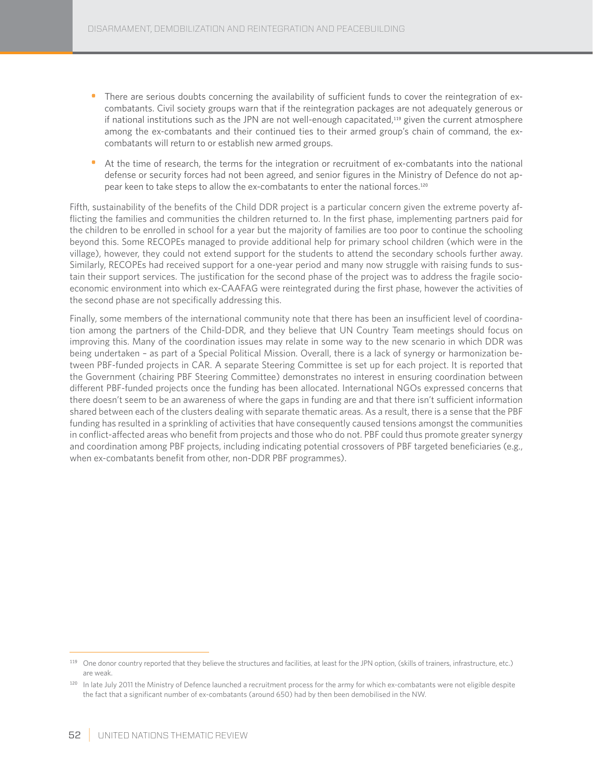- There are serious doubts concerning the availability of sufficient funds to cover the reintegration of ex-combatants. Civil society groups warn that if the reintegration packages are not adequately generous or if national institutions such as the JPN are not well-enough capacitated,[119] given the current atmosphere among the ex-combatants and their continued ties to their armed group's chain of command, the ex-combatants will return to or establish new armed groups.
- At the time of research, the terms for the integration or recruitment of ex-combatants into the national defense or security forces had not been agreed, and senior figures in the Ministry of Defence do not appear keen to take steps to allow the ex-combatants to enter the national forces.[120]

Fifth, sustainability of the benefits of the Child DDR project is a particular concern given the extreme poverty afflicting the families and communities the children returned to. In the first phase, implementing partners paid for the children to be enrolled in school for a year but the majority of families are too poor to continue the schooling beyond this. Some RECOPEs managed to provide additional help for primary school children (which were in the village), however, they could not extend support for the students to attend the secondary schools further away. Similarly, RECOPEs had received support for a one-year period and many now struggle with raising funds to sustain their support services. The justification for the second phase of the project was to address the fragile socio-economic environment into which ex-CAAFAG were reintegrated during the first phase, however the activities of the second phase are not specifically addressing this.

Finally, some members of the international community note that there has been an insufficient level of coordination among the partners of the Child-DDR, and they believe that UN Country Team meetings should focus on improving this. Many of the coordination issues may relate in some way to the new scenario in which DDR was being undertaken – as part of a Special Political Mission. Overall, there is a lack of synergy or harmonization between PBF-funded projects in CAR. A separate Steering Committee is set up for each project. It is reported that the Government (chairing PBF Steering Committee) demonstrates no interest in ensuring coordination between different PBF-funded projects once the funding has been allocated. International NGOs expressed concerns that there doesn't seem to be an awareness of where the gaps in funding are and that there isn't sufficient information shared between each of the clusters dealing with separate thematic areas. As a result, there is a sense that the PBF funding has resulted in a sprinkling of activities that have consequently caused tensions amongst the communities in conflict-affected areas who benefit from projects and those who do not. PBF could thus promote greater synergy and coordination among PBF projects, including indicating potential crossovers of PBF targeted beneficiaries (e.g., when ex-combatants benefit from other, non-DDR PBF programmes).

---

[119] One donor country reported that they believe the structures and facilities, at least for the JPN option, (skills of trainers, infrastructure, etc.) are weak.

[120] In late July 2011 the Ministry of Defence launched a recruitment process for the army for which ex-combatants were not eligible despite the fact that a significant number of ex-combatants (around 650) had by then been demobilised in the NW.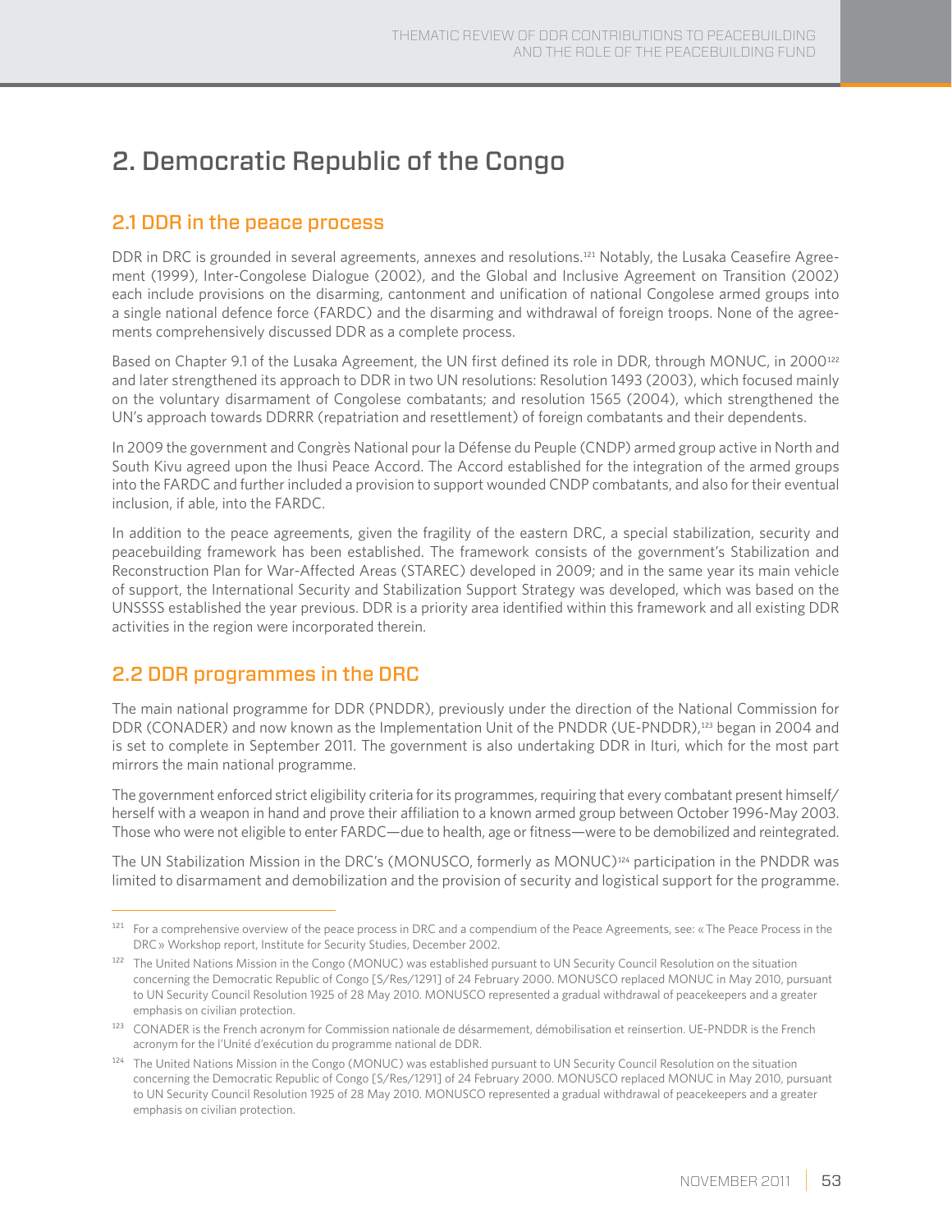# 2. Democratic Republic of the Congo

## 2.1 DDR in the peace process

DDR in DRC is grounded in several agreements, annexes and resolutions.[121] Notably, the Lusaka Ceasefire Agreement (1999), Inter-Congolese Dialogue (2002), and the Global and Inclusive Agreement on Transition (2002) each include provisions on the disarming, cantonment and unification of national Congolese armed groups into a single national defence force (FARDC) and the disarming and withdrawal of foreign troops. None of the agreements comprehensively discussed DDR as a complete process.

Based on Chapter 9.1 of the Lusaka Agreement, the UN first defined its role in DDR, through MONUC, in 2000[122] and later strengthened its approach to DDR in two UN resolutions: Resolution 1493 (2003), which focused mainly on the voluntary disarmament of Congolese combatants; and resolution 1565 (2004), which strengthened the UN's approach towards DDRRR (repatriation and resettlement) of foreign combatants and their dependents.

In 2009 the government and Congrès National pour la Défense du Peuple (CNDP) armed group active in North and South Kivu agreed upon the Ihusi Peace Accord. The Accord established for the integration of the armed groups into the FARDC and further included a provision to support wounded CNDP combatants, and also for their eventual inclusion, if able, into the FARDC.

In addition to the peace agreements, given the fragility of the eastern DRC, a special stabilization, security and peacebuilding framework has been established. The framework consists of the government's Stabilization and Reconstruction Plan for War-Affected Areas (STAREC) developed in 2009; and in the same year its main vehicle of support, the International Security and Stabilization Support Strategy was developed, which was based on the UNSSSS established the year previous. DDR is a priority area identified within this framework and all existing DDR activities in the region were incorporated therein.

## 2.2 DDR programmes in the DRC

The main national programme for DDR (PNDDR), previously under the direction of the National Commission for DDR (CONADER) and now known as the Implementation Unit of the PNDDR (UE-PNDDR),[123] began in 2004 and is set to complete in September 2011. The government is also undertaking DDR in Ituri, which for the most part mirrors the main national programme.

The government enforced strict eligibility criteria for its programmes, requiring that every combatant present himself/herself with a weapon in hand and prove their affiliation to a known armed group between October 1996-May 2003. Those who were not eligible to enter FARDC—due to health, age or fitness—were to be demobilized and reintegrated.

The UN Stabilization Mission in the DRC's (MONUSCO, formerly as MONUC)[124] participation in the PNDDR was limited to disarmament and demobilization and the provision of security and logistical support for the programme.

---

[121] For a comprehensive overview of the peace process in DRC and a compendium of the Peace Agreements, see: « The Peace Process in the DRC » Workshop report, Institute for Security Studies, December 2002.

[122] The United Nations Mission in the Congo (MONUC) was established pursuant to UN Security Council Resolution on the situation concerning the Democratic Republic of Congo [S/Res/1291] of 24 February 2000. MONUSCO replaced MONUC in May 2010, pursuant to UN Security Council Resolution 1925 of 28 May 2010. MONUSCO represented a gradual withdrawal of peacekeepers and a greater emphasis on civilian protection.

[123] CONADER is the French acronym for Commission nationale de désarmement, démobilisation et reinsertion. UE-PNDDR is the French acronym for the l'Unité d'exécution du programme national de DDR.

[124] The United Nations Mission in the Congo (MONUC) was established pursuant to UN Security Council Resolution on the situation concerning the Democratic Republic of Congo [S/Res/1291] of 24 February 2000. MONUSCO replaced MONUC in May 2010, pursuant to UN Security Council Resolution 1925 of 28 May 2010. MONUSCO represented a gradual withdrawal of peacekeepers and a greater emphasis on civilian protection.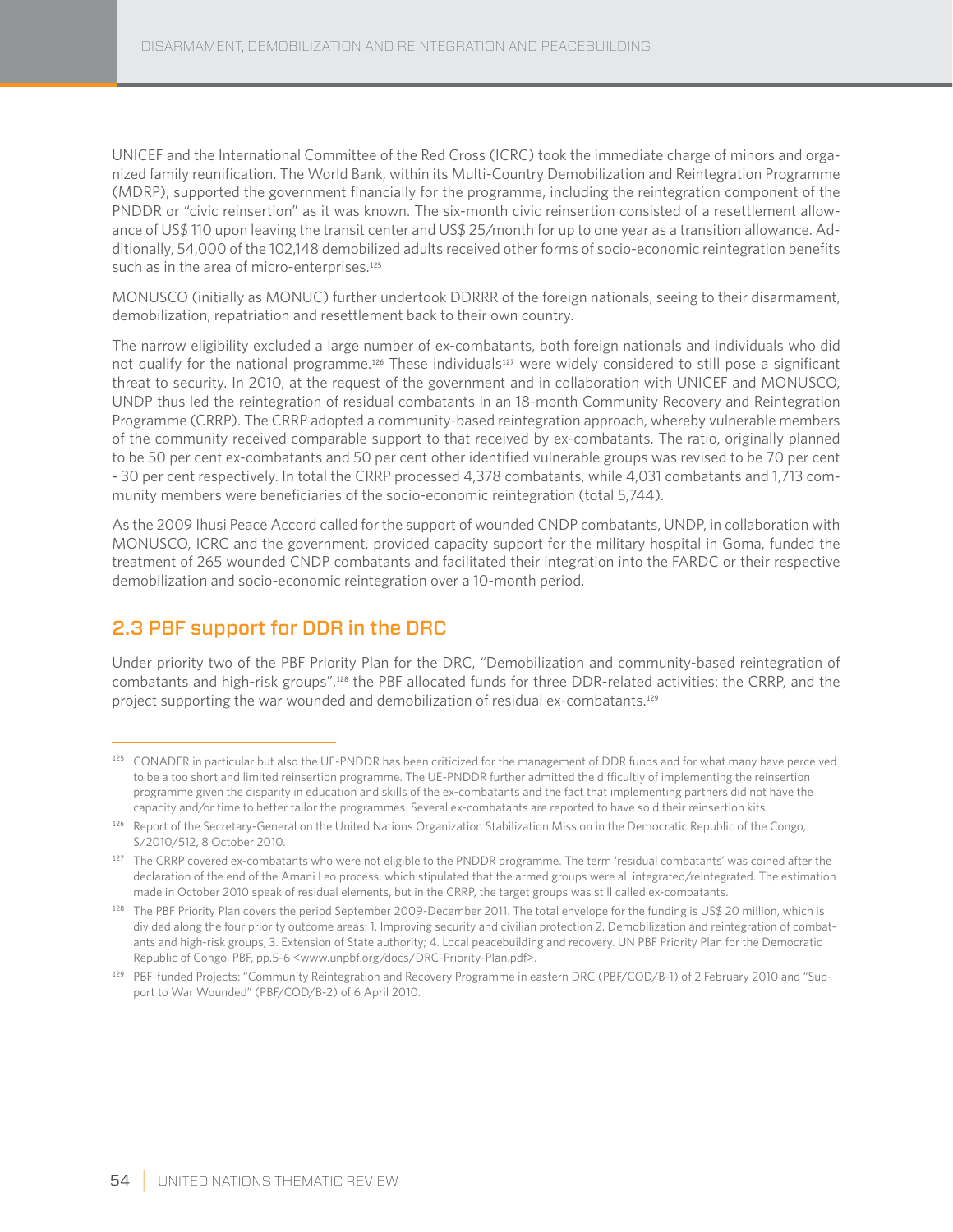UNICEF and the International Committee of the Red Cross (ICRC) took the immediate charge of minors and organized family reunification. The World Bank, within its Multi-Country Demobilization and Reintegration Programme (MDRP), supported the government financially for the programme, including the reintegration component of the PNDDR or "civic reinsertion" as it was known. The six-month civic reinsertion consisted of a resettlement allowance of US$ 110 upon leaving the transit center and US$ 25/month for up to one year as a transition allowance. Additionally, 54,000 of the 102,148 demobilized adults received other forms of socio-economic reintegration benefits such as in the area of micro-enterprises.[125]

MONUSCO (initially as MONUC) further undertook DDRRR of the foreign nationals, seeing to their disarmament, demobilization, repatriation and resettlement back to their own country.

The narrow eligibility excluded a large number of ex-combatants, both foreign nationals and individuals who did not qualify for the national programme.[126] These individuals[127] were widely considered to still pose a significant threat to security. In 2010, at the request of the government and in collaboration with UNICEF and MONUSCO, UNDP thus led the reintegration of residual combatants in an 18-month Community Recovery and Reintegration Programme (CRRP). The CRRP adopted a community-based reintegration approach, whereby vulnerable members of the community received comparable support to that received by ex-combatants. The ratio, originally planned to be 50 per cent ex-combatants and 50 per cent other identified vulnerable groups was revised to be 70 per cent - 30 per cent respectively. In total the CRRP processed 4,378 combatants, while 4,031 combatants and 1,713 community members were beneficiaries of the socio-economic reintegration (total 5,744).

As the 2009 Ihusi Peace Accord called for the support of wounded CNDP combatants, UNDP, in collaboration with MONUSCO, ICRC and the government, provided capacity support for the military hospital in Goma, funded the treatment of 265 wounded CNDP combatants and facilitated their integration into the FARDC or their respective demobilization and socio-economic reintegration over a 10-month period.

## 2.3 PBF support for DDR in the DRC

Under priority two of the PBF Priority Plan for the DRC, "Demobilization and community-based reintegration of combatants and high-risk groups",[128] the PBF allocated funds for three DDR-related activities: the CRRP, and the project supporting the war wounded and demobilization of residual ex-combatants.[129]

---

[125] CONADER in particular but also the UE-PNDDR has been criticized for the management of DDR funds and for what many have perceived to be a too short and limited reinsertion programme. The UE-PNDDR further admitted the difficultly of implementing the reinsertion programme given the disparity in education and skills of the ex-combatants and the fact that implementing partners did not have the capacity and/or time to better tailor the programmes. Several ex-combatants are reported to have sold their reinsertion kits.

[126] Report of the Secretary-General on the United Nations Organization Stabilization Mission in the Democratic Republic of the Congo, S/2010/512, 8 October 2010.

[127] The CRRP covered ex-combatants who were not eligible to the PNDDR programme. The term 'residual combatants' was coined after the declaration of the end of the Amani Leo process, which stipulated that the armed groups were all integrated/reintegrated. The estimation made in October 2010 speak of residual elements, but in the CRRP, the target groups was still called ex-combatants.

[128] The PBF Priority Plan covers the period September 2009-December 2011. The total envelope for the funding is US$ 20 million, which is divided along the four priority outcome areas: 1. Improving security and civilian protection 2. Demobilization and reintegration of combatants and high-risk groups, 3. Extension of State authority; 4. Local peacebuilding and recovery. UN PBF Priority Plan for the Democratic Republic of Congo, PBF, pp.5-6 <www.unpbf.org/docs/DRC-Priority-Plan.pdf>.

[129] PBF-funded Projects: "Community Reintegration and Recovery Programme in eastern DRC (PBF/COD/B-1) of 2 February 2010 and "Support to War Wounded" (PBF/COD/B-2) of 6 April 2010.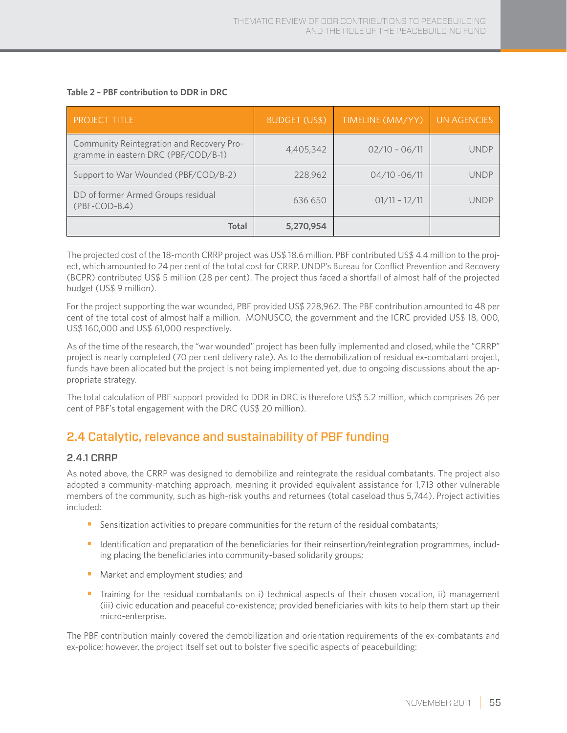**Table 2 – PBF contribution to DDR in DRC**

| PROJECT TITLE | BUDGET (US$) | TIMELINE (MM/YY) | UN AGENCIES |
|---|---|---|---|
| Community Reintegration and Recovery Programme in eastern DRC (PBF/COD/B-1) | 4,405,342 | 02/10 – 06/11 | UNDP |
| Support to War Wounded (PBF/COD/B-2) | 228,962 | 04/10 -06/11 | UNDP |
| DD of former Armed Groups residual (PBF-COD-B.4) | 636 650 | 01/11 – 12/11 | UNDP |
| **Total** | **5,270,954** | | |

The projected cost of the 18-month CRRP project was US$ 18.6 million. PBF contributed US$ 4.4 million to the project, which amounted to 24 per cent of the total cost for CRRP. UNDP's Bureau for Conflict Prevention and Recovery (BCPR) contributed US$ 5 million (28 per cent). The project thus faced a shortfall of almost half of the projected budget (US$ 9 million).

For the project supporting the war wounded, PBF provided US$ 228,962. The PBF contribution amounted to 48 per cent of the total cost of almost half a million. MONUSCO, the government and the ICRC provided US$ 18, 000, US$ 160,000 and US$ 61,000 respectively.

As of the time of the research, the "war wounded" project has been fully implemented and closed, while the "CRRP" project is nearly completed (70 per cent delivery rate). As to the demobilization of residual ex-combatant project, funds have been allocated but the project is not being implemented yet, due to ongoing discussions about the appropriate strategy.

The total calculation of PBF support provided to DDR in DRC is therefore US$ 5.2 million, which comprises 26 per cent of PBF's total engagement with the DRC (US$ 20 million).

## 2.4 Catalytic, relevance and sustainability of PBF funding

### 2.4.1 CRRP

As noted above, the CRRP was designed to demobilize and reintegrate the residual combatants. The project also adopted a community-matching approach, meaning it provided equivalent assistance for 1,713 other vulnerable members of the community, such as high-risk youths and returnees (total caseload thus 5,744). Project activities included:

- Sensitization activities to prepare communities for the return of the residual combatants;
- Identification and preparation of the beneficiaries for their reinsertion/reintegration programmes, including placing the beneficiaries into community-based solidarity groups;
- Market and employment studies; and
- Training for the residual combatants on i) technical aspects of their chosen vocation, ii) management (iii) civic education and peaceful co-existence; provided beneficiaries with kits to help them start up their micro-enterprise.

The PBF contribution mainly covered the demobilization and orientation requirements of the ex-combatants and ex-police; however, the project itself set out to bolster five specific aspects of peacebuilding: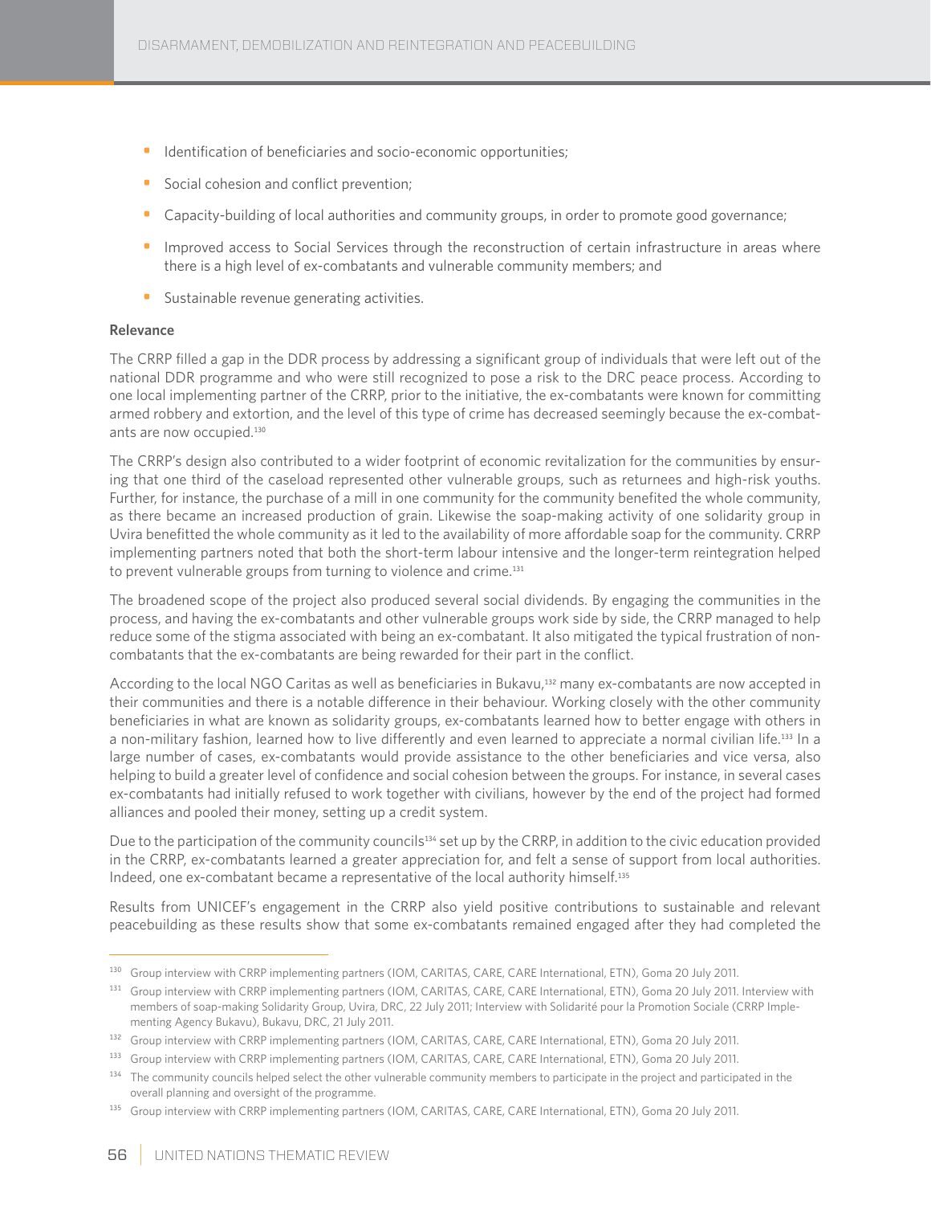- Identification of beneficiaries and socio-economic opportunities;
- Social cohesion and conflict prevention;
- Capacity-building of local authorities and community groups, in order to promote good governance;
- Improved access to Social Services through the reconstruction of certain infrastructure in areas where there is a high level of ex-combatants and vulnerable community members; and
- Sustainable revenue generating activities.

**Relevance**

The CRRP filled a gap in the DDR process by addressing a significant group of individuals that were left out of the national DDR programme and who were still recognized to pose a risk to the DRC peace process. According to one local implementing partner of the CRRP, prior to the initiative, the ex-combatants were known for committing armed robbery and extortion, and the level of this type of crime has decreased seemingly because the ex-combatants are now occupied.[130]

The CRRP's design also contributed to a wider footprint of economic revitalization for the communities by ensuring that one third of the caseload represented other vulnerable groups, such as returnees and high-risk youths. Further, for instance, the purchase of a mill in one community for the community benefited the whole community, as there became an increased production of grain. Likewise the soap-making activity of one solidarity group in Uvira benefitted the whole community as it led to the availability of more affordable soap for the community. CRRP implementing partners noted that both the short-term labour intensive and the longer-term reintegration helped to prevent vulnerable groups from turning to violence and crime.[131]

The broadened scope of the project also produced several social dividends. By engaging the communities in the process, and having the ex-combatants and other vulnerable groups work side by side, the CRRP managed to help reduce some of the stigma associated with being an ex-combatant. It also mitigated the typical frustration of non-combatants that the ex-combatants are being rewarded for their part in the conflict.

According to the local NGO Caritas as well as beneficiaries in Bukavu,[132] many ex-combatants are now accepted in their communities and there is a notable difference in their behaviour. Working closely with the other community beneficiaries in what are known as solidarity groups, ex-combatants learned how to better engage with others in a non-military fashion, learned how to live differently and even learned to appreciate a normal civilian life.[133] In a large number of cases, ex-combatants would provide assistance to the other beneficiaries and vice versa, also helping to build a greater level of confidence and social cohesion between the groups. For instance, in several cases ex-combatants had initially refused to work together with civilians, however by the end of the project had formed alliances and pooled their money, setting up a credit system.

Due to the participation of the community councils[134] set up by the CRRP, in addition to the civic education provided in the CRRP, ex-combatants learned a greater appreciation for, and felt a sense of support from local authorities. Indeed, one ex-combatant became a representative of the local authority himself.[135]

Results from UNICEF's engagement in the CRRP also yield positive contributions to sustainable and relevant peacebuilding as these results show that some ex-combatants remained engaged after they had completed the

---

[130] Group interview with CRRP implementing partners (IOM, CARITAS, CARE, CARE International, ETN), Goma 20 July 2011.

[131] Group interview with CRRP implementing partners (IOM, CARITAS, CARE, CARE International, ETN), Goma 20 July 2011. Interview with members of soap-making Solidarity Group, Uvira, DRC, 22 July 2011; Interview with Solidarité pour la Promotion Sociale (CRRP Implementing Agency Bukavu), Bukavu, DRC, 21 July 2011.

[132] Group interview with CRRP implementing partners (IOM, CARITAS, CARE, CARE International, ETN), Goma 20 July 2011.

[133] Group interview with CRRP implementing partners (IOM, CARITAS, CARE, CARE International, ETN), Goma 20 July 2011.

[134] The community councils helped select the other vulnerable community members to participate in the project and participated in the overall planning and oversight of the programme.

[135] Group interview with CRRP implementing partners (IOM, CARITAS, CARE, CARE International, ETN), Goma 20 July 2011.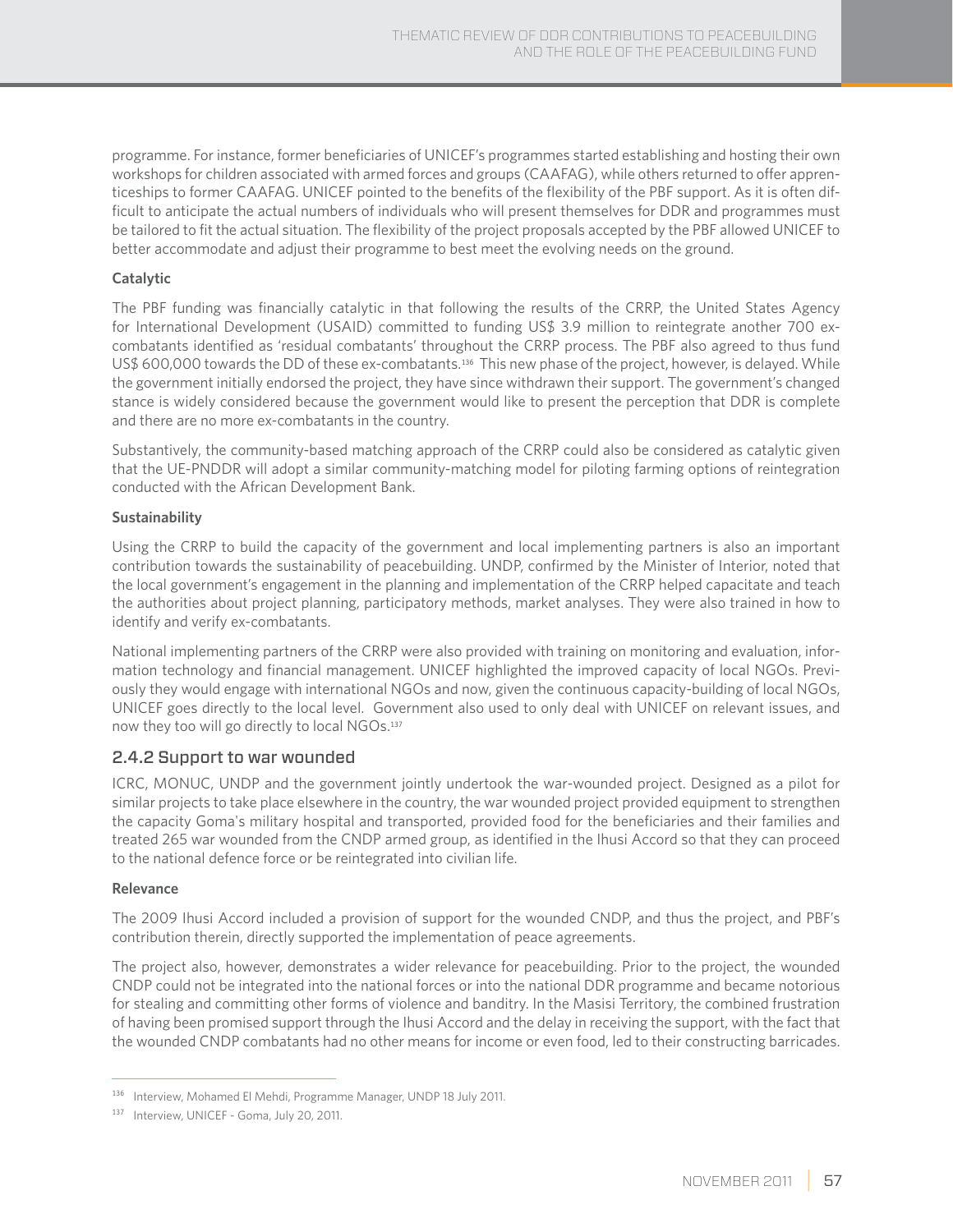programme. For instance, former beneficiaries of UNICEF's programmes started establishing and hosting their own workshops for children associated with armed forces and groups (CAAFAG), while others returned to offer apprenticeships to former CAAFAG. UNICEF pointed to the benefits of the flexibility of the PBF support. As it is often difficult to anticipate the actual numbers of individuals who will present themselves for DDR and programmes must be tailored to fit the actual situation. The flexibility of the project proposals accepted by the PBF allowed UNICEF to better accommodate and adjust their programme to best meet the evolving needs on the ground.

**Catalytic**

The PBF funding was financially catalytic in that following the results of the CRRP, the United States Agency for International Development (USAID) committed to funding US$ 3.9 million to reintegrate another 700 ex-combatants identified as 'residual combatants' throughout the CRRP process. The PBF also agreed to thus fund US$ 600,000 towards the DD of these ex-combatants.[136] This new phase of the project, however, is delayed. While the government initially endorsed the project, they have since withdrawn their support. The government's changed stance is widely considered because the government would like to present the perception that DDR is complete and there are no more ex-combatants in the country.

Substantively, the community-based matching approach of the CRRP could also be considered as catalytic given that the UE-PNDDR will adopt a similar community-matching model for piloting farming options of reintegration conducted with the African Development Bank.

**Sustainability**

Using the CRRP to build the capacity of the government and local implementing partners is also an important contribution towards the sustainability of peacebuilding. UNDP, confirmed by the Minister of Interior, noted that the local government's engagement in the planning and implementation of the CRRP helped capacitate and teach the authorities about project planning, participatory methods, market analyses. They were also trained in how to identify and verify ex-combatants.

National implementing partners of the CRRP were also provided with training on monitoring and evaluation, information technology and financial management. UNICEF highlighted the improved capacity of local NGOs. Previously they would engage with international NGOs and now, given the continuous capacity-building of local NGOs, UNICEF goes directly to the local level. Government also used to only deal with UNICEF on relevant issues, and now they too will go directly to local NGOs.[137]

### 2.4.2 Support to war wounded

ICRC, MONUC, UNDP and the government jointly undertook the war-wounded project. Designed as a pilot for similar projects to take place elsewhere in the country, the war wounded project provided equipment to strengthen the capacity Goma's military hospital and transported, provided food for the beneficiaries and their families and treated 265 war wounded from the CNDP armed group, as identified in the Ihusi Accord so that they can proceed to the national defence force or be reintegrated into civilian life.

**Relevance**

The 2009 Ihusi Accord included a provision of support for the wounded CNDP, and thus the project, and PBF's contribution therein, directly supported the implementation of peace agreements.

The project also, however, demonstrates a wider relevance for peacebuilding. Prior to the project, the wounded CNDP could not be integrated into the national forces or into the national DDR programme and became notorious for stealing and committing other forms of violence and banditry. In the Masisi Territory, the combined frustration of having been promised support through the Ihusi Accord and the delay in receiving the support, with the fact that the wounded CNDP combatants had no other means for income or even food, led to their constructing barricades.

---

[136] Interview, Mohamed El Mehdi, Programme Manager, UNDP 18 July 2011.

[137] Interview, UNICEF - Goma, July 20, 2011.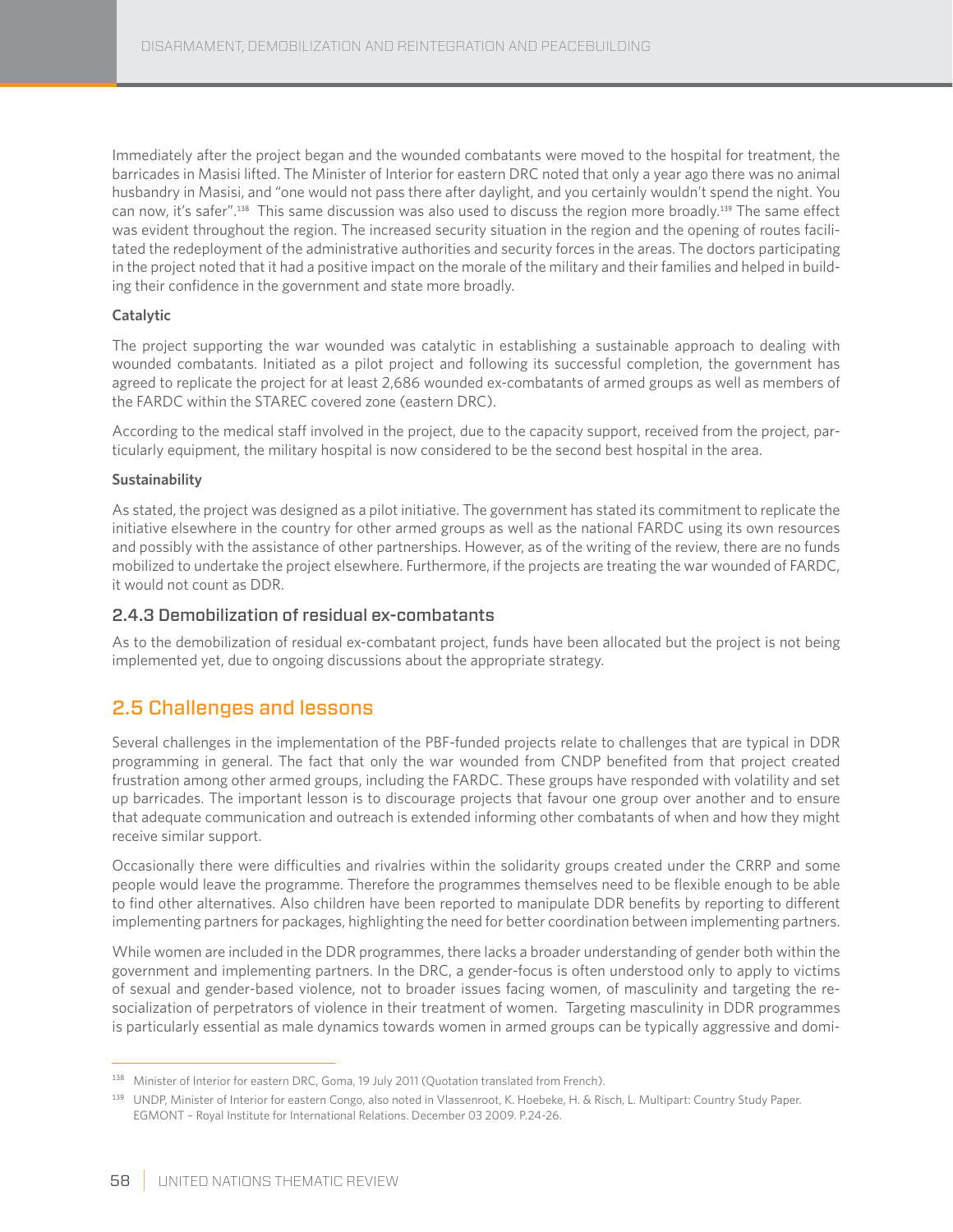Immediately after the project began and the wounded combatants were moved to the hospital for treatment, the barricades in Masisi lifted. The Minister of Interior for eastern DRC noted that only a year ago there was no animal husbandry in Masisi, and "one would not pass there after daylight, and you certainly wouldn't spend the night. You can now, it's safer".[138] This same discussion was also used to discuss the region more broadly.[139] The same effect was evident throughout the region. The increased security situation in the region and the opening of routes facilitated the redeployment of the administrative authorities and security forces in the areas. The doctors participating in the project noted that it had a positive impact on the morale of the military and their families and helped in building their confidence in the government and state more broadly.

**Catalytic**

The project supporting the war wounded was catalytic in establishing a sustainable approach to dealing with wounded combatants. Initiated as a pilot project and following its successful completion, the government has agreed to replicate the project for at least 2,686 wounded ex-combatants of armed groups as well as members of the FARDC within the STAREC covered zone (eastern DRC).

According to the medical staff involved in the project, due to the capacity support, received from the project, particularly equipment, the military hospital is now considered to be the second best hospital in the area.

**Sustainability**

As stated, the project was designed as a pilot initiative. The government has stated its commitment to replicate the initiative elsewhere in the country for other armed groups as well as the national FARDC using its own resources and possibly with the assistance of other partnerships. However, as of the writing of the review, there are no funds mobilized to undertake the project elsewhere. Furthermore, if the projects are treating the war wounded of FARDC, it would not count as DDR.

### 2.4.3 Demobilization of residual ex-combatants

As to the demobilization of residual ex-combatant project, funds have been allocated but the project is not being implemented yet, due to ongoing discussions about the appropriate strategy.

## 2.5 Challenges and lessons

Several challenges in the implementation of the PBF-funded projects relate to challenges that are typical in DDR programming in general. The fact that only the war wounded from CNDP benefited from that project created frustration among other armed groups, including the FARDC. These groups have responded with volatility and set up barricades. The important lesson is to discourage projects that favour one group over another and to ensure that adequate communication and outreach is extended informing other combatants of when and how they might receive similar support.

Occasionally there were difficulties and rivalries within the solidarity groups created under the CRRP and some people would leave the programme. Therefore the programmes themselves need to be flexible enough to be able to find other alternatives. Also children have been reported to manipulate DDR benefits by reporting to different implementing partners for packages, highlighting the need for better coordination between implementing partners.

While women are included in the DDR programmes, there lacks a broader understanding of gender both within the government and implementing partners. In the DRC, a gender-focus is often understood only to apply to victims of sexual and gender-based violence, not to broader issues facing women, of masculinity and targeting the re-socialization of perpetrators of violence in their treatment of women. Targeting masculinity in DDR programmes is particularly essential as male dynamics towards women in armed groups can be typically aggressive and domi-

---

[138] Minister of Interior for eastern DRC, Goma, 19 July 2011 (Quotation translated from French).

[139] UNDP, Minister of Interior for eastern Congo, also noted in Vlassenroot, K. Hoebeke, H. & Risch, L. Multipart: Country Study Paper. EGMONT – Royal Institute for International Relations. December 03 2009. P.24-26.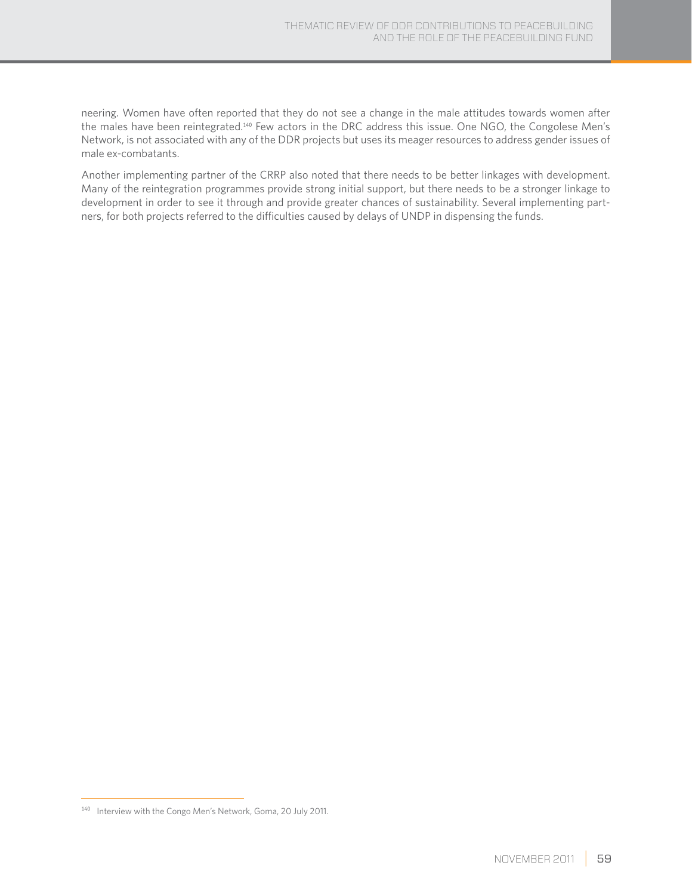neering. Women have often reported that they do not see a change in the male attitudes towards women after the males have been reintegrated.[140] Few actors in the DRC address this issue. One NGO, the Congolese Men's Network, is not associated with any of the DDR projects but uses its meager resources to address gender issues of male ex-combatants.

Another implementing partner of the CRRP also noted that there needs to be better linkages with development. Many of the reintegration programmes provide strong initial support, but there needs to be a stronger linkage to development in order to see it through and provide greater chances of sustainability. Several implementing partners, for both projects referred to the difficulties caused by delays of UNDP in dispensing the funds.

---

[140] Interview with the Congo Men's Network, Goma, 20 July 2011.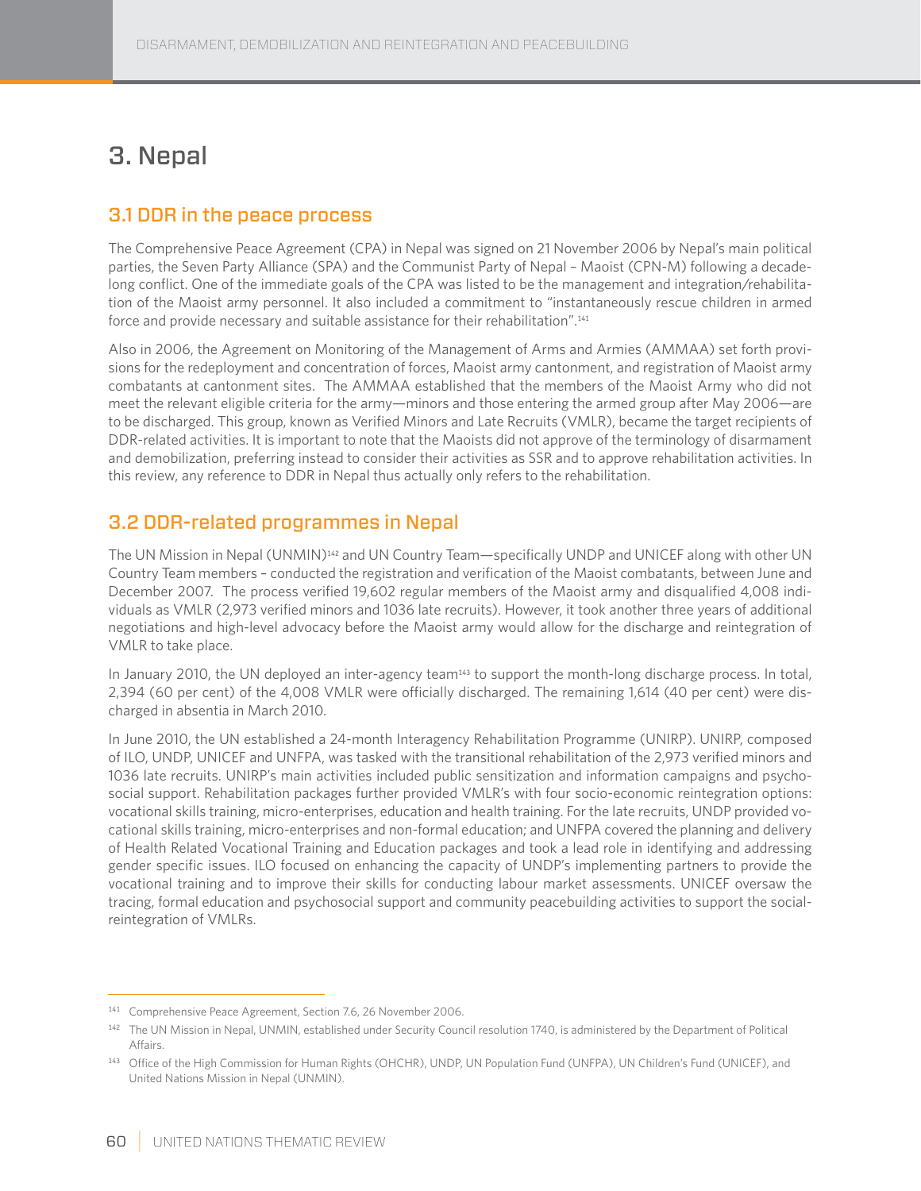# 3. Nepal

## 3.1 DDR in the peace process

The Comprehensive Peace Agreement (CPA) in Nepal was signed on 21 November 2006 by Nepal's main political parties, the Seven Party Alliance (SPA) and the Communist Party of Nepal – Maoist (CPN-M) following a decade-long conflict. One of the immediate goals of the CPA was listed to be the management and integration/rehabilitation of the Maoist army personnel. It also included a commitment to "instantaneously rescue children in armed force and provide necessary and suitable assistance for their rehabilitation".[141]

Also in 2006, the Agreement on Monitoring of the Management of Arms and Armies (AMMAA) set forth provisions for the redeployment and concentration of forces, Maoist army cantonment, and registration of Maoist army combatants at cantonment sites. The AMMAA established that the members of the Maoist Army who did not meet the relevant eligible criteria for the army—minors and those entering the armed group after May 2006—are to be discharged. This group, known as Verified Minors and Late Recruits (VMLR), became the target recipients of DDR-related activities. It is important to note that the Maoists did not approve of the terminology of disarmament and demobilization, preferring instead to consider their activities as SSR and to approve rehabilitation activities. In this review, any reference to DDR in Nepal thus actually only refers to the rehabilitation.

## 3.2 DDR-related programmes in Nepal

The UN Mission in Nepal (UNMIN)[142] and UN Country Team—specifically UNDP and UNICEF along with other UN Country Team members – conducted the registration and verification of the Maoist combatants, between June and December 2007. The process verified 19,602 regular members of the Maoist army and disqualified 4,008 individuals as VMLR (2,973 verified minors and 1036 late recruits). However, it took another three years of additional negotiations and high-level advocacy before the Maoist army would allow for the discharge and reintegration of VMLR to take place.

In January 2010, the UN deployed an inter-agency team[143] to support the month-long discharge process. In total, 2,394 (60 per cent) of the 4,008 VMLR were officially discharged. The remaining 1,614 (40 per cent) were discharged in absentia in March 2010.

In June 2010, the UN established a 24-month Interagency Rehabilitation Programme (UNIRP). UNIRP, composed of ILO, UNDP, UNICEF and UNFPA, was tasked with the transitional rehabilitation of the 2,973 verified minors and 1036 late recruits. UNIRP's main activities included public sensitization and information campaigns and psychosocial support. Rehabilitation packages further provided VMLR's with four socio-economic reintegration options: vocational skills training, micro-enterprises, education and health training. For the late recruits, UNDP provided vocational skills training, micro-enterprises and non-formal education; and UNFPA covered the planning and delivery of Health Related Vocational Training and Education packages and took a lead role in identifying and addressing gender specific issues. ILO focused on enhancing the capacity of UNDP's implementing partners to provide the vocational training and to improve their skills for conducting labour market assessments. UNICEF oversaw the tracing, formal education and psychosocial support and community peacebuilding activities to support the social-reintegration of VMLRs.

---

[141] Comprehensive Peace Agreement, Section 7.6, 26 November 2006.

[142] The UN Mission in Nepal, UNMIN, established under Security Council resolution 1740, is administered by the Department of Political Affairs.

[143] Office of the High Commission for Human Rights (OHCHR), UNDP, UN Population Fund (UNFPA), UN Children's Fund (UNICEF), and United Nations Mission in Nepal (UNMIN).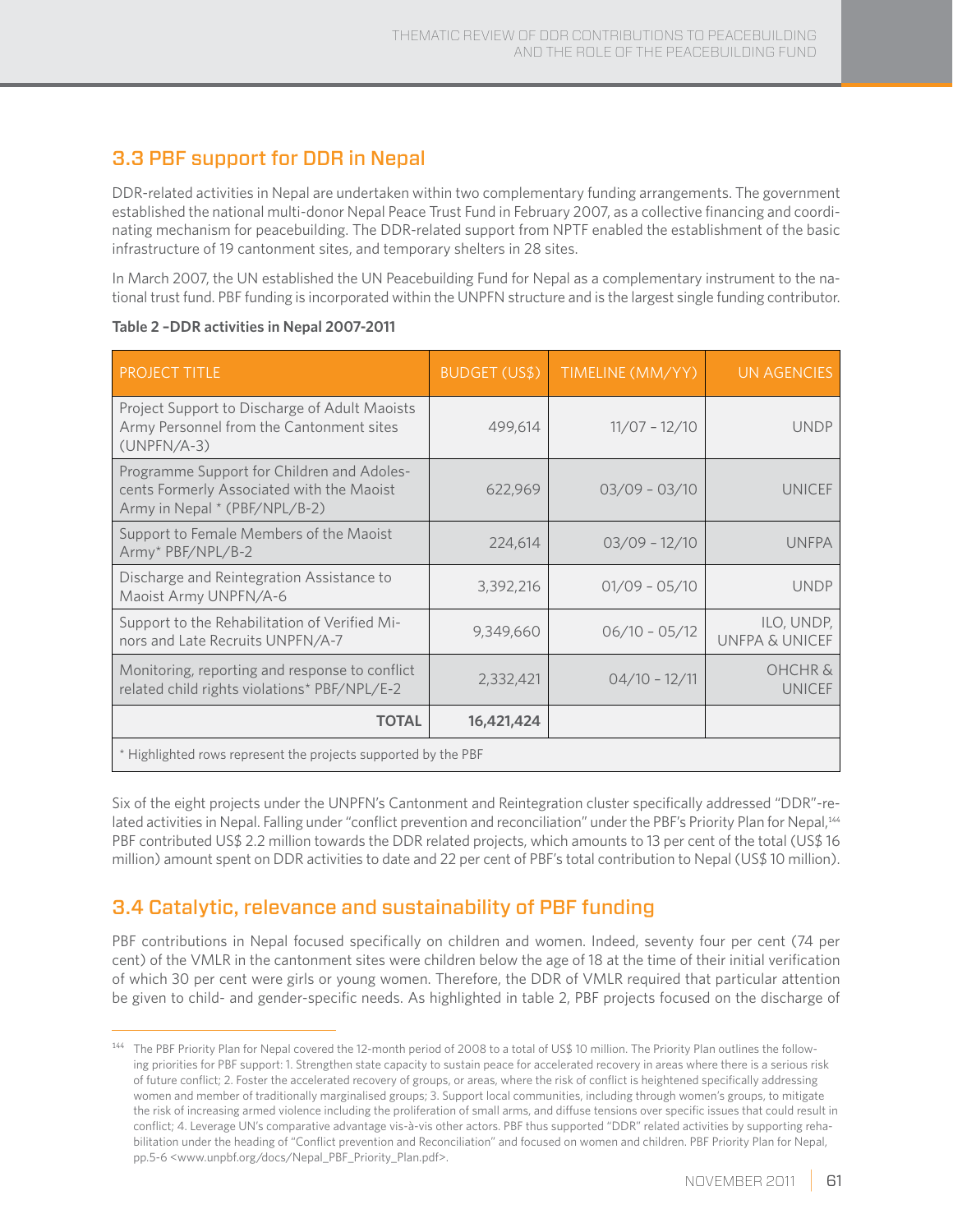## 3.3 PBF support for DDR in Nepal

DDR-related activities in Nepal are undertaken within two complementary funding arrangements. The government established the national multi-donor Nepal Peace Trust Fund in February 2007, as a collective financing and coordinating mechanism for peacebuilding. The DDR-related support from NPTF enabled the establishment of the basic infrastructure of 19 cantonment sites, and temporary shelters in 28 sites.

In March 2007, the UN established the UN Peacebuilding Fund for Nepal as a complementary instrument to the national trust fund. PBF funding is incorporated within the UNPFN structure and is the largest single funding contributor.

**Table 2 –DDR activities in Nepal 2007-2011**

| PROJECT TITLE | BUDGET (US$) | TIMELINE (MM/YY) | UN AGENCIES |
|---|---|---|---|
| Project Support to Discharge of Adult Maoists Army Personnel from the Cantonment sites (UNPFN/A-3) | 499,614 | 11/07 – 12/10 | UNDP |
| Programme Support for Children and Adolescents Formerly Associated with the Maoist Army in Nepal * (PBF/NPL/B-2) | 622,969 | 03/09 – 03/10 | UNICEF |
| Support to Female Members of the Maoist Army* PBF/NPL/B-2 | 224,614 | 03/09 – 12/10 | UNFPA |
| Discharge and Reintegration Assistance to Maoist Army UNPFN/A-6 | 3,392,216 | 01/09 – 05/10 | UNDP |
| Support to the Rehabilitation of Verified Minors and Late Recruits UNPFN/A-7 | 9,349,660 | 06/10 – 05/12 | ILO, UNDP, UNFPA & UNICEF |
| Monitoring, reporting and response to conflict related child rights violations* PBF/NPL/E-2 | 2,332,421 | 04/10 – 12/11 | OHCHR & UNICEF |
| **TOTAL** | **16,421,424** | | |
| * Highlighted rows represent the projects supported by the PBF | | | |

Six of the eight projects under the UNPFN's Cantonment and Reintegration cluster specifically addressed "DDR"-related activities in Nepal. Falling under "conflict prevention and reconciliation" under the PBF's Priority Plan for Nepal,[144] PBF contributed US$ 2.2 million towards the DDR related projects, which amounts to 13 per cent of the total (US$ 16 million) amount spent on DDR activities to date and 22 per cent of PBF's total contribution to Nepal (US$ 10 million).

## 3.4 Catalytic, relevance and sustainability of PBF funding

PBF contributions in Nepal focused specifically on children and women. Indeed, seventy four per cent (74 per cent) of the VMLR in the cantonment sites were children below the age of 18 at the time of their initial verification of which 30 per cent were girls or young women. Therefore, the DDR of VMLR required that particular attention be given to child- and gender-specific needs. As highlighted in table 2, PBF projects focused on the discharge of

[144] The PBF Priority Plan for Nepal covered the 12-month period of 2008 to a total of US$ 10 million. The Priority Plan outlines the following priorities for PBF support: 1. Strengthen state capacity to sustain peace for accelerated recovery in areas where there is a serious risk of future conflict; 2. Foster the accelerated recovery of groups, or areas, where the risk of conflict is heightened specifically addressing women and member of traditionally marginalised groups; 3. Support local communities, including through women's groups, to mitigate the risk of increasing armed violence including the proliferation of small arms, and diffuse tensions over specific issues that could result in conflict; 4. Leverage UN's comparative advantage vis-à-vis other actors. PBF thus supported "DDR" related activities by supporting rehabilitation under the heading of "Conflict prevention and Reconciliation" and focused on women and children. PBF Priority Plan for Nepal, pp.5-6 <www.unpbf.org/docs/Nepal_PBF_Priority_Plan.pdf>.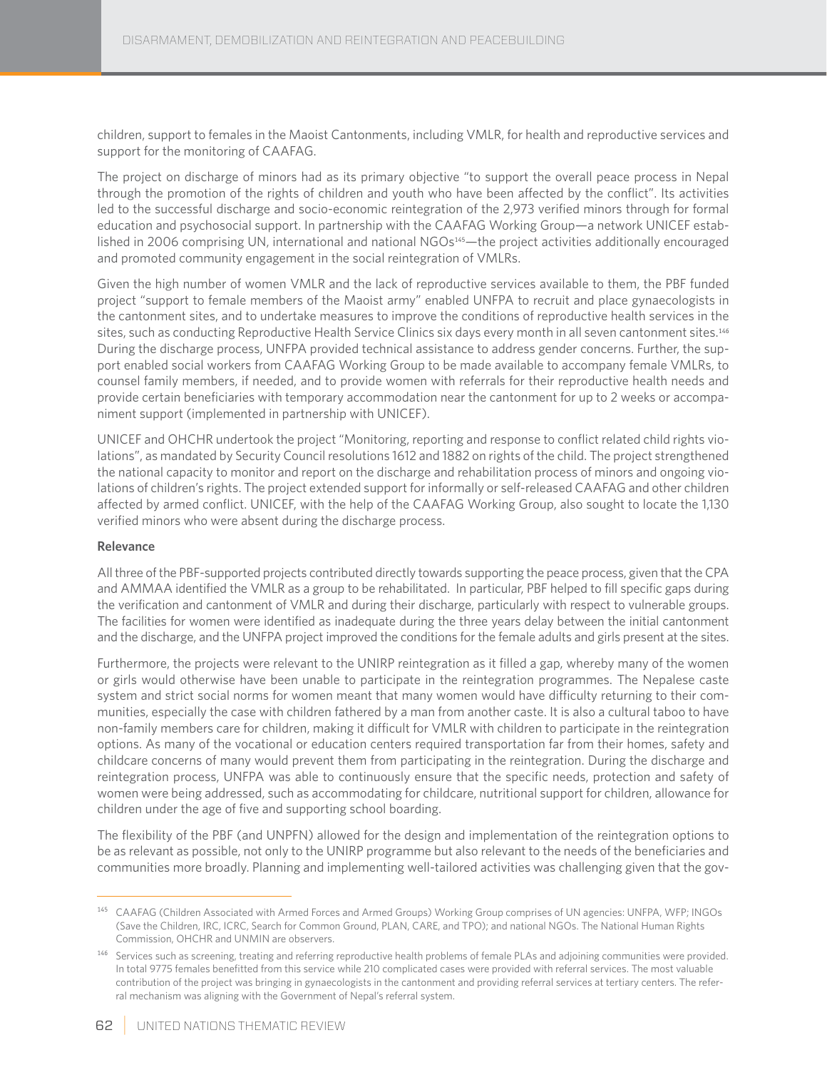children, support to females in the Maoist Cantonments, including VMLR, for health and reproductive services and support for the monitoring of CAAFAG.

The project on discharge of minors had as its primary objective "to support the overall peace process in Nepal through the promotion of the rights of children and youth who have been affected by the conflict". Its activities led to the successful discharge and socio-economic reintegration of the 2,973 verified minors through for formal education and psychosocial support. In partnership with the CAAFAG Working Group—a network UNICEF established in 2006 comprising UN, international and national NGOs[145]—the project activities additionally encouraged and promoted community engagement in the social reintegration of VMLRs.

Given the high number of women VMLR and the lack of reproductive services available to them, the PBF funded project "support to female members of the Maoist army" enabled UNFPA to recruit and place gynaecologists in the cantonment sites, and to undertake measures to improve the conditions of reproductive health services in the sites, such as conducting Reproductive Health Service Clinics six days every month in all seven cantonment sites.[146] During the discharge process, UNFPA provided technical assistance to address gender concerns. Further, the support enabled social workers from CAAFAG Working Group to be made available to accompany female VMLRs, to counsel family members, if needed, and to provide women with referrals for their reproductive health needs and provide certain beneficiaries with temporary accommodation near the cantonment for up to 2 weeks or accompaniment support (implemented in partnership with UNICEF).

UNICEF and OHCHR undertook the project "Monitoring, reporting and response to conflict related child rights violations", as mandated by Security Council resolutions 1612 and 1882 on rights of the child. The project strengthened the national capacity to monitor and report on the discharge and rehabilitation process of minors and ongoing violations of children's rights. The project extended support for informally or self-released CAAFAG and other children affected by armed conflict. UNICEF, with the help of the CAAFAG Working Group, also sought to locate the 1,130 verified minors who were absent during the discharge process.

**Relevance**

All three of the PBF-supported projects contributed directly towards supporting the peace process, given that the CPA and AMMAA identified the VMLR as a group to be rehabilitated. In particular, PBF helped to fill specific gaps during the verification and cantonment of VMLR and during their discharge, particularly with respect to vulnerable groups. The facilities for women were identified as inadequate during the three years delay between the initial cantonment and the discharge, and the UNFPA project improved the conditions for the female adults and girls present at the sites.

Furthermore, the projects were relevant to the UNIRP reintegration as it filled a gap, whereby many of the women or girls would otherwise have been unable to participate in the reintegration programmes. The Nepalese caste system and strict social norms for women meant that many women would have difficulty returning to their communities, especially the case with children fathered by a man from another caste. It is also a cultural taboo to have non-family members care for children, making it difficult for VMLR with children to participate in the reintegration options. As many of the vocational or education centers required transportation far from their homes, safety and childcare concerns of many would prevent them from participating in the reintegration. During the discharge and reintegration process, UNFPA was able to continuously ensure that the specific needs, protection and safety of women were being addressed, such as accommodating for childcare, nutritional support for children, allowance for children under the age of five and supporting school boarding.

The flexibility of the PBF (and UNPFN) allowed for the design and implementation of the reintegration options to be as relevant as possible, not only to the UNIRP programme but also relevant to the needs of the beneficiaries and communities more broadly. Planning and implementing well-tailored activities was challenging given that the gov-

---

[145] CAAFAG (Children Associated with Armed Forces and Armed Groups) Working Group comprises of UN agencies: UNFPA, WFP; INGOs (Save the Children, IRC, ICRC, Search for Common Ground, PLAN, CARE, and TPO); and national NGOs. The National Human Rights Commission, OHCHR and UNMIN are observers.

[146] Services such as screening, treating and referring reproductive health problems of female PLAs and adjoining communities were provided. In total 9775 females benefitted from this service while 210 complicated cases were provided with referral services. The most valuable contribution of the project was bringing in gynaecologists in the cantonment and providing referral services at tertiary centers. The referral mechanism was aligning with the Government of Nepal's referral system.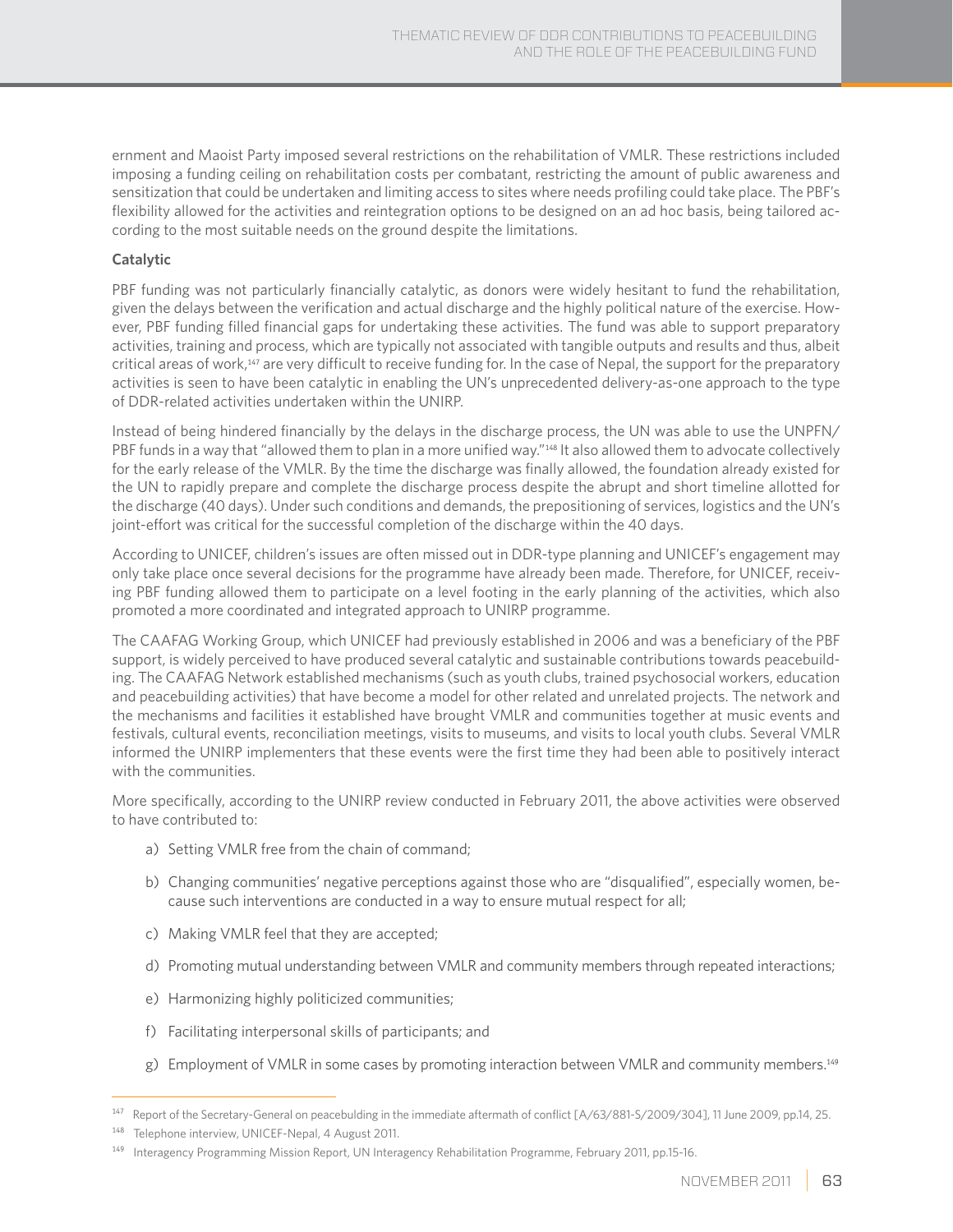ernment and Maoist Party imposed several restrictions on the rehabilitation of VMLR. These restrictions included imposing a funding ceiling on rehabilitation costs per combatant, restricting the amount of public awareness and sensitization that could be undertaken and limiting access to sites where needs profiling could take place. The PBF's flexibility allowed for the activities and reintegration options to be designed on an ad hoc basis, being tailored according to the most suitable needs on the ground despite the limitations.

**Catalytic**

PBF funding was not particularly financially catalytic, as donors were widely hesitant to fund the rehabilitation, given the delays between the verification and actual discharge and the highly political nature of the exercise. However, PBF funding filled financial gaps for undertaking these activities. The fund was able to support preparatory activities, training and process, which are typically not associated with tangible outputs and results and thus, albeit critical areas of work,[147] are very difficult to receive funding for. In the case of Nepal, the support for the preparatory activities is seen to have been catalytic in enabling the UN's unprecedented delivery-as-one approach to the type of DDR-related activities undertaken within the UNIRP.

Instead of being hindered financially by the delays in the discharge process, the UN was able to use the UNPFN/PBF funds in a way that "allowed them to plan in a more unified way."[148] It also allowed them to advocate collectively for the early release of the VMLR. By the time the discharge was finally allowed, the foundation already existed for the UN to rapidly prepare and complete the discharge process despite the abrupt and short timeline allotted for the discharge (40 days). Under such conditions and demands, the prepositioning of services, logistics and the UN's joint-effort was critical for the successful completion of the discharge within the 40 days.

According to UNICEF, children's issues are often missed out in DDR-type planning and UNICEF's engagement may only take place once several decisions for the programme have already been made. Therefore, for UNICEF, receiving PBF funding allowed them to participate on a level footing in the early planning of the activities, which also promoted a more coordinated and integrated approach to UNIRP programme.

The CAAFAG Working Group, which UNICEF had previously established in 2006 and was a beneficiary of the PBF support, is widely perceived to have produced several catalytic and sustainable contributions towards peacebuilding. The CAAFAG Network established mechanisms (such as youth clubs, trained psychosocial workers, education and peacebuilding activities) that have become a model for other related and unrelated projects. The network and the mechanisms and facilities it established have brought VMLR and communities together at music events and festivals, cultural events, reconciliation meetings, visits to museums, and visits to local youth clubs. Several VMLR informed the UNIRP implementers that these events were the first time they had been able to positively interact with the communities.

More specifically, according to the UNIRP review conducted in February 2011, the above activities were observed to have contributed to:

a) Setting VMLR free from the chain of command;

b) Changing communities' negative perceptions against those who are "disqualified", especially women, because such interventions are conducted in a way to ensure mutual respect for all;

c) Making VMLR feel that they are accepted;

d) Promoting mutual understanding between VMLR and community members through repeated interactions;

e) Harmonizing highly politicized communities;

f) Facilitating interpersonal skills of participants; and

g) Employment of VMLR in some cases by promoting interaction between VMLR and community members.[149]

---

[147] Report of the Secretary-General on peacebulding in the immediate aftermath of conflict [A/63/881-S/2009/304], 11 June 2009, pp.14, 25.

[148] Telephone interview, UNICEF-Nepal, 4 August 2011.

[149] Interagency Programming Mission Report, UN Interagency Rehabilitation Programme, February 2011, pp.15-16.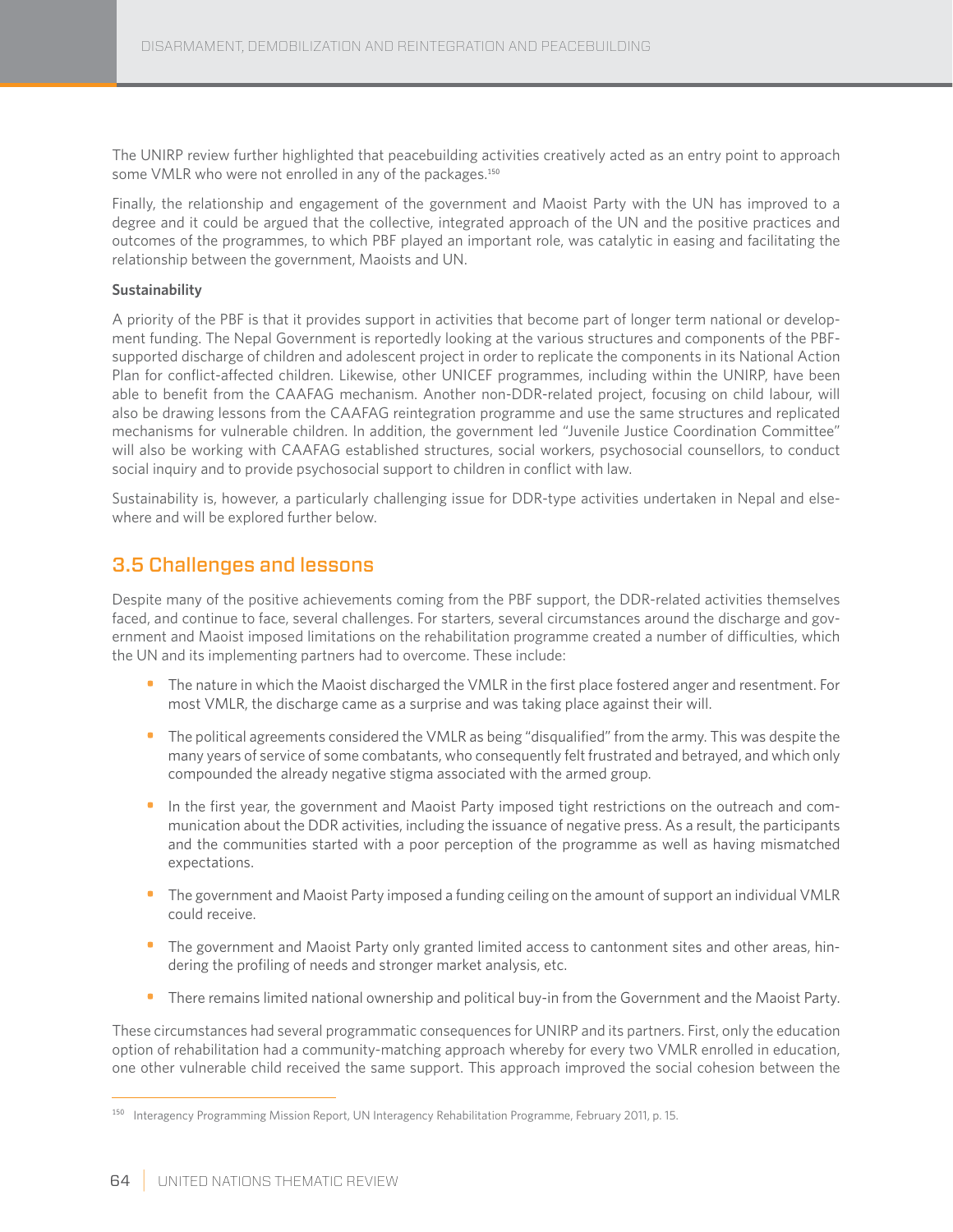The UNIRP review further highlighted that peacebuilding activities creatively acted as an entry point to approach some VMLR who were not enrolled in any of the packages.[150]

Finally, the relationship and engagement of the government and Maoist Party with the UN has improved to a degree and it could be argued that the collective, integrated approach of the UN and the positive practices and outcomes of the programmes, to which PBF played an important role, was catalytic in easing and facilitating the relationship between the government, Maoists and UN.

**Sustainability**

A priority of the PBF is that it provides support in activities that become part of longer term national or development funding. The Nepal Government is reportedly looking at the various structures and components of the PBF-supported discharge of children and adolescent project in order to replicate the components in its National Action Plan for conflict-affected children. Likewise, other UNICEF programmes, including within the UNIRP, have been able to benefit from the CAAFAG mechanism. Another non-DDR-related project, focusing on child labour, will also be drawing lessons from the CAAFAG reintegration programme and use the same structures and replicated mechanisms for vulnerable children. In addition, the government led "Juvenile Justice Coordination Committee" will also be working with CAAFAG established structures, social workers, psychosocial counsellors, to conduct social inquiry and to provide psychosocial support to children in conflict with law.

Sustainability is, however, a particularly challenging issue for DDR-type activities undertaken in Nepal and elsewhere and will be explored further below.

## 3.5 Challenges and lessons

Despite many of the positive achievements coming from the PBF support, the DDR-related activities themselves faced, and continue to face, several challenges. For starters, several circumstances around the discharge and government and Maoist imposed limitations on the rehabilitation programme created a number of difficulties, which the UN and its implementing partners had to overcome. These include:

- The nature in which the Maoist discharged the VMLR in the first place fostered anger and resentment. For most VMLR, the discharge came as a surprise and was taking place against their will.
- The political agreements considered the VMLR as being "disqualified" from the army. This was despite the many years of service of some combatants, who consequently felt frustrated and betrayed, and which only compounded the already negative stigma associated with the armed group.
- In the first year, the government and Maoist Party imposed tight restrictions on the outreach and communication about the DDR activities, including the issuance of negative press. As a result, the participants and the communities started with a poor perception of the programme as well as having mismatched expectations.
- The government and Maoist Party imposed a funding ceiling on the amount of support an individual VMLR could receive.
- The government and Maoist Party only granted limited access to cantonment sites and other areas, hindering the profiling of needs and stronger market analysis, etc.
- There remains limited national ownership and political buy-in from the Government and the Maoist Party.

These circumstances had several programmatic consequences for UNIRP and its partners. First, only the education option of rehabilitation had a community-matching approach whereby for every two VMLR enrolled in education, one other vulnerable child received the same support. This approach improved the social cohesion between the

[150] Interagency Programming Mission Report, UN Interagency Rehabilitation Programme, February 2011, p. 15.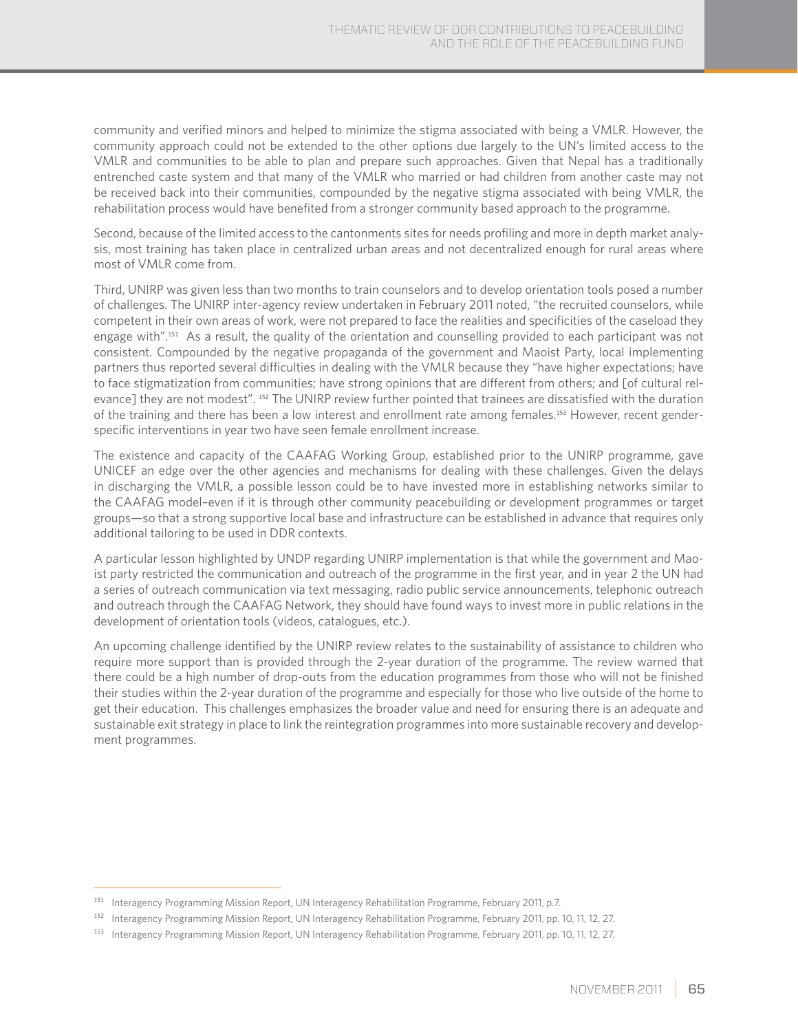community and verified minors and helped to minimize the stigma associated with being a VMLR. However, the community approach could not be extended to the other options due largely to the UN's limited access to the VMLR and communities to be able to plan and prepare such approaches. Given that Nepal has a traditionally entrenched caste system and that many of the VMLR who married or had children from another caste may not be received back into their communities, compounded by the negative stigma associated with being VMLR, the rehabilitation process would have benefited from a stronger community based approach to the programme.

Second, because of the limited access to the cantonments sites for needs profiling and more in depth market analysis, most training has taken place in centralized urban areas and not decentralized enough for rural areas where most of VMLR come from.

Third, UNIRP was given less than two months to train counselors and to develop orientation tools posed a number of challenges. The UNIRP inter-agency review undertaken in February 2011 noted, "the recruited counselors, while competent in their own areas of work, were not prepared to face the realities and specificities of the caseload they engage with".[151] As a result, the quality of the orientation and counselling provided to each participant was not consistent. Compounded by the negative propaganda of the government and Maoist Party, local implementing partners thus reported several difficulties in dealing with the VMLR because they "have higher expectations; have to face stigmatization from communities; have strong opinions that are different from others; and [of cultural relevance] they are not modest". [152] The UNIRP review further pointed that trainees are dissatisfied with the duration of the training and there has been a low interest and enrollment rate among females.[153] However, recent gender-specific interventions in year two have seen female enrollment increase.

The existence and capacity of the CAAFAG Working Group, established prior to the UNIRP programme, gave UNICEF an edge over the other agencies and mechanisms for dealing with these challenges. Given the delays in discharging the VMLR, a possible lesson could be to have invested more in establishing networks similar to the CAAFAG model–even if it is through other community peacebuilding or development programmes or target groups—so that a strong supportive local base and infrastructure can be established in advance that requires only additional tailoring to be used in DDR contexts.

A particular lesson highlighted by UNDP regarding UNIRP implementation is that while the government and Maoist party restricted the communication and outreach of the programme in the first year, and in year 2 the UN had a series of outreach communication via text messaging, radio public service announcements, telephonic outreach and outreach through the CAAFAG Network, they should have found ways to invest more in public relations in the development of orientation tools (videos, catalogues, etc.).

An upcoming challenge identified by the UNIRP review relates to the sustainability of assistance to children who require more support than is provided through the 2-year duration of the programme. The review warned that there could be a high number of drop-outs from the education programmes from those who will not be finished their studies within the 2-year duration of the programme and especially for those who live outside of the home to get their education. This challenges emphasizes the broader value and need for ensuring there is an adequate and sustainable exit strategy in place to link the reintegration programmes into more sustainable recovery and development programmes.

---

[151] Interagency Programming Mission Report, UN Interagency Rehabilitation Programme, February 2011, p.7.

[152] Interagency Programming Mission Report, UN Interagency Rehabilitation Programme, February 2011, pp. 10, 11, 12, 27.

[153] Interagency Programming Mission Report, UN Interagency Rehabilitation Programme, February 2011, pp. 10, 11, 12, 27.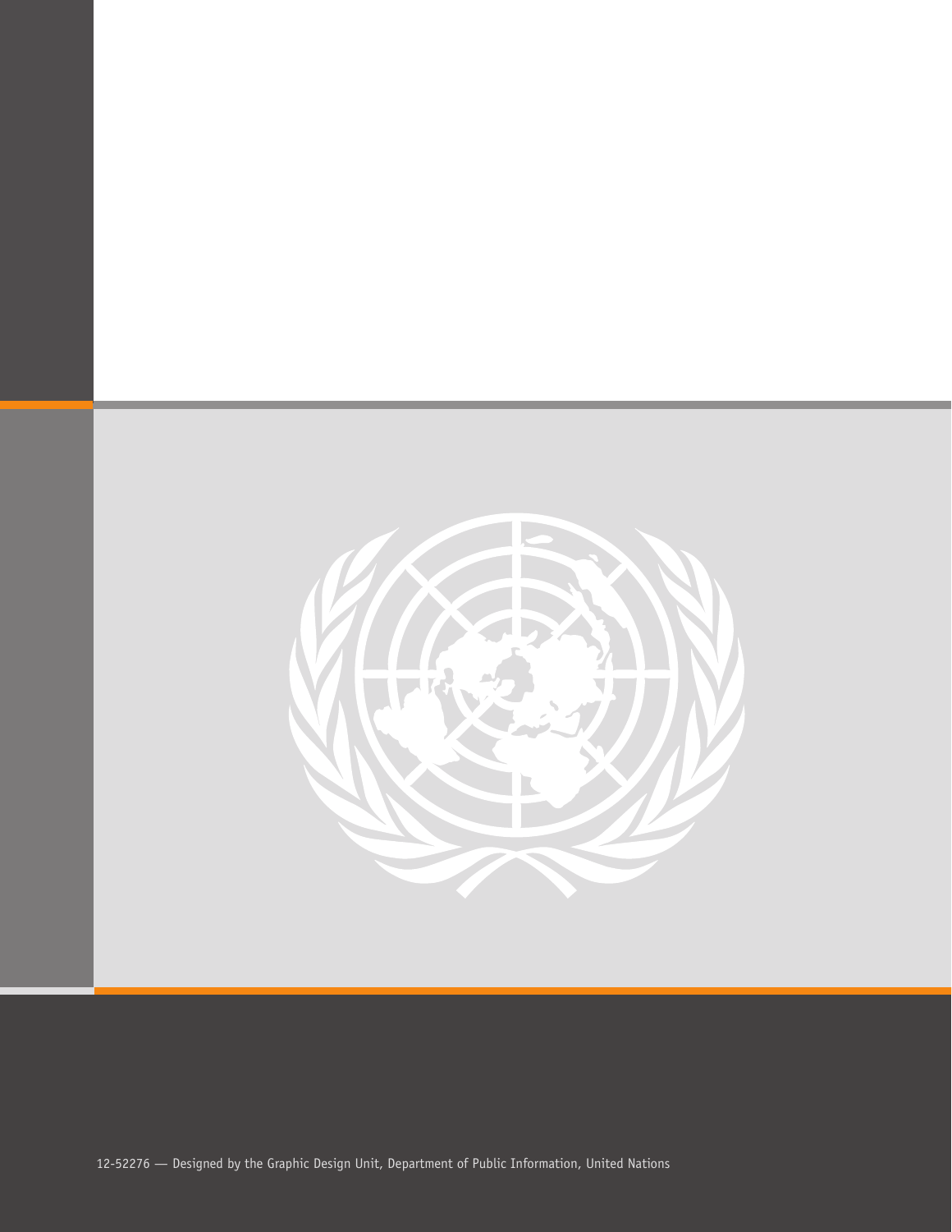12-52276 — Designed by the Graphic Design Unit, Department of Public Information, United Nations